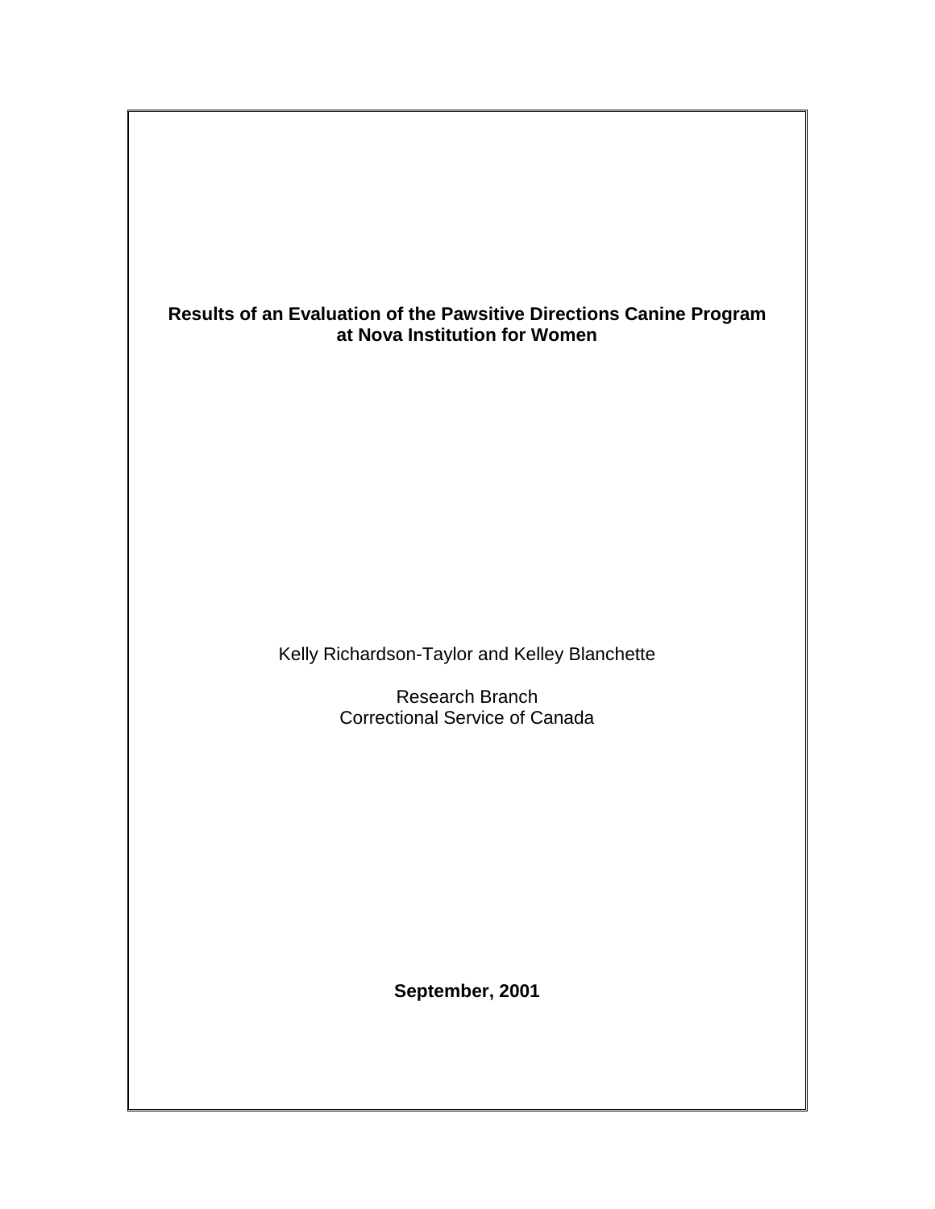# Results of an Evaluation of the Pawsitive Directions Canine Program at Nova Institution for Women

Kelly Richardson-Taylor and Kelley Blanchette

Research Branch
Correctional Service of Canada

**September, 2001**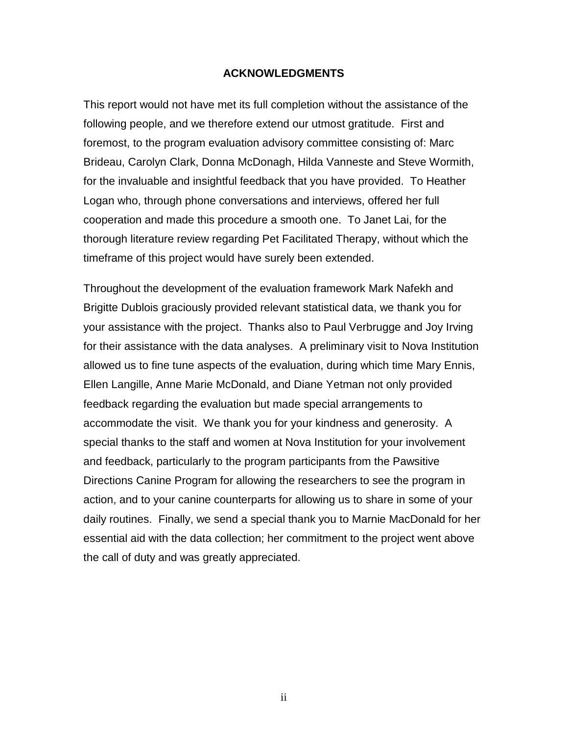## ACKNOWLEDGMENTS

This report would not have met its full completion without the assistance of the following people, and we therefore extend our utmost gratitude. First and foremost, to the program evaluation advisory committee consisting of: Marc Brideau, Carolyn Clark, Donna McDonagh, Hilda Vanneste and Steve Wormith, for the invaluable and insightful feedback that you have provided. To Heather Logan who, through phone conversations and interviews, offered her full cooperation and made this procedure a smooth one. To Janet Lai, for the thorough literature review regarding Pet Facilitated Therapy, without which the timeframe of this project would have surely been extended.

Throughout the development of the evaluation framework Mark Nafekh and Brigitte Dublois graciously provided relevant statistical data, we thank you for your assistance with the project. Thanks also to Paul Verbrugge and Joy Irving for their assistance with the data analyses. A preliminary visit to Nova Institution allowed us to fine tune aspects of the evaluation, during which time Mary Ennis, Ellen Langille, Anne Marie McDonald, and Diane Yetman not only provided feedback regarding the evaluation but made special arrangements to accommodate the visit. We thank you for your kindness and generosity. A special thanks to the staff and women at Nova Institution for your involvement and feedback, particularly to the program participants from the Pawsitive Directions Canine Program for allowing the researchers to see the program in action, and to your canine counterparts for allowing us to share in some of your daily routines. Finally, we send a special thank you to Marnie MacDonald for her essential aid with the data collection; her commitment to the project went above the call of duty and was greatly appreciated.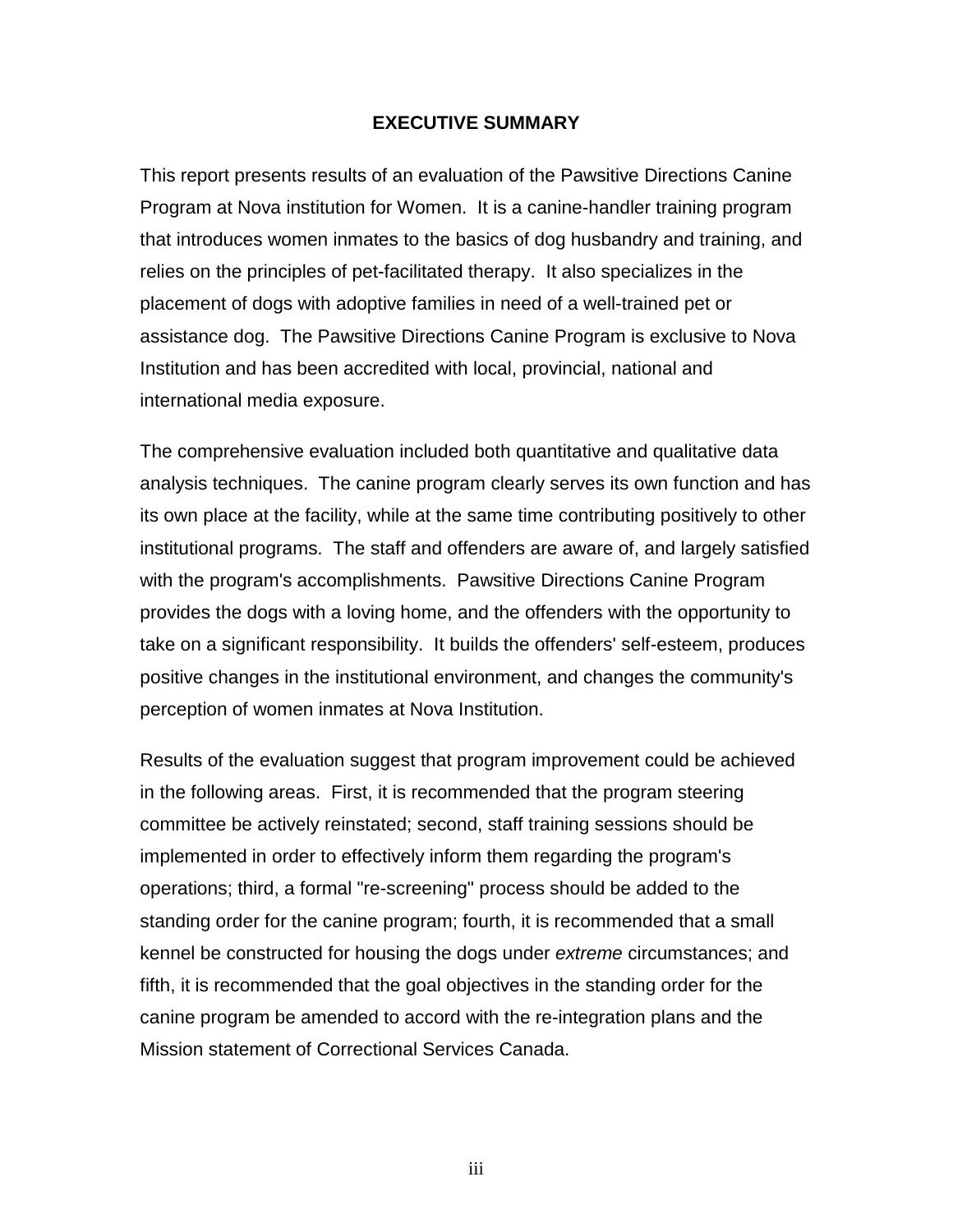# EXECUTIVE SUMMARY

This report presents results of an evaluation of the Pawsitive Directions Canine Program at Nova institution for Women. It is a canine-handler training program that introduces women inmates to the basics of dog husbandry and training, and relies on the principles of pet-facilitated therapy. It also specializes in the placement of dogs with adoptive families in need of a well-trained pet or assistance dog. The Pawsitive Directions Canine Program is exclusive to Nova Institution and has been accredited with local, provincial, national and international media exposure.

The comprehensive evaluation included both quantitative and qualitative data analysis techniques. The canine program clearly serves its own function and has its own place at the facility, while at the same time contributing positively to other institutional programs. The staff and offenders are aware of, and largely satisfied with the program's accomplishments. Pawsitive Directions Canine Program provides the dogs with a loving home, and the offenders with the opportunity to take on a significant responsibility. It builds the offenders' self-esteem, produces positive changes in the institutional environment, and changes the community's perception of women inmates at Nova Institution.

Results of the evaluation suggest that program improvement could be achieved in the following areas. First, it is recommended that the program steering committee be actively reinstated; second, staff training sessions should be implemented in order to effectively inform them regarding the program's operations; third, a formal "re-screening" process should be added to the standing order for the canine program; fourth, it is recommended that a small kennel be constructed for housing the dogs under *extreme* circumstances; and fifth, it is recommended that the goal objectives in the standing order for the canine program be amended to accord with the re-integration plans and the Mission statement of Correctional Services Canada.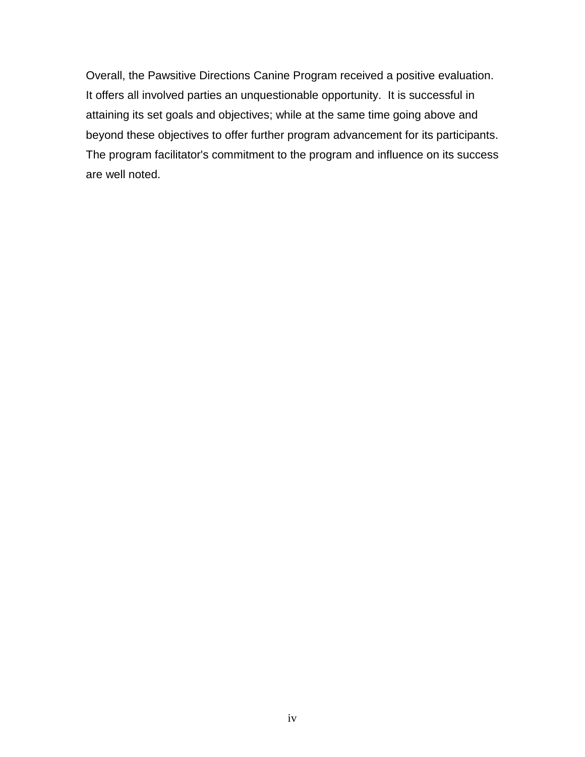Overall, the Pawsitive Directions Canine Program received a positive evaluation. It offers all involved parties an unquestionable opportunity. It is successful in attaining its set goals and objectives; while at the same time going above and beyond these objectives to offer further program advancement for its participants. The program facilitator's commitment to the program and influence on its success are well noted.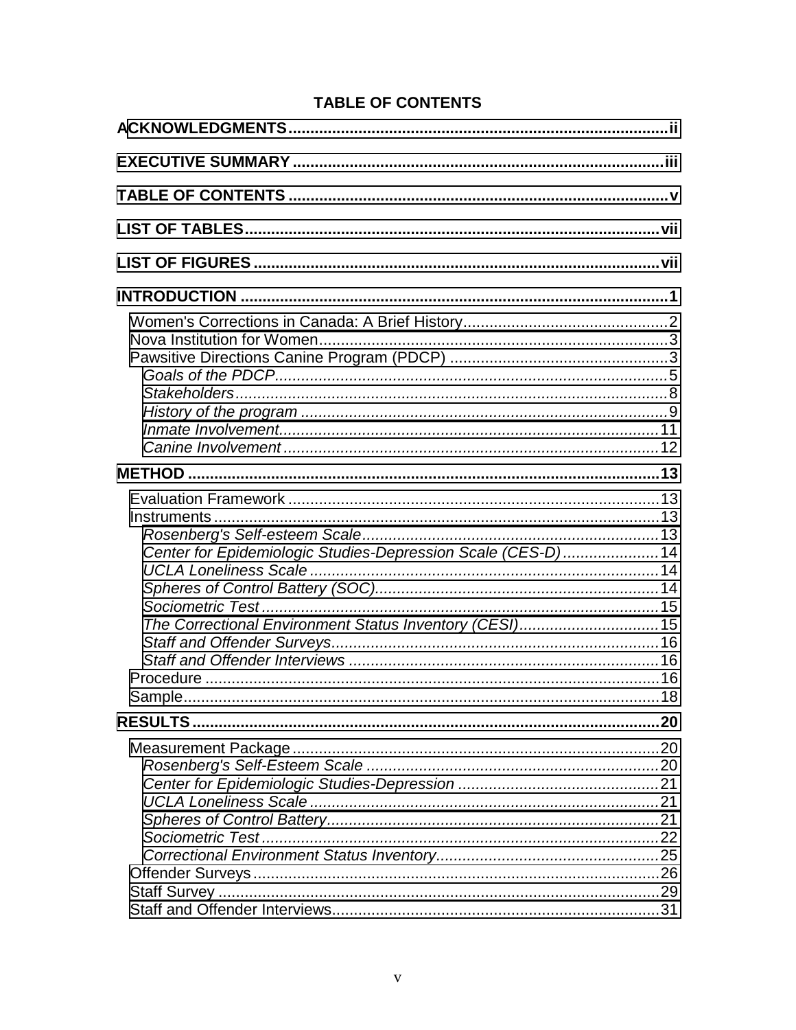# TABLE OF CONTENTS

**ACKNOWLEDGMENTS** ........................................................................................ ii

**EXECUTIVE SUMMARY** ..................................................................................... iii

**TABLE OF CONTENTS** ........................................................................................ v

**LIST OF TABLES** ................................................................................................ vii

**LIST OF FIGURES** .............................................................................................. vii

**INTRODUCTION** .................................................................................................. 1

- Women's Corrections in Canada: A Brief History ............................................... 2
- Nova Institution for Women ................................................................................ 3
- Pawsitive Directions Canine Program (PDCP) .................................................. 3
  - *Goals of the PDCP* ........................................................................................ 5
  - *Stakeholders* .................................................................................................. 8
  - *History of the program* .................................................................................. 9
  - *Inmate Involvement* ..................................................................................... 11
  - *Canine Involvement* ..................................................................................... 12

**METHOD** ............................................................................................................ 13

- Evaluation Framework ...................................................................................... 13
- Instruments ....................................................................................................... 13
  - *Rosenberg's Self-esteem Scale* .................................................................. 13
  - *Center for Epidemiologic Studies-Depression Scale (CES-D)* ..................... 14
  - *UCLA Loneliness Scale* ............................................................................... 14
  - *Spheres of Control Battery (SOC)* ................................................................ 14
  - *Sociometric Test* ........................................................................................... 15
  - *The Correctional Environment Status Inventory (CESI)* ............................... 15
  - *Staff and Offender Surveys* .......................................................................... 16
  - *Staff and Offender Interviews* ....................................................................... 16
- Procedure ......................................................................................................... 16
- Sample .............................................................................................................. 18

**RESULTS** ............................................................................................................ 20

- Measurement Package ..................................................................................... 20
  - *Rosenberg's Self-Esteem Scale* ................................................................... 20
  - *Center for Epidemiologic Studies-Depression* .............................................. 21
  - *UCLA Loneliness Scale* ............................................................................... 21
  - *Spheres of Control Battery* .......................................................................... 21
  - *Sociometric Test* ........................................................................................... 22
  - *Correctional Environment Status Inventory* .................................................. 25
- Offender Surveys .............................................................................................. 26
- Staff Survey ....................................................................................................... 29
- Staff and Offender Interviews ........................................................................... 31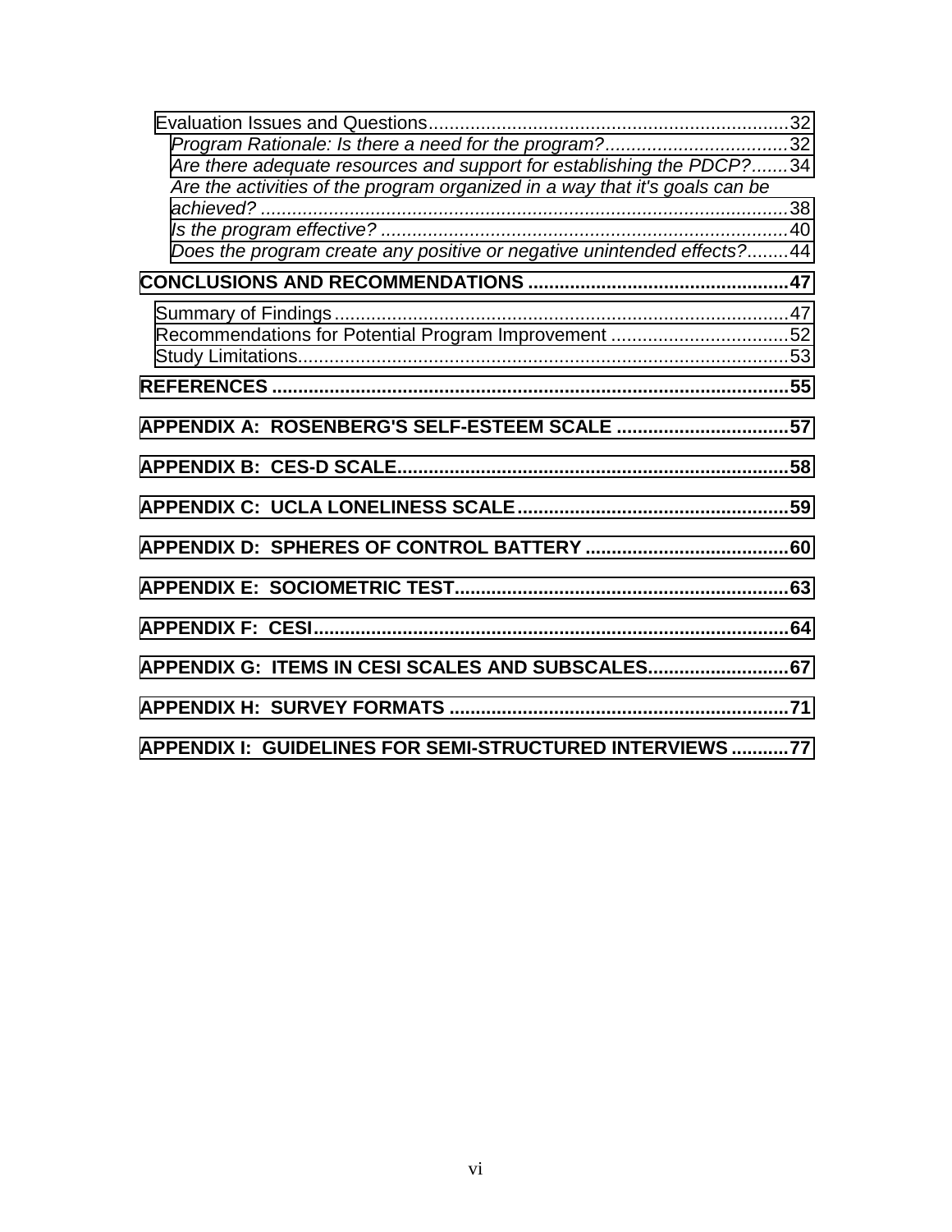Evaluation Issues and Questions ..... 32

*Program Rationale: Is there a need for the program?* ..... 32

*Are there adequate resources and support for establishing the PDCP?* ..... 34

*Are the activities of the program organized in a way that it's goals can be achieved?* ..... 38

*Is the program effective?* ..... 40

*Does the program create any positive or negative unintended effects?* ..... 44

**CONCLUSIONS AND RECOMMENDATIONS ..... 47**

Summary of Findings ..... 47

Recommendations for Potential Program Improvement ..... 52

Study Limitations ..... 53

**REFERENCES ..... 55**

**APPENDIX A: ROSENBERG'S SELF-ESTEEM SCALE ..... 57**

**APPENDIX B: CES-D SCALE ..... 58**

**APPENDIX C: UCLA LONELINESS SCALE ..... 59**

**APPENDIX D: SPHERES OF CONTROL BATTERY ..... 60**

**APPENDIX E: SOCIOMETRIC TEST ..... 63**

**APPENDIX F: CESI ..... 64**

**APPENDIX G: ITEMS IN CESI SCALES AND SUBSCALES ..... 67**

**APPENDIX H: SURVEY FORMATS ..... 71**

**APPENDIX I: GUIDELINES FOR SEMI-STRUCTURED INTERVIEWS ..... 77**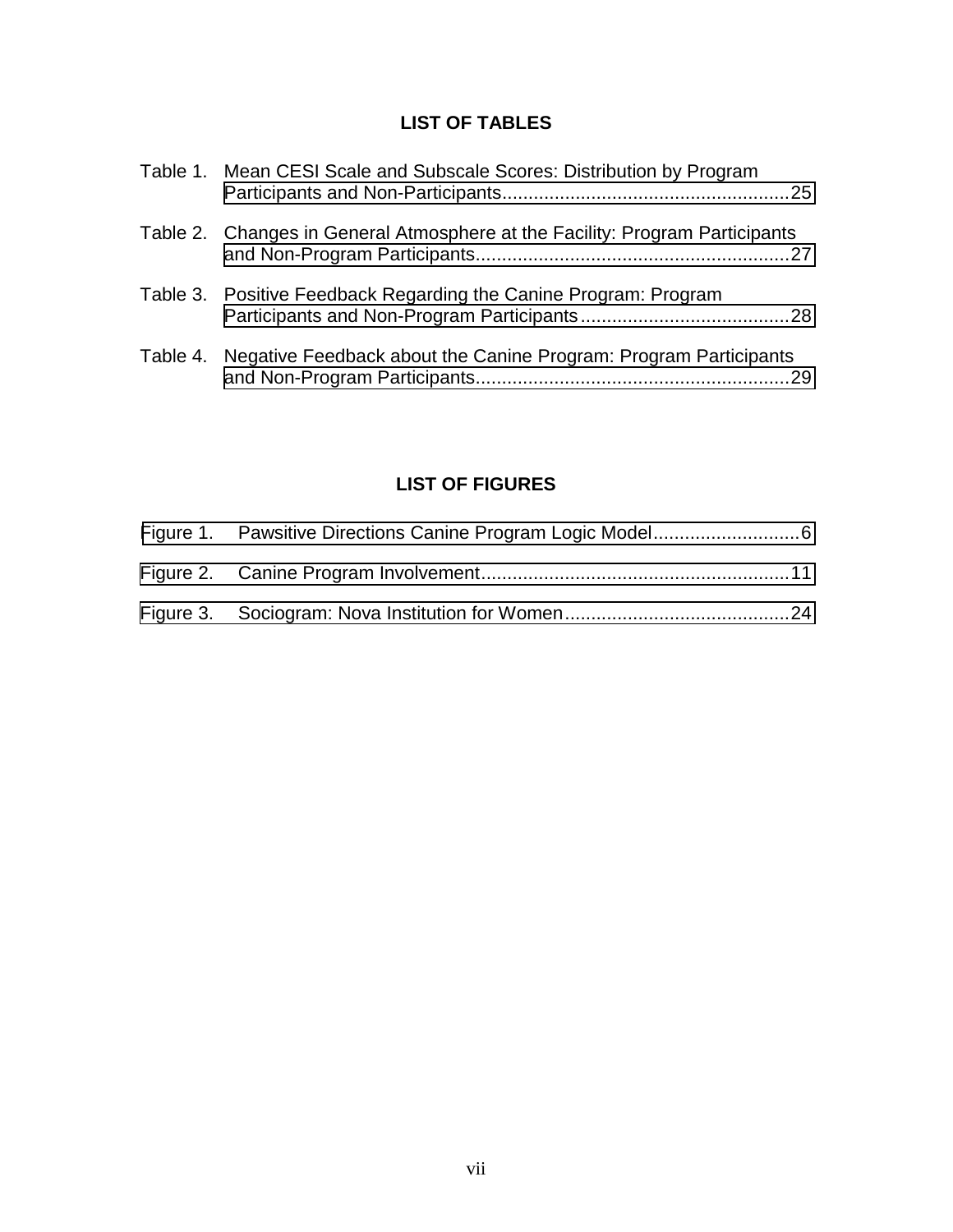## LIST OF TABLES

Table 1. Mean CESI Scale and Subscale Scores: Distribution by Program Participants and Non-Participants.......................................................25

Table 2. Changes in General Atmosphere at the Facility: Program Participants and Non-Program Participants............................................................27

Table 3. Positive Feedback Regarding the Canine Program: Program Participants and Non-Program Participants........................................28

Table 4. Negative Feedback about the Canine Program: Program Participants and Non-Program Participants............................................................29

## LIST OF FIGURES

Figure 1. Pawsitive Directions Canine Program Logic Model............................6

Figure 2. Canine Program Involvement...........................................................11

Figure 3. Sociogram: Nova Institution for Women...........................................24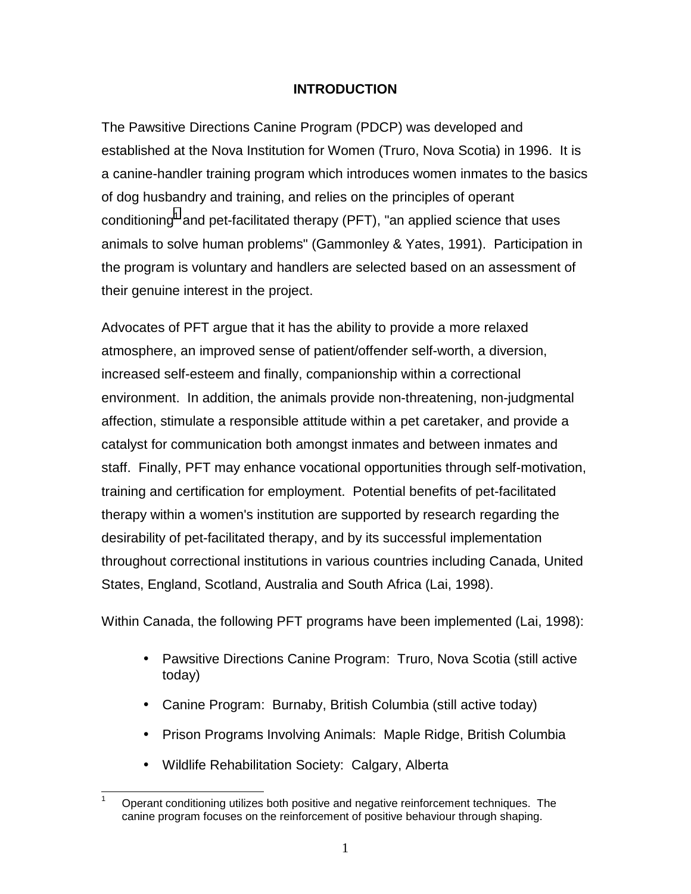# INTRODUCTION

The Pawsitive Directions Canine Program (PDCP) was developed and established at the Nova Institution for Women (Truro, Nova Scotia) in 1996. It is a canine-handler training program which introduces women inmates to the basics of dog husbandry and training, and relies on the principles of operant conditioning[1] and pet-facilitated therapy (PFT), "an applied science that uses animals to solve human problems" (Gammonley & Yates, 1991). Participation in the program is voluntary and handlers are selected based on an assessment of their genuine interest in the project.

Advocates of PFT argue that it has the ability to provide a more relaxed atmosphere, an improved sense of patient/offender self-worth, a diversion, increased self-esteem and finally, companionship within a correctional environment. In addition, the animals provide non-threatening, non-judgmental affection, stimulate a responsible attitude within a pet caretaker, and provide a catalyst for communication both amongst inmates and between inmates and staff. Finally, PFT may enhance vocational opportunities through self-motivation, training and certification for employment. Potential benefits of pet-facilitated therapy within a women's institution are supported by research regarding the desirability of pet-facilitated therapy, and by its successful implementation throughout correctional institutions in various countries including Canada, United States, England, Scotland, Australia and South Africa (Lai, 1998).

Within Canada, the following PFT programs have been implemented (Lai, 1998):

- Pawsitive Directions Canine Program: Truro, Nova Scotia (still active today)
- Canine Program: Burnaby, British Columbia (still active today)
- Prison Programs Involving Animals: Maple Ridge, British Columbia
- Wildlife Rehabilitation Society: Calgary, Alberta

[1] Operant conditioning utilizes both positive and negative reinforcement techniques. The canine program focuses on the reinforcement of positive behaviour through shaping.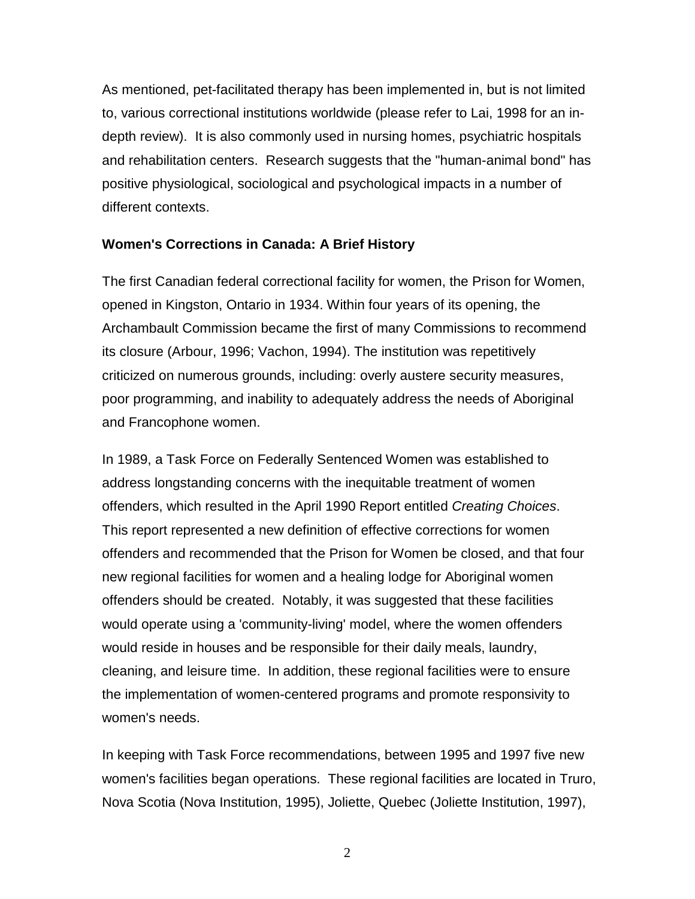As mentioned, pet-facilitated therapy has been implemented in, but is not limited to, various correctional institutions worldwide (please refer to Lai, 1998 for an in-depth review). It is also commonly used in nursing homes, psychiatric hospitals and rehabilitation centers. Research suggests that the "human-animal bond" has positive physiological, sociological and psychological impacts in a number of different contexts.

### Women's Corrections in Canada: A Brief History

The first Canadian federal correctional facility for women, the Prison for Women, opened in Kingston, Ontario in 1934. Within four years of its opening, the Archambault Commission became the first of many Commissions to recommend its closure (Arbour, 1996; Vachon, 1994). The institution was repetitively criticized on numerous grounds, including: overly austere security measures, poor programming, and inability to adequately address the needs of Aboriginal and Francophone women.

In 1989, a Task Force on Federally Sentenced Women was established to address longstanding concerns with the inequitable treatment of women offenders, which resulted in the April 1990 Report entitled *Creating Choices*. This report represented a new definition of effective corrections for women offenders and recommended that the Prison for Women be closed, and that four new regional facilities for women and a healing lodge for Aboriginal women offenders should be created. Notably, it was suggested that these facilities would operate using a 'community-living' model, where the women offenders would reside in houses and be responsible for their daily meals, laundry, cleaning, and leisure time. In addition, these regional facilities were to ensure the implementation of women-centered programs and promote responsivity to women's needs.

In keeping with Task Force recommendations, between 1995 and 1997 five new women's facilities began operations. These regional facilities are located in Truro, Nova Scotia (Nova Institution, 1995), Joliette, Quebec (Joliette Institution, 1997),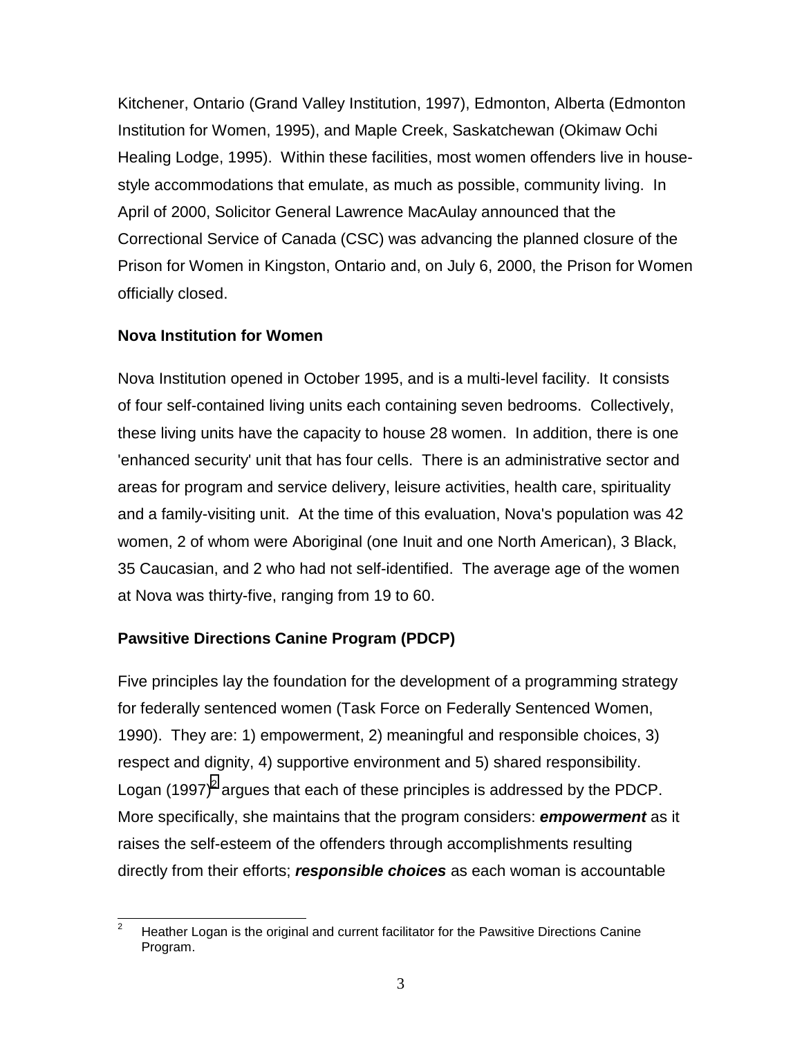Kitchener, Ontario (Grand Valley Institution, 1997), Edmonton, Alberta (Edmonton Institution for Women, 1995), and Maple Creek, Saskatchewan (Okimaw Ochi Healing Lodge, 1995). Within these facilities, most women offenders live in house-style accommodations that emulate, as much as possible, community living. In April of 2000, Solicitor General Lawrence MacAulay announced that the Correctional Service of Canada (CSC) was advancing the planned closure of the Prison for Women in Kingston, Ontario and, on July 6, 2000, the Prison for Women officially closed.

## Nova Institution for Women

Nova Institution opened in October 1995, and is a multi-level facility. It consists of four self-contained living units each containing seven bedrooms. Collectively, these living units have the capacity to house 28 women. In addition, there is one 'enhanced security' unit that has four cells. There is an administrative sector and areas for program and service delivery, leisure activities, health care, spirituality and a family-visiting unit. At the time of this evaluation, Nova's population was 42 women, 2 of whom were Aboriginal (one Inuit and one North American), 3 Black, 35 Caucasian, and 2 who had not self-identified. The average age of the women at Nova was thirty-five, ranging from 19 to 60.

## Pawsitive Directions Canine Program (PDCP)

Five principles lay the foundation for the development of a programming strategy for federally sentenced women (Task Force on Federally Sentenced Women, 1990). They are: 1) empowerment, 2) meaningful and responsible choices, 3) respect and dignity, 4) supportive environment and 5) shared responsibility. Logan (1997)[2] argues that each of these principles is addressed by the PDCP. More specifically, she maintains that the program considers: ***empowerment*** as it raises the self-esteem of the offenders through accomplishments resulting directly from their efforts; ***responsible choices*** as each woman is accountable

---

[2] Heather Logan is the original and current facilitator for the Pawsitive Directions Canine Program.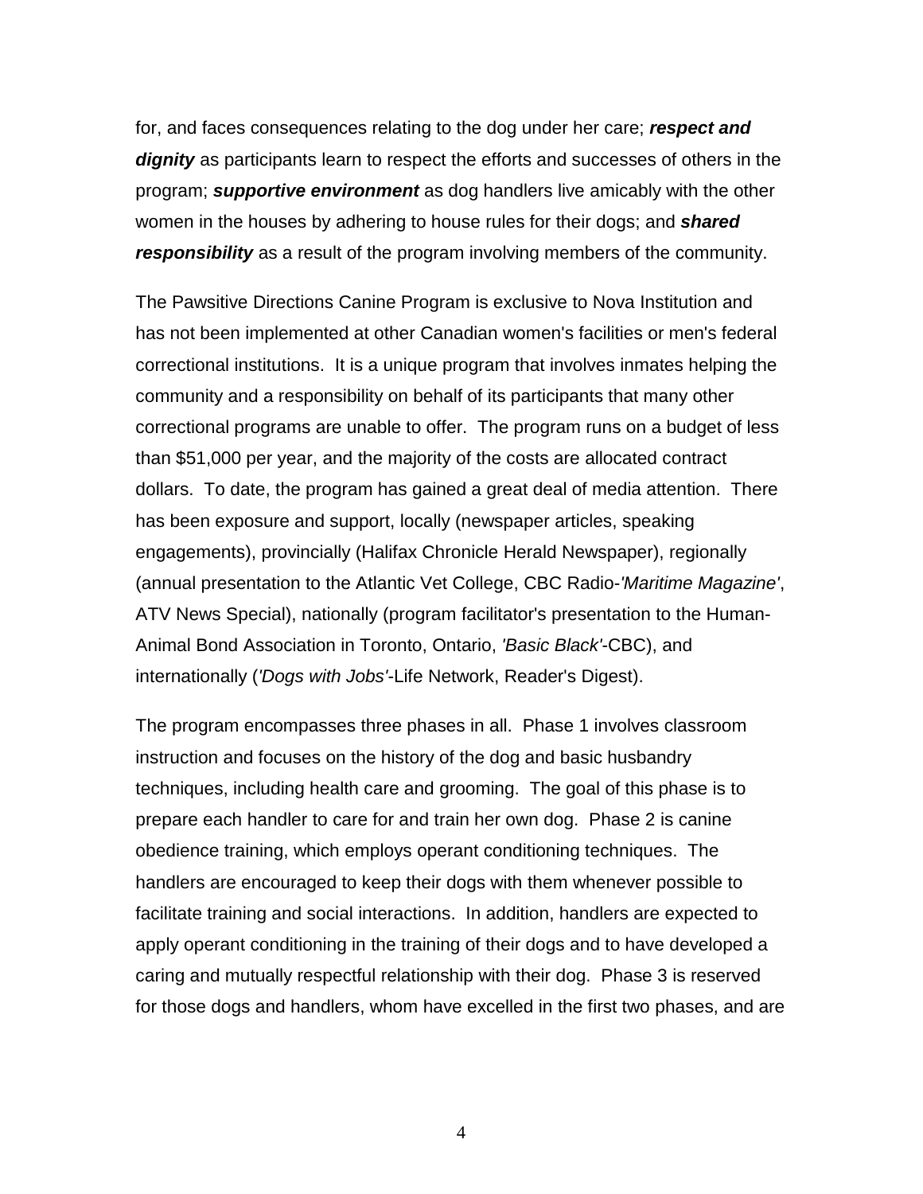for, and faces consequences relating to the dog under her care; ***respect and dignity*** as participants learn to respect the efforts and successes of others in the program; ***supportive environment*** as dog handlers live amicably with the other women in the houses by adhering to house rules for their dogs; and ***shared responsibility*** as a result of the program involving members of the community.

The Pawsitive Directions Canine Program is exclusive to Nova Institution and has not been implemented at other Canadian women's facilities or men's federal correctional institutions. It is a unique program that involves inmates helping the community and a responsibility on behalf of its participants that many other correctional programs are unable to offer. The program runs on a budget of less than $51,000 per year, and the majority of the costs are allocated contract dollars. To date, the program has gained a great deal of media attention. There has been exposure and support, locally (newspaper articles, speaking engagements), provincially (Halifax Chronicle Herald Newspaper), regionally (annual presentation to the Atlantic Vet College, CBC Radio-*'Maritime Magazine'*, ATV News Special), nationally (program facilitator's presentation to the Human-Animal Bond Association in Toronto, Ontario, *'Basic Black'*-CBC), and internationally (*'Dogs with Jobs'*-Life Network, Reader's Digest).

The program encompasses three phases in all. Phase 1 involves classroom instruction and focuses on the history of the dog and basic husbandry techniques, including health care and grooming. The goal of this phase is to prepare each handler to care for and train her own dog. Phase 2 is canine obedience training, which employs operant conditioning techniques. The handlers are encouraged to keep their dogs with them whenever possible to facilitate training and social interactions. In addition, handlers are expected to apply operant conditioning in the training of their dogs and to have developed a caring and mutually respectful relationship with their dog. Phase 3 is reserved for those dogs and handlers, whom have excelled in the first two phases, and are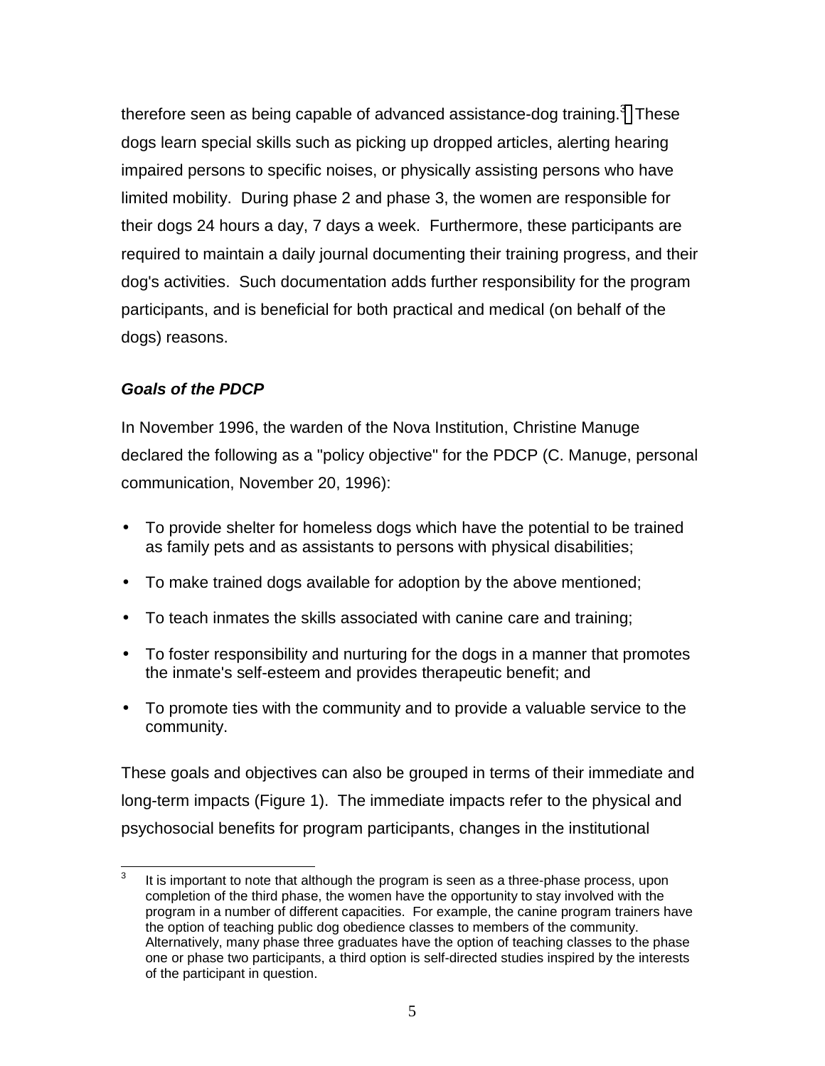therefore seen as being capable of advanced assistance-dog training.[3] These dogs learn special skills such as picking up dropped articles, alerting hearing impaired persons to specific noises, or physically assisting persons who have limited mobility. During phase 2 and phase 3, the women are responsible for their dogs 24 hours a day, 7 days a week. Furthermore, these participants are required to maintain a daily journal documenting their training progress, and their dog's activities. Such documentation adds further responsibility for the program participants, and is beneficial for both practical and medical (on behalf of the dogs) reasons.

### *Goals of the PDCP*

In November 1996, the warden of the Nova Institution, Christine Manuge declared the following as a "policy objective" for the PDCP (C. Manuge, personal communication, November 20, 1996):

- To provide shelter for homeless dogs which have the potential to be trained as family pets and as assistants to persons with physical disabilities;
- To make trained dogs available for adoption by the above mentioned;
- To teach inmates the skills associated with canine care and training;
- To foster responsibility and nurturing for the dogs in a manner that promotes the inmate's self-esteem and provides therapeutic benefit; and
- To promote ties with the community and to provide a valuable service to the community.

These goals and objectives can also be grouped in terms of their immediate and long-term impacts (Figure 1). The immediate impacts refer to the physical and psychosocial benefits for program participants, changes in the institutional

---

[3] It is important to note that although the program is seen as a three-phase process, upon completion of the third phase, the women have the opportunity to stay involved with the program in a number of different capacities. For example, the canine program trainers have the option of teaching public dog obedience classes to members of the community. Alternatively, many phase three graduates have the option of teaching classes to the phase one or phase two participants, a third option is self-directed studies inspired by the interests of the participant in question.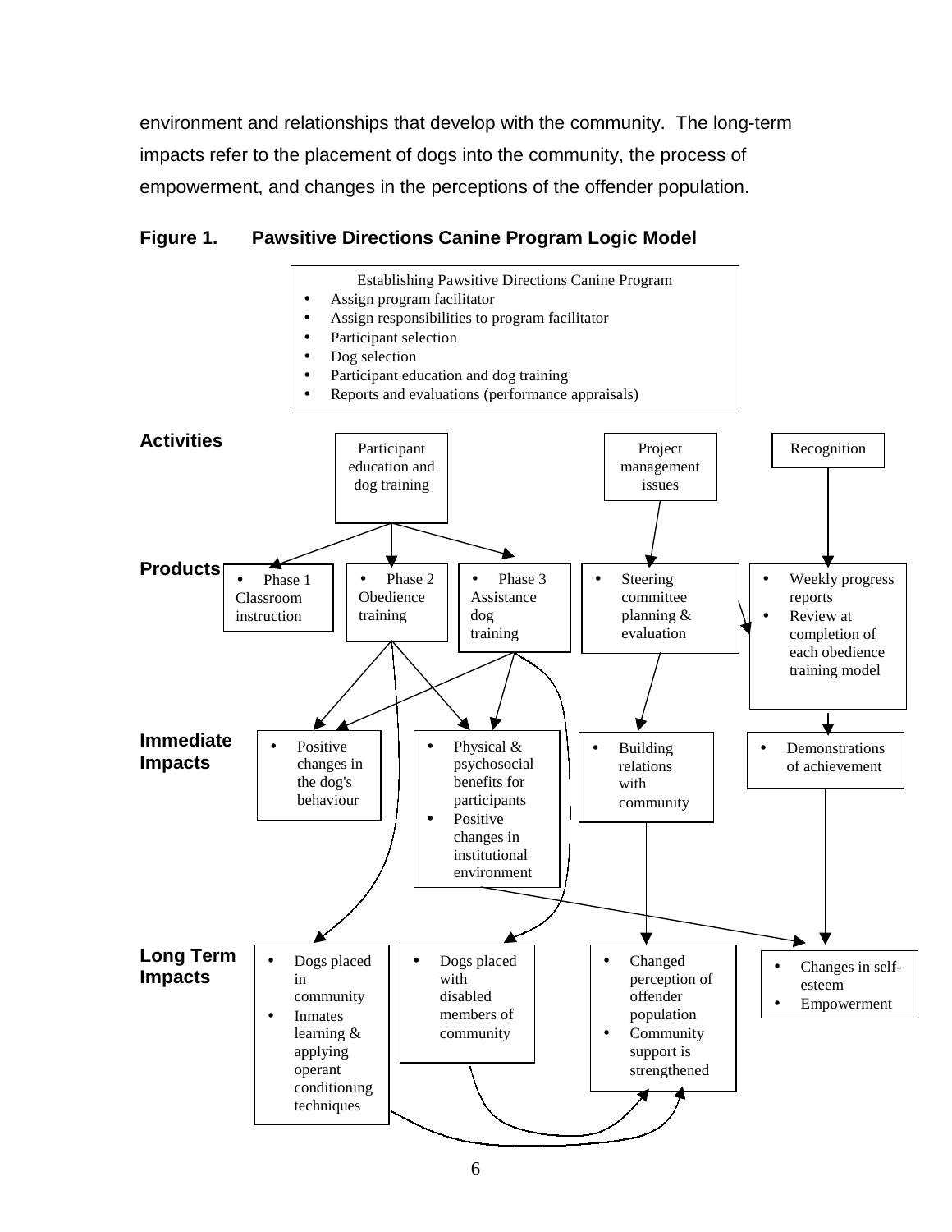environment and relationships that develop with the community. The long-term impacts refer to the placement of dogs into the community, the process of empowerment, and changes in the perceptions of the offender population.

**Figure 1. Pawsitive Directions Canine Program Logic Model**

Establishing Pawsitive Directions Canine Program

- Assign program facilitator
- Assign responsibilities to program facilitator
- Participant selection
- Dog selection
- Participant education and dog training
- Reports and evaluations (performance appraisals)

**Activities**

- Participant education and dog training
- Project management issues
- Recognition

**Products**

- Phase 1 Classroom instruction
- Phase 2 Obedience training
- Phase 3 Assistance dog training
- Steering committee planning & evaluation
- Weekly progress reports
- Review at completion of each obedience training model

**Immediate Impacts**

- Positive changes in the dog's behaviour
- Physical & psychosocial benefits for participants
- Positive changes in institutional environment
- Building relations with community
- Demonstrations of achievement

**Long Term Impacts**

- Dogs placed in community
- Inmates learning & applying operant conditioning techniques
- Dogs placed with disabled members of community
- Changed perception of offender population
- Community support is strengthened
- Changes in self-esteem
- Empowerment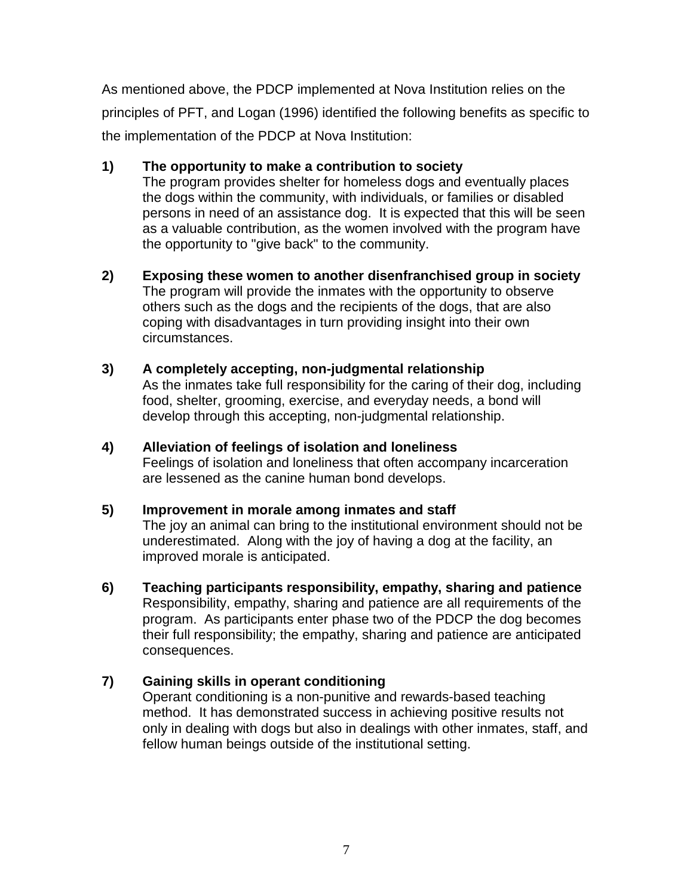As mentioned above, the PDCP implemented at Nova Institution relies on the principles of PFT, and Logan (1996) identified the following benefits as specific to the implementation of the PDCP at Nova Institution:

1) **The opportunity to make a contribution to society**
   The program provides shelter for homeless dogs and eventually places the dogs within the community, with individuals, or families or disabled persons in need of an assistance dog. It is expected that this will be seen as a valuable contribution, as the women involved with the program have the opportunity to "give back" to the community.

2) **Exposing these women to another disenfranchised group in society**
   The program will provide the inmates with the opportunity to observe others such as the dogs and the recipients of the dogs, that are also coping with disadvantages in turn providing insight into their own circumstances.

3) **A completely accepting, non-judgmental relationship**
   As the inmates take full responsibility for the caring of their dog, including food, shelter, grooming, exercise, and everyday needs, a bond will develop through this accepting, non-judgmental relationship.

4) **Alleviation of feelings of isolation and loneliness**
   Feelings of isolation and loneliness that often accompany incarceration are lessened as the canine human bond develops.

5) **Improvement in morale among inmates and staff**
   The joy an animal can bring to the institutional environment should not be underestimated. Along with the joy of having a dog at the facility, an improved morale is anticipated.

6) **Teaching participants responsibility, empathy, sharing and patience**
   Responsibility, empathy, sharing and patience are all requirements of the program. As participants enter phase two of the PDCP the dog becomes their full responsibility; the empathy, sharing and patience are anticipated consequences.

7) **Gaining skills in operant conditioning**
   Operant conditioning is a non-punitive and rewards-based teaching method. It has demonstrated success in achieving positive results not only in dealing with dogs but also in dealings with other inmates, staff, and fellow human beings outside of the institutional setting.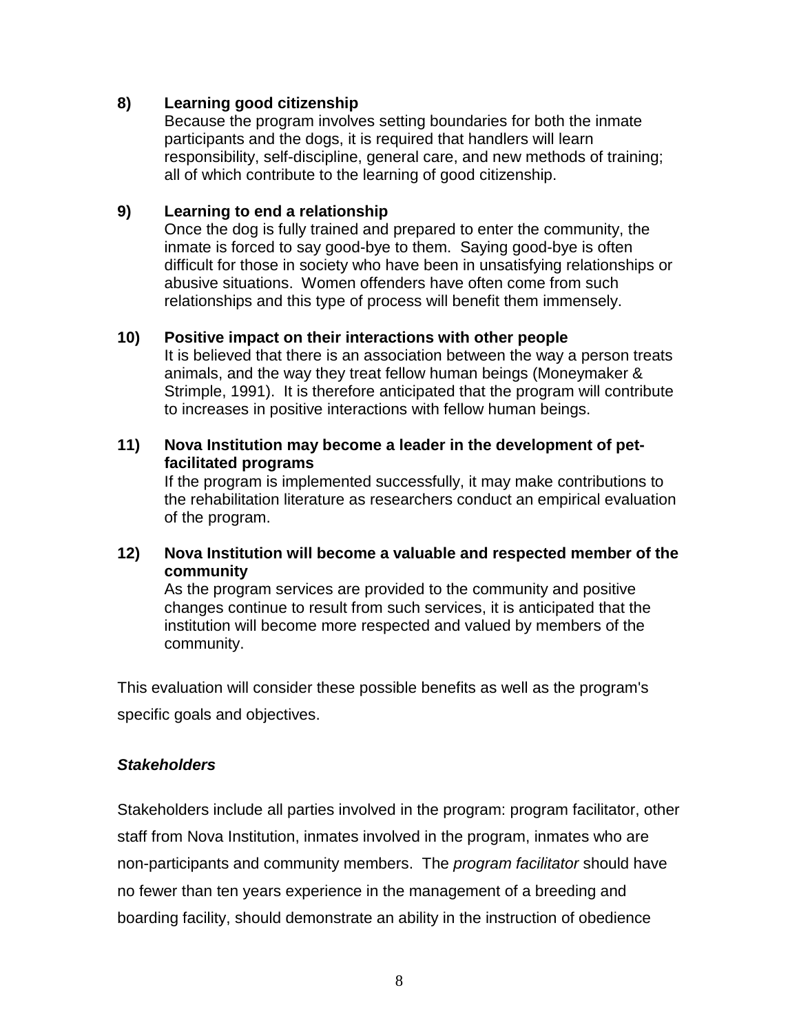**8) Learning good citizenship**

Because the program involves setting boundaries for both the inmate participants and the dogs, it is required that handlers will learn responsibility, self-discipline, general care, and new methods of training; all of which contribute to the learning of good citizenship.

**9) Learning to end a relationship**

Once the dog is fully trained and prepared to enter the community, the inmate is forced to say good-bye to them. Saying good-bye is often difficult for those in society who have been in unsatisfying relationships or abusive situations. Women offenders have often come from such relationships and this type of process will benefit them immensely.

**10) Positive impact on their interactions with other people**

It is believed that there is an association between the way a person treats animals, and the way they treat fellow human beings (Moneymaker & Strimple, 1991). It is therefore anticipated that the program will contribute to increases in positive interactions with fellow human beings.

**11) Nova Institution may become a leader in the development of pet-facilitated programs**

If the program is implemented successfully, it may make contributions to the rehabilitation literature as researchers conduct an empirical evaluation of the program.

**12) Nova Institution will become a valuable and respected member of the community**

As the program services are provided to the community and positive changes continue to result from such services, it is anticipated that the institution will become more respected and valued by members of the community.

This evaluation will consider these possible benefits as well as the program's specific goals and objectives.

### *Stakeholders*

Stakeholders include all parties involved in the program: program facilitator, other staff from Nova Institution, inmates involved in the program, inmates who are non-participants and community members. The *program facilitator* should have no fewer than ten years experience in the management of a breeding and boarding facility, should demonstrate an ability in the instruction of obedience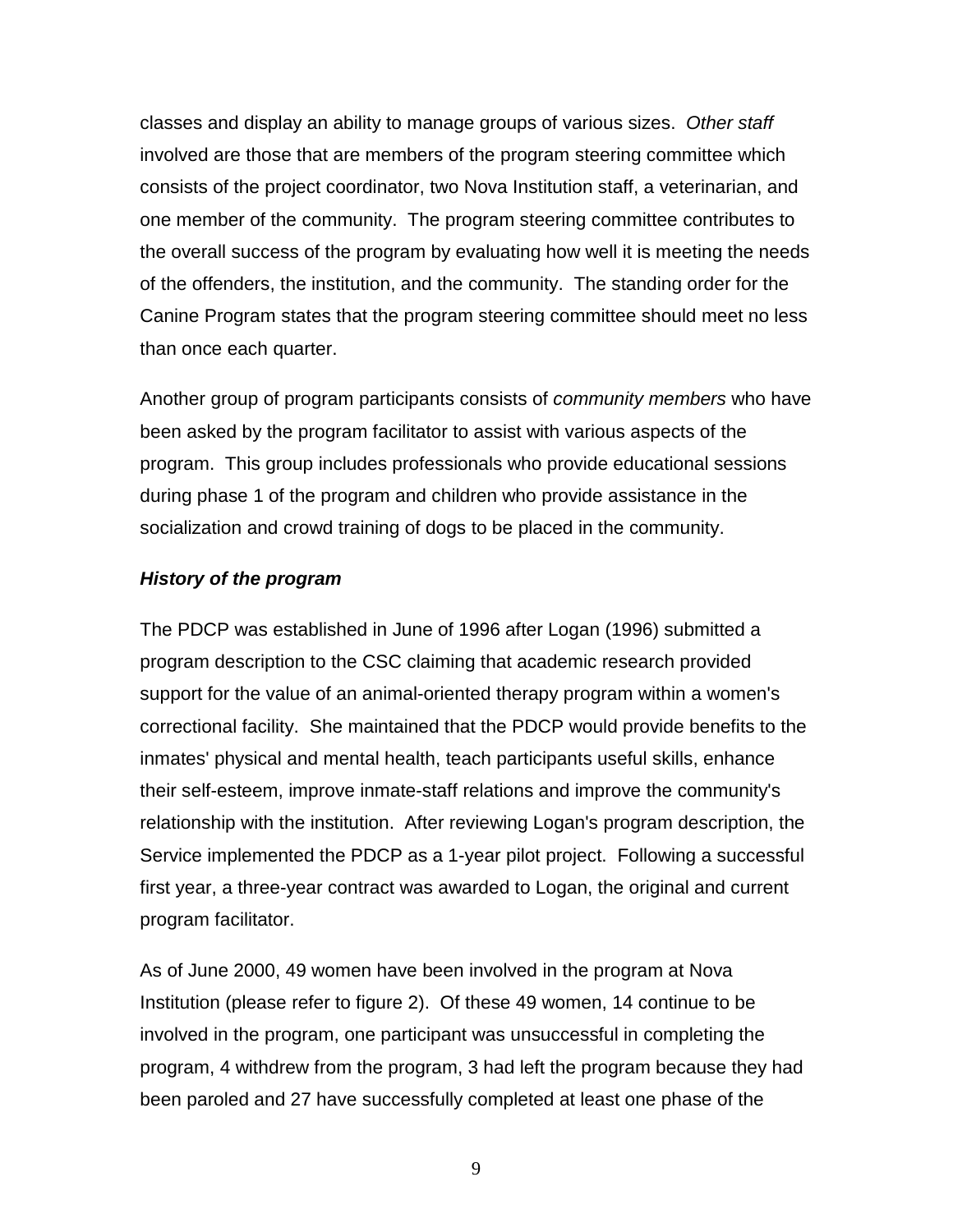classes and display an ability to manage groups of various sizes. *Other staff* involved are those that are members of the program steering committee which consists of the project coordinator, two Nova Institution staff, a veterinarian, and one member of the community. The program steering committee contributes to the overall success of the program by evaluating how well it is meeting the needs of the offenders, the institution, and the community. The standing order for the Canine Program states that the program steering committee should meet no less than once each quarter.

Another group of program participants consists of *community members* who have been asked by the program facilitator to assist with various aspects of the program. This group includes professionals who provide educational sessions during phase 1 of the program and children who provide assistance in the socialization and crowd training of dogs to be placed in the community.

### *History of the program*

The PDCP was established in June of 1996 after Logan (1996) submitted a program description to the CSC claiming that academic research provided support for the value of an animal-oriented therapy program within a women's correctional facility. She maintained that the PDCP would provide benefits to the inmates' physical and mental health, teach participants useful skills, enhance their self-esteem, improve inmate-staff relations and improve the community's relationship with the institution. After reviewing Logan's program description, the Service implemented the PDCP as a 1-year pilot project. Following a successful first year, a three-year contract was awarded to Logan, the original and current program facilitator.

As of June 2000, 49 women have been involved in the program at Nova Institution (please refer to figure 2). Of these 49 women, 14 continue to be involved in the program, one participant was unsuccessful in completing the program, 4 withdrew from the program, 3 had left the program because they had been paroled and 27 have successfully completed at least one phase of the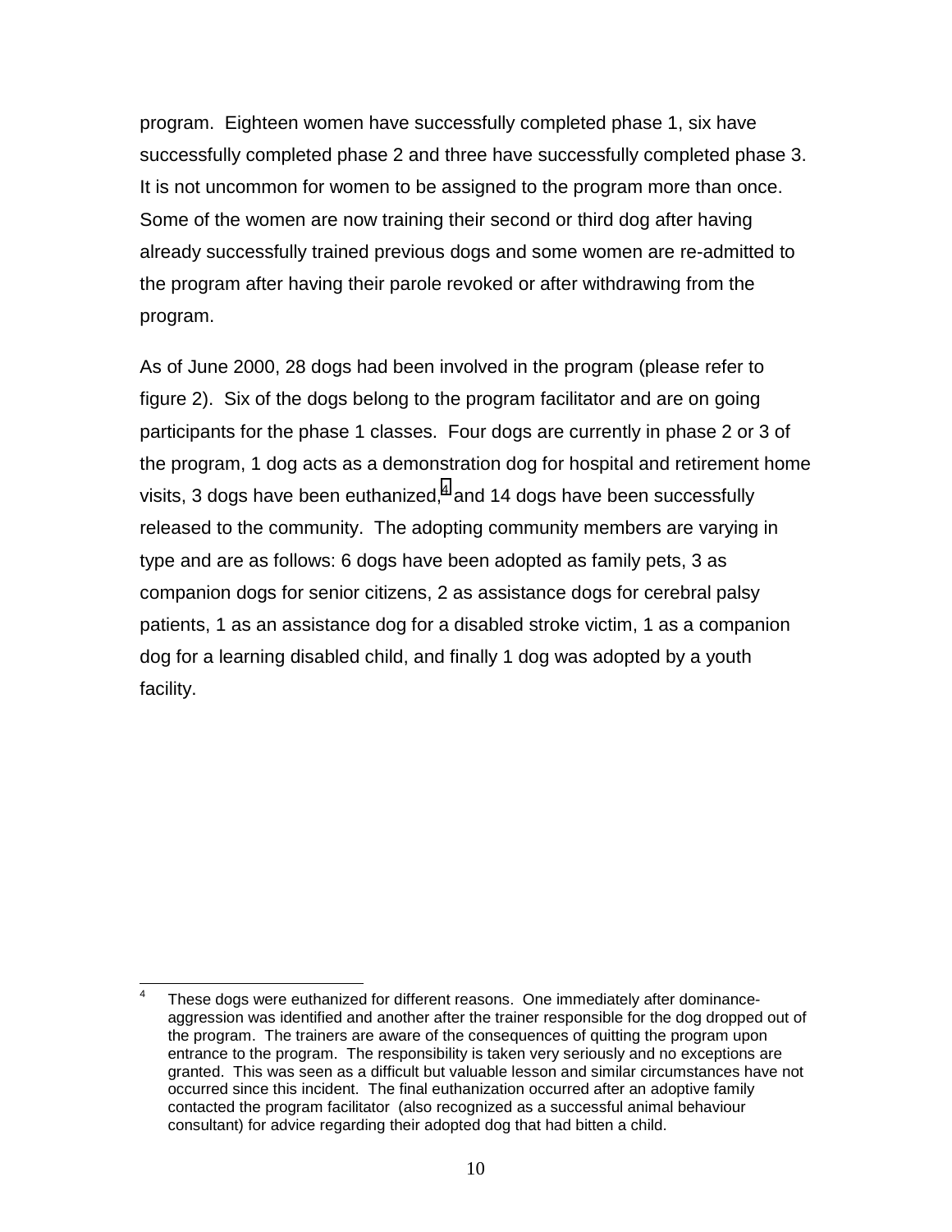program. Eighteen women have successfully completed phase 1, six have successfully completed phase 2 and three have successfully completed phase 3. It is not uncommon for women to be assigned to the program more than once. Some of the women are now training their second or third dog after having already successfully trained previous dogs and some women are re-admitted to the program after having their parole revoked or after withdrawing from the program.

As of June 2000, 28 dogs had been involved in the program (please refer to figure 2). Six of the dogs belong to the program facilitator and are on going participants for the phase 1 classes. Four dogs are currently in phase 2 or 3 of the program, 1 dog acts as a demonstration dog for hospital and retirement home visits, 3 dogs have been euthanized,[4] and 14 dogs have been successfully released to the community. The adopting community members are varying in type and are as follows: 6 dogs have been adopted as family pets, 3 as companion dogs for senior citizens, 2 as assistance dogs for cerebral palsy patients, 1 as an assistance dog for a disabled stroke victim, 1 as a companion dog for a learning disabled child, and finally 1 dog was adopted by a youth facility.

---

[4] These dogs were euthanized for different reasons. One immediately after dominance-aggression was identified and another after the trainer responsible for the dog dropped out of the program. The trainers are aware of the consequences of quitting the program upon entrance to the program. The responsibility is taken very seriously and no exceptions are granted. This was seen as a difficult but valuable lesson and similar circumstances have not occurred since this incident. The final euthanization occurred after an adoptive family contacted the program facilitator (also recognized as a successful animal behaviour consultant) for advice regarding their adopted dog that had bitten a child.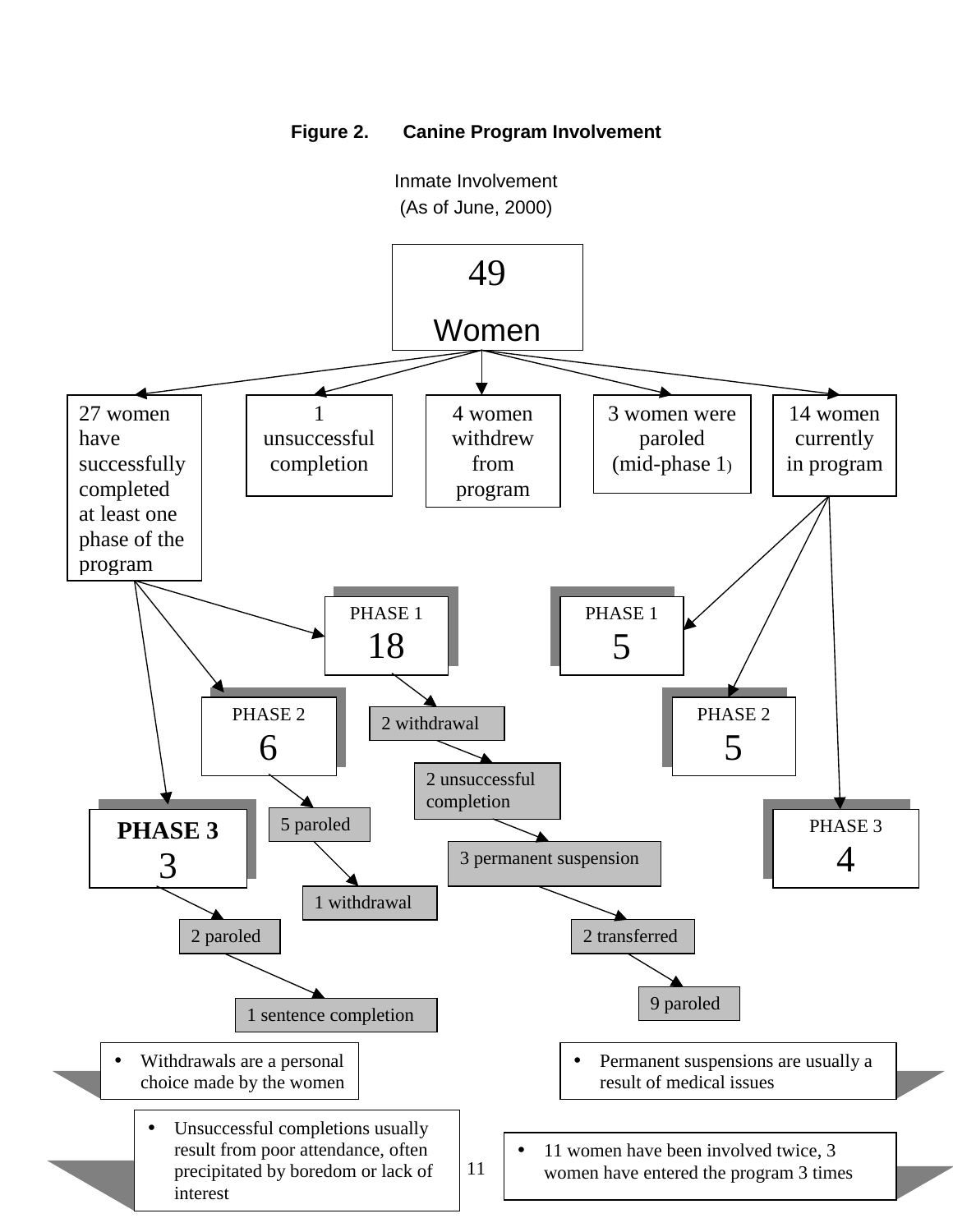**Figure 2. Canine Program Involvement**

Inmate Involvement
(As of June, 2000)

49
Women

27 women have successfully completed at least one phase of the program

1 unsuccessful completion

4 women withdrew from program

3 women were paroled (mid-phase 1)

14 women currently in program

PHASE 1
18

PHASE 1
5

PHASE 2
6

2 withdrawal

PHASE 2
5

2 unsuccessful completion

PHASE 3
3

5 paroled

PHASE 3
4

3 permanent suspension

1 withdrawal

2 paroled

2 transferred

9 paroled

1 sentence completion

- Withdrawals are a personal choice made by the women

- Permanent suspensions are usually a result of medical issues

- Unsuccessful completions usually result from poor attendance, often precipitated by boredom or lack of interest

- 11 women have been involved twice, 3 women have entered the program 3 times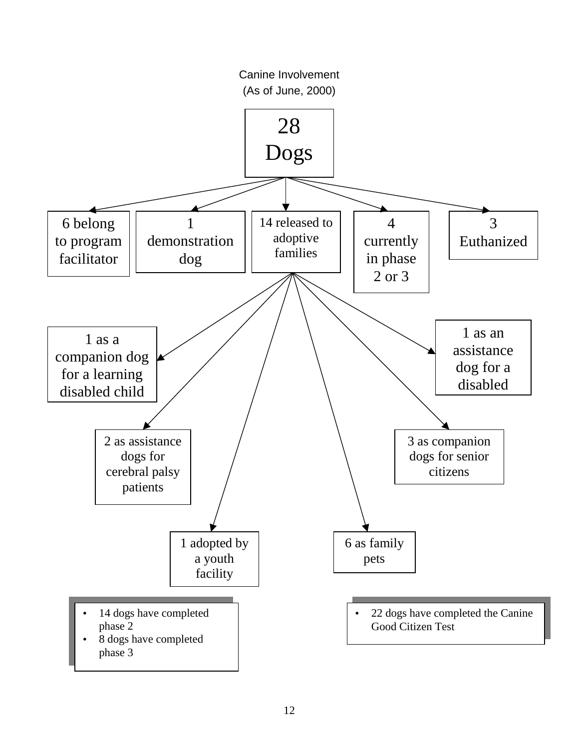Canine Involvement
(As of June, 2000)

**28 Dogs**

- 6 belong to program facilitator
- 1 demonstration dog
- 14 released to adoptive families
  - 1 as a companion dog for a learning disabled child
  - 1 as an assistance dog for a disabled
  - 2 as assistance dogs for cerebral palsy patients
  - 3 as companion dogs for senior citizens
  - 1 adopted by a youth facility
  - 6 as family pets
- 4 currently in phase 2 or 3
- 3 Euthanized

- 14 dogs have completed phase 2
- 8 dogs have completed phase 3

- 22 dogs have completed the Canine Good Citizen Test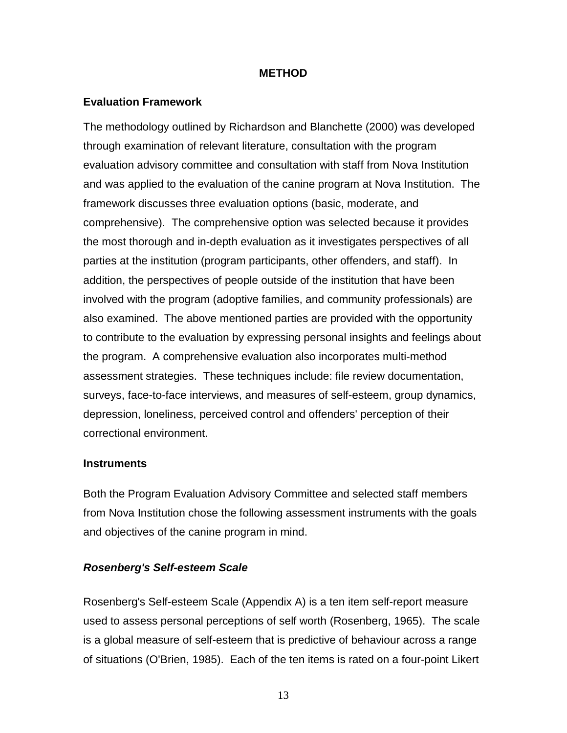# METHOD

## Evaluation Framework

The methodology outlined by Richardson and Blanchette (2000) was developed through examination of relevant literature, consultation with the program evaluation advisory committee and consultation with staff from Nova Institution and was applied to the evaluation of the canine program at Nova Institution. The framework discusses three evaluation options (basic, moderate, and comprehensive). The comprehensive option was selected because it provides the most thorough and in-depth evaluation as it investigates perspectives of all parties at the institution (program participants, other offenders, and staff). In addition, the perspectives of people outside of the institution that have been involved with the program (adoptive families, and community professionals) are also examined. The above mentioned parties are provided with the opportunity to contribute to the evaluation by expressing personal insights and feelings about the program. A comprehensive evaluation also incorporates multi-method assessment strategies. These techniques include: file review documentation, surveys, face-to-face interviews, and measures of self-esteem, group dynamics, depression, loneliness, perceived control and offenders' perception of their correctional environment.

## Instruments

Both the Program Evaluation Advisory Committee and selected staff members from Nova Institution chose the following assessment instruments with the goals and objectives of the canine program in mind.

### *Rosenberg's Self-esteem Scale*

Rosenberg's Self-esteem Scale (Appendix A) is a ten item self-report measure used to assess personal perceptions of self worth (Rosenberg, 1965). The scale is a global measure of self-esteem that is predictive of behaviour across a range of situations (O'Brien, 1985). Each of the ten items is rated on a four-point Likert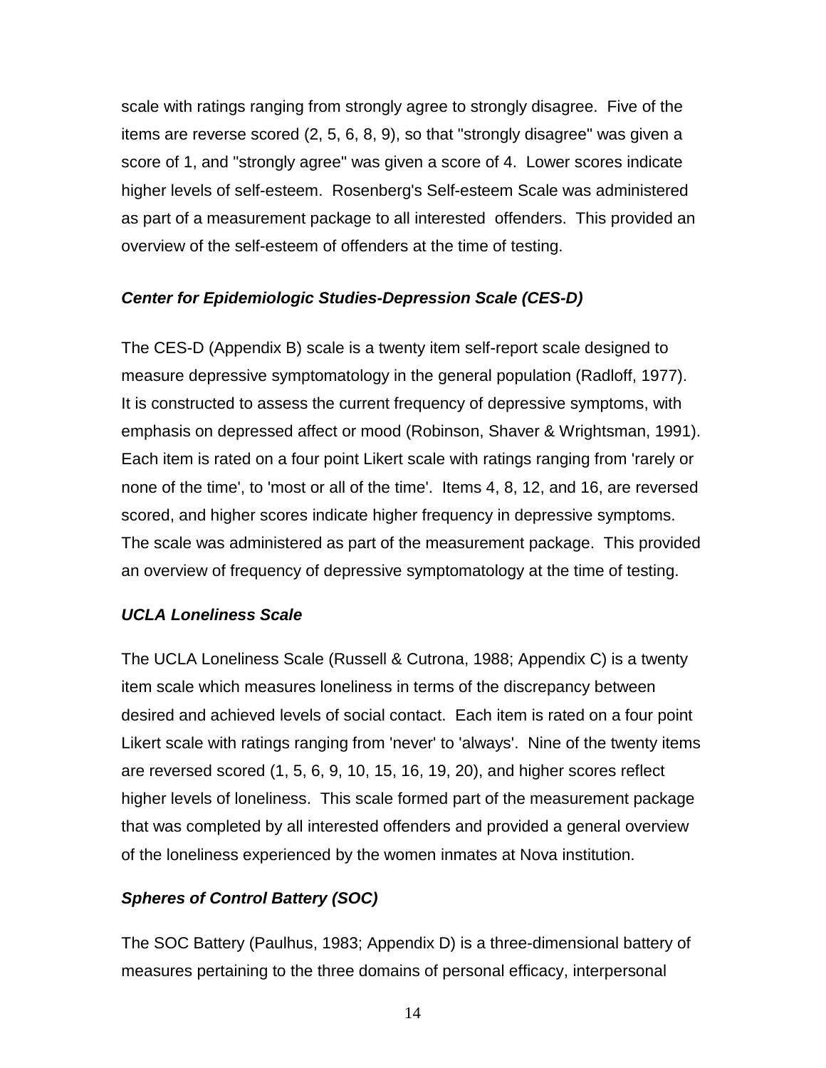scale with ratings ranging from strongly agree to strongly disagree. Five of the items are reverse scored (2, 5, 6, 8, 9), so that "strongly disagree" was given a score of 1, and "strongly agree" was given a score of 4. Lower scores indicate higher levels of self-esteem. Rosenberg's Self-esteem Scale was administered as part of a measurement package to all interested offenders. This provided an overview of the self-esteem of offenders at the time of testing.

### *Center for Epidemiologic Studies-Depression Scale (CES-D)*

The CES-D (Appendix B) scale is a twenty item self-report scale designed to measure depressive symptomatology in the general population (Radloff, 1977). It is constructed to assess the current frequency of depressive symptoms, with emphasis on depressed affect or mood (Robinson, Shaver & Wrightsman, 1991). Each item is rated on a four point Likert scale with ratings ranging from 'rarely or none of the time', to 'most or all of the time'. Items 4, 8, 12, and 16, are reversed scored, and higher scores indicate higher frequency in depressive symptoms. The scale was administered as part of the measurement package. This provided an overview of frequency of depressive symptomatology at the time of testing.

### *UCLA Loneliness Scale*

The UCLA Loneliness Scale (Russell & Cutrona, 1988; Appendix C) is a twenty item scale which measures loneliness in terms of the discrepancy between desired and achieved levels of social contact. Each item is rated on a four point Likert scale with ratings ranging from 'never' to 'always'. Nine of the twenty items are reversed scored (1, 5, 6, 9, 10, 15, 16, 19, 20), and higher scores reflect higher levels of loneliness. This scale formed part of the measurement package that was completed by all interested offenders and provided a general overview of the loneliness experienced by the women inmates at Nova institution.

### *Spheres of Control Battery (SOC)*

The SOC Battery (Paulhus, 1983; Appendix D) is a three-dimensional battery of measures pertaining to the three domains of personal efficacy, interpersonal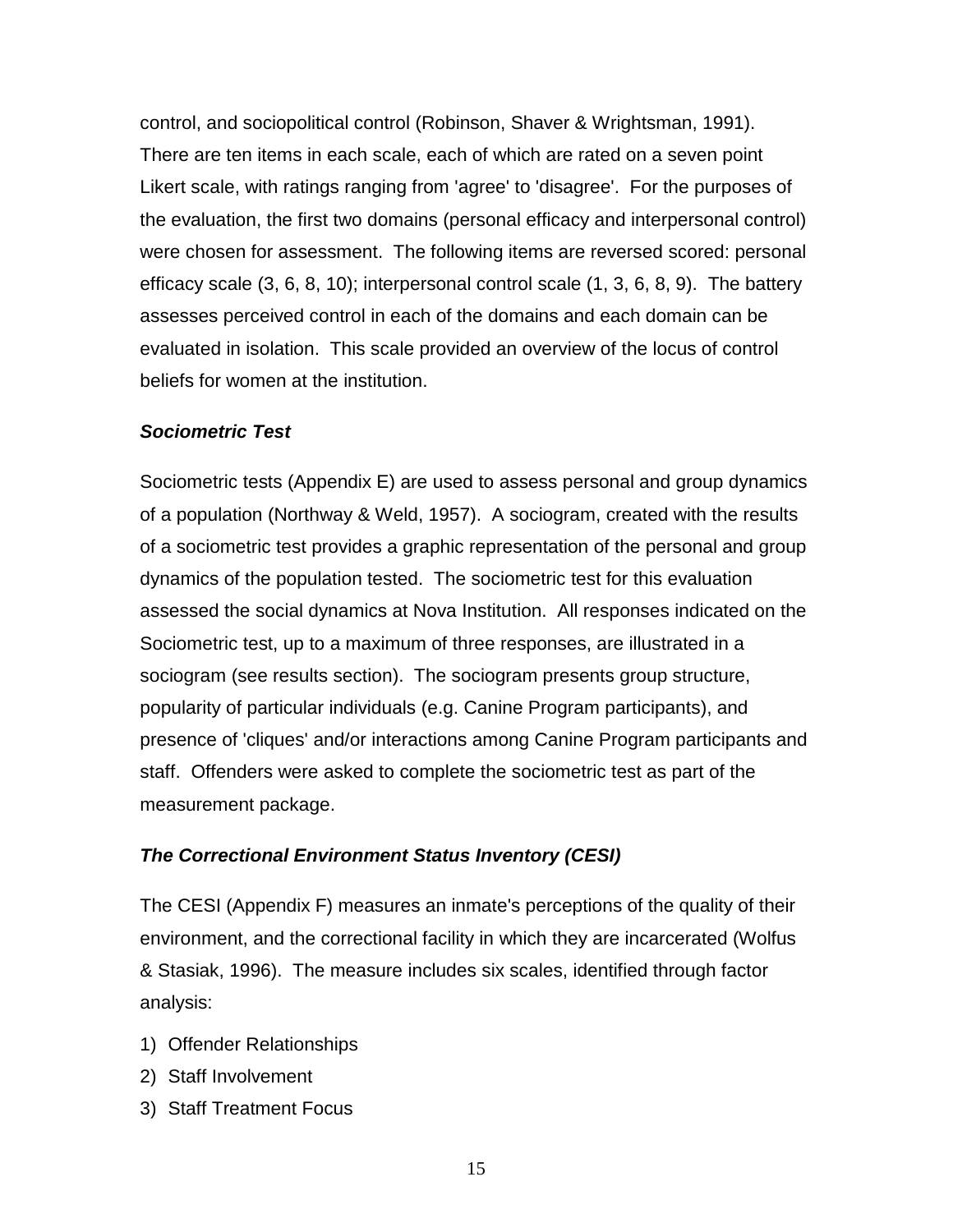control, and sociopolitical control (Robinson, Shaver & Wrightsman, 1991). There are ten items in each scale, each of which are rated on a seven point Likert scale, with ratings ranging from 'agree' to 'disagree'. For the purposes of the evaluation, the first two domains (personal efficacy and interpersonal control) were chosen for assessment. The following items are reversed scored: personal efficacy scale (3, 6, 8, 10); interpersonal control scale (1, 3, 6, 8, 9). The battery assesses perceived control in each of the domains and each domain can be evaluated in isolation. This scale provided an overview of the locus of control beliefs for women at the institution.

### *Sociometric Test*

Sociometric tests (Appendix E) are used to assess personal and group dynamics of a population (Northway & Weld, 1957). A sociogram, created with the results of a sociometric test provides a graphic representation of the personal and group dynamics of the population tested. The sociometric test for this evaluation assessed the social dynamics at Nova Institution. All responses indicated on the Sociometric test, up to a maximum of three responses, are illustrated in a sociogram (see results section). The sociogram presents group structure, popularity of particular individuals (e.g. Canine Program participants), and presence of 'cliques' and/or interactions among Canine Program participants and staff. Offenders were asked to complete the sociometric test as part of the measurement package.

### *The Correctional Environment Status Inventory (CESI)*

The CESI (Appendix F) measures an inmate's perceptions of the quality of their environment, and the correctional facility in which they are incarcerated (Wolfus & Stasiak, 1996). The measure includes six scales, identified through factor analysis:

1) Offender Relationships
2) Staff Involvement
3) Staff Treatment Focus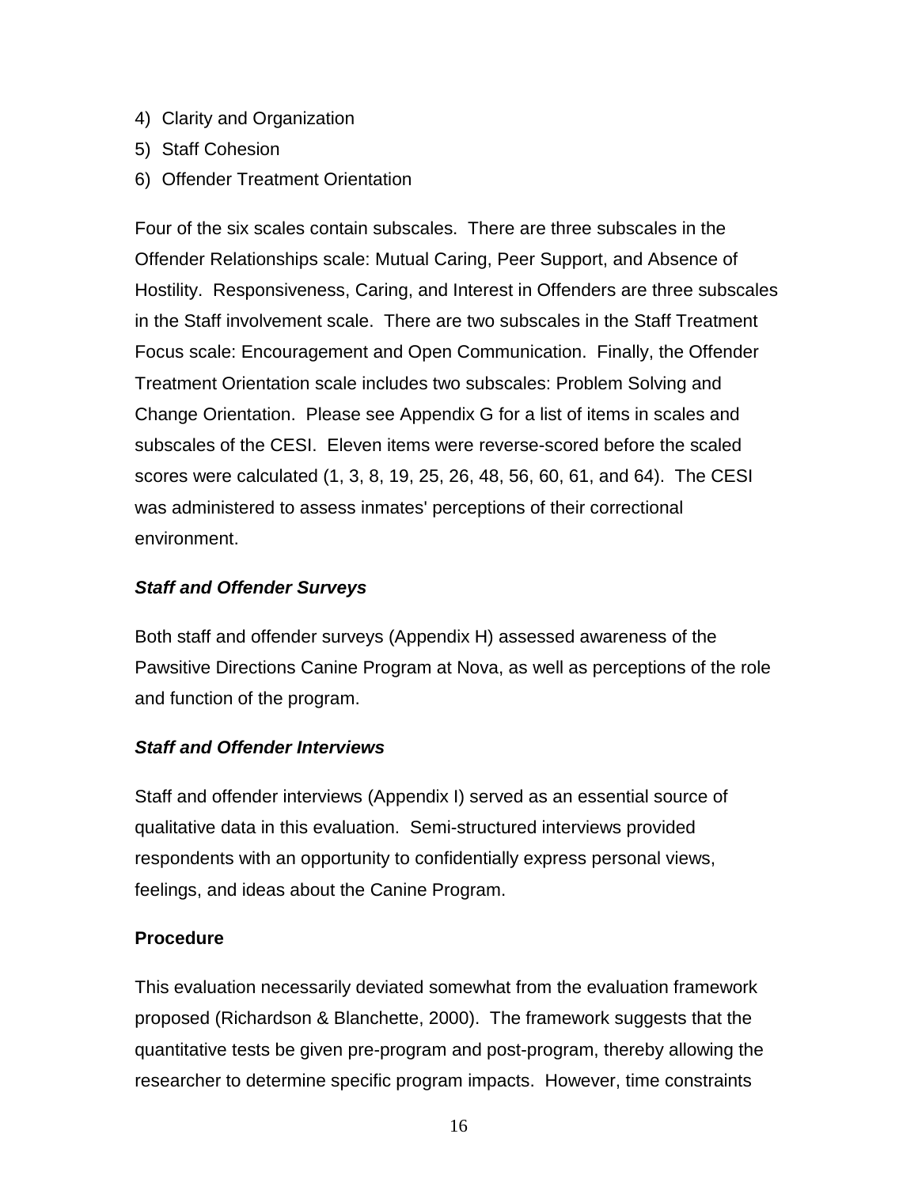4) Clarity and Organization
5) Staff Cohesion
6) Offender Treatment Orientation

Four of the six scales contain subscales. There are three subscales in the Offender Relationships scale: Mutual Caring, Peer Support, and Absence of Hostility. Responsiveness, Caring, and Interest in Offenders are three subscales in the Staff involvement scale. There are two subscales in the Staff Treatment Focus scale: Encouragement and Open Communication. Finally, the Offender Treatment Orientation scale includes two subscales: Problem Solving and Change Orientation. Please see Appendix G for a list of items in scales and subscales of the CESI. Eleven items were reverse-scored before the scaled scores were calculated (1, 3, 8, 19, 25, 26, 48, 56, 60, 61, and 64). The CESI was administered to assess inmates' perceptions of their correctional environment.

### *Staff and Offender Surveys*

Both staff and offender surveys (Appendix H) assessed awareness of the Pawsitive Directions Canine Program at Nova, as well as perceptions of the role and function of the program.

### *Staff and Offender Interviews*

Staff and offender interviews (Appendix I) served as an essential source of qualitative data in this evaluation. Semi-structured interviews provided respondents with an opportunity to confidentially express personal views, feelings, and ideas about the Canine Program.

## Procedure

This evaluation necessarily deviated somewhat from the evaluation framework proposed (Richardson & Blanchette, 2000). The framework suggests that the quantitative tests be given pre-program and post-program, thereby allowing the researcher to determine specific program impacts. However, time constraints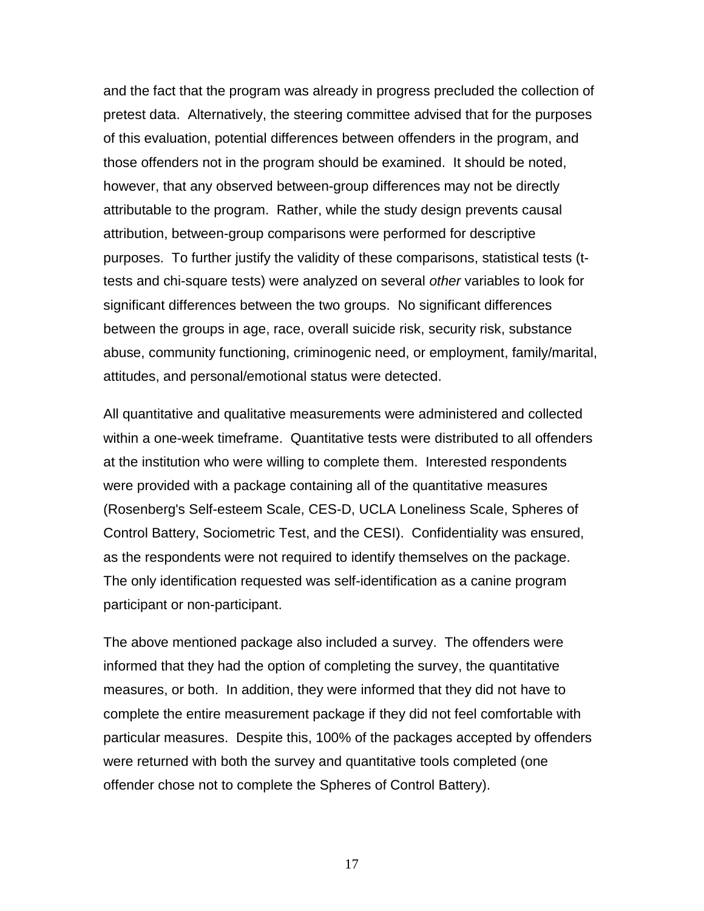and the fact that the program was already in progress precluded the collection of pretest data. Alternatively, the steering committee advised that for the purposes of this evaluation, potential differences between offenders in the program, and those offenders not in the program should be examined. It should be noted, however, that any observed between-group differences may not be directly attributable to the program. Rather, while the study design prevents causal attribution, between-group comparisons were performed for descriptive purposes. To further justify the validity of these comparisons, statistical tests (t-tests and chi-square tests) were analyzed on several *other* variables to look for significant differences between the two groups. No significant differences between the groups in age, race, overall suicide risk, security risk, substance abuse, community functioning, criminogenic need, or employment, family/marital, attitudes, and personal/emotional status were detected.

All quantitative and qualitative measurements were administered and collected within a one-week timeframe. Quantitative tests were distributed to all offenders at the institution who were willing to complete them. Interested respondents were provided with a package containing all of the quantitative measures (Rosenberg's Self-esteem Scale, CES-D, UCLA Loneliness Scale, Spheres of Control Battery, Sociometric Test, and the CESI). Confidentiality was ensured, as the respondents were not required to identify themselves on the package. The only identification requested was self-identification as a canine program participant or non-participant.

The above mentioned package also included a survey. The offenders were informed that they had the option of completing the survey, the quantitative measures, or both. In addition, they were informed that they did not have to complete the entire measurement package if they did not feel comfortable with particular measures. Despite this, 100% of the packages accepted by offenders were returned with both the survey and quantitative tools completed (one offender chose not to complete the Spheres of Control Battery).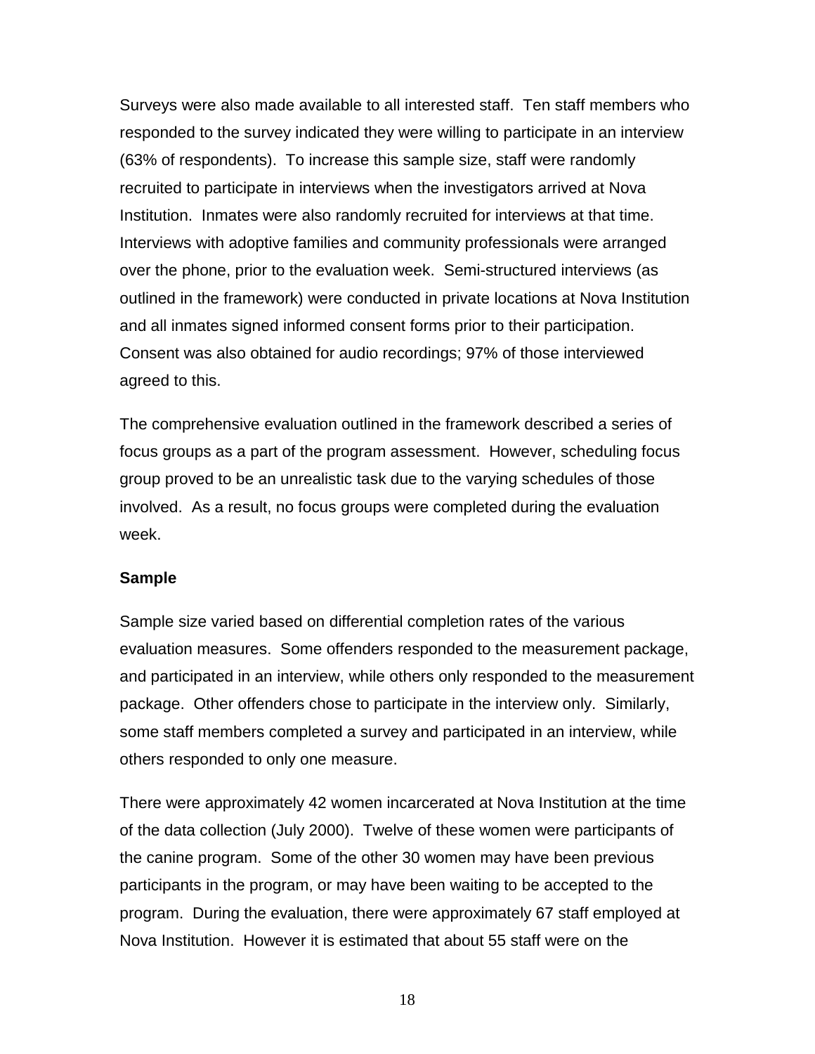Surveys were also made available to all interested staff. Ten staff members who responded to the survey indicated they were willing to participate in an interview (63% of respondents). To increase this sample size, staff were randomly recruited to participate in interviews when the investigators arrived at Nova Institution. Inmates were also randomly recruited for interviews at that time. Interviews with adoptive families and community professionals were arranged over the phone, prior to the evaluation week. Semi-structured interviews (as outlined in the framework) were conducted in private locations at Nova Institution and all inmates signed informed consent forms prior to their participation. Consent was also obtained for audio recordings; 97% of those interviewed agreed to this.

The comprehensive evaluation outlined in the framework described a series of focus groups as a part of the program assessment. However, scheduling focus group proved to be an unrealistic task due to the varying schedules of those involved. As a result, no focus groups were completed during the evaluation week.

**Sample**

Sample size varied based on differential completion rates of the various evaluation measures. Some offenders responded to the measurement package, and participated in an interview, while others only responded to the measurement package. Other offenders chose to participate in the interview only. Similarly, some staff members completed a survey and participated in an interview, while others responded to only one measure.

There were approximately 42 women incarcerated at Nova Institution at the time of the data collection (July 2000). Twelve of these women were participants of the canine program. Some of the other 30 women may have been previous participants in the program, or may have been waiting to be accepted to the program. During the evaluation, there were approximately 67 staff employed at Nova Institution. However it is estimated that about 55 staff were on the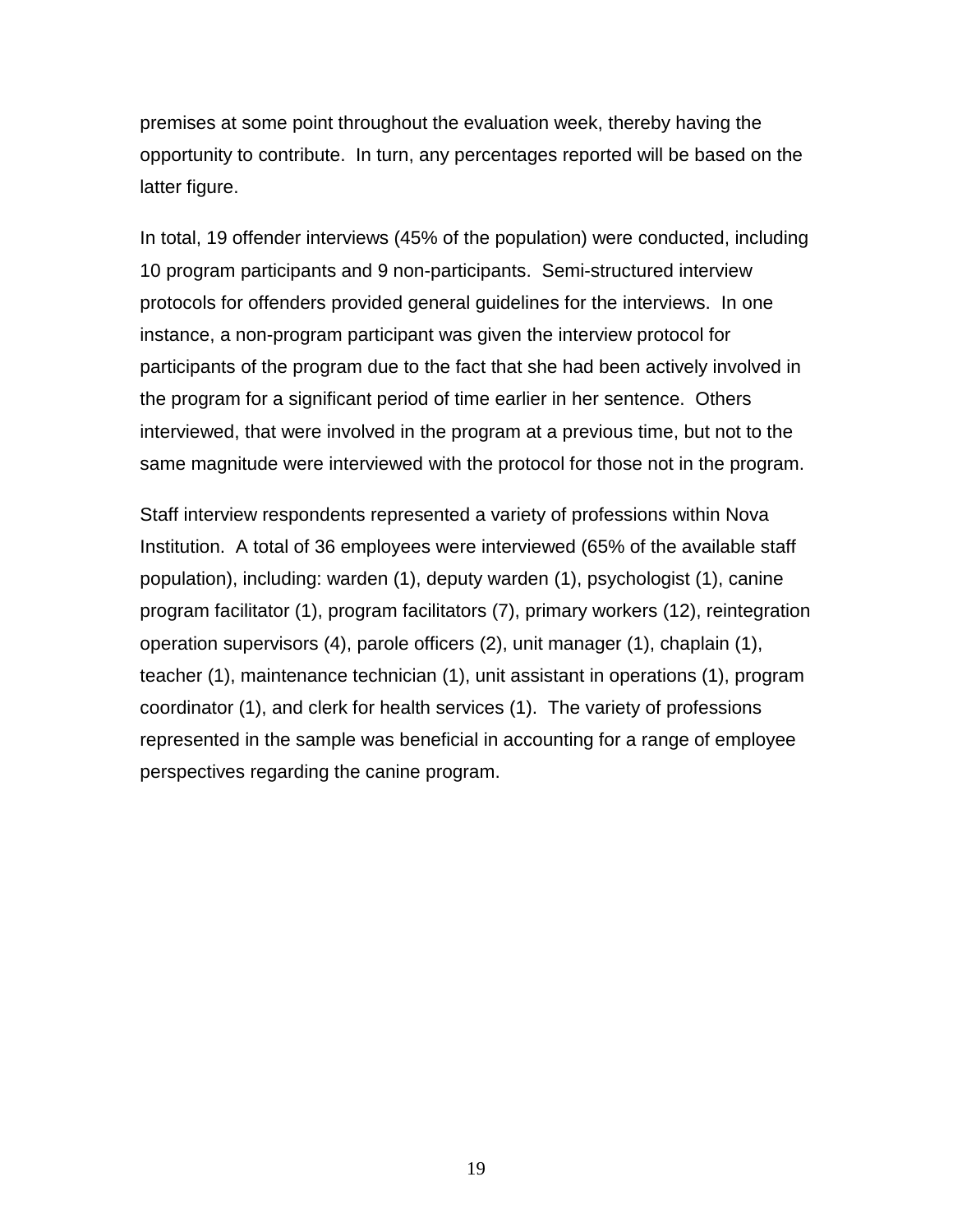premises at some point throughout the evaluation week, thereby having the opportunity to contribute. In turn, any percentages reported will be based on the latter figure.

In total, 19 offender interviews (45% of the population) were conducted, including 10 program participants and 9 non-participants. Semi-structured interview protocols for offenders provided general guidelines for the interviews. In one instance, a non-program participant was given the interview protocol for participants of the program due to the fact that she had been actively involved in the program for a significant period of time earlier in her sentence. Others interviewed, that were involved in the program at a previous time, but not to the same magnitude were interviewed with the protocol for those not in the program.

Staff interview respondents represented a variety of professions within Nova Institution. A total of 36 employees were interviewed (65% of the available staff population), including: warden (1), deputy warden (1), psychologist (1), canine program facilitator (1), program facilitators (7), primary workers (12), reintegration operation supervisors (4), parole officers (2), unit manager (1), chaplain (1), teacher (1), maintenance technician (1), unit assistant in operations (1), program coordinator (1), and clerk for health services (1). The variety of professions represented in the sample was beneficial in accounting for a range of employee perspectives regarding the canine program.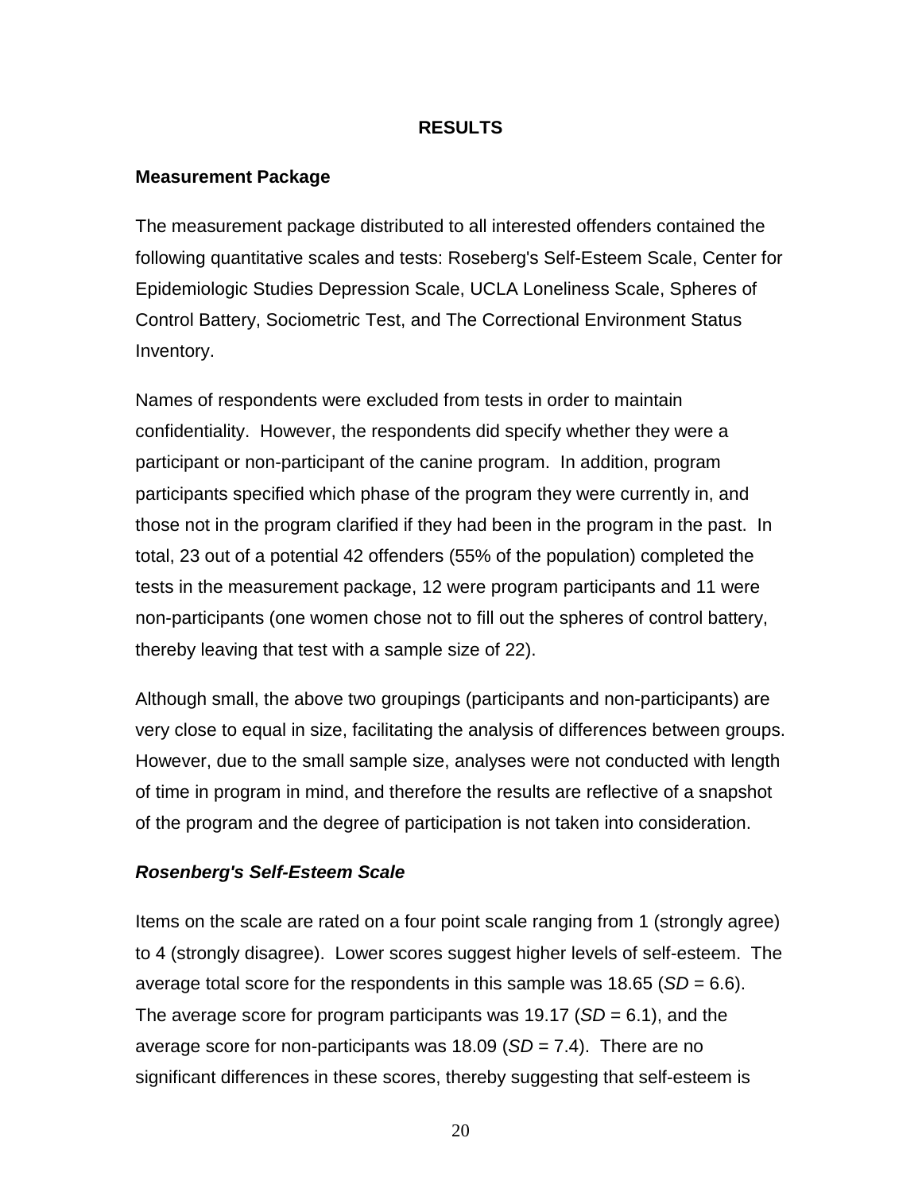## RESULTS

### Measurement Package

The measurement package distributed to all interested offenders contained the following quantitative scales and tests: Roseberg's Self-Esteem Scale, Center for Epidemiologic Studies Depression Scale, UCLA Loneliness Scale, Spheres of Control Battery, Sociometric Test, and The Correctional Environment Status Inventory.

Names of respondents were excluded from tests in order to maintain confidentiality. However, the respondents did specify whether they were a participant or non-participant of the canine program. In addition, program participants specified which phase of the program they were currently in, and those not in the program clarified if they had been in the program in the past. In total, 23 out of a potential 42 offenders (55% of the population) completed the tests in the measurement package, 12 were program participants and 11 were non-participants (one women chose not to fill out the spheres of control battery, thereby leaving that test with a sample size of 22).

Although small, the above two groupings (participants and non-participants) are very close to equal in size, facilitating the analysis of differences between groups. However, due to the small sample size, analyses were not conducted with length of time in program in mind, and therefore the results are reflective of a snapshot of the program and the degree of participation is not taken into consideration.

#### *Rosenberg's Self-Esteem Scale*

Items on the scale are rated on a four point scale ranging from 1 (strongly agree) to 4 (strongly disagree). Lower scores suggest higher levels of self-esteem. The average total score for the respondents in this sample was 18.65 (*SD* = 6.6). The average score for program participants was 19.17 (*SD* = 6.1), and the average score for non-participants was 18.09 (*SD* = 7.4). There are no significant differences in these scores, thereby suggesting that self-esteem is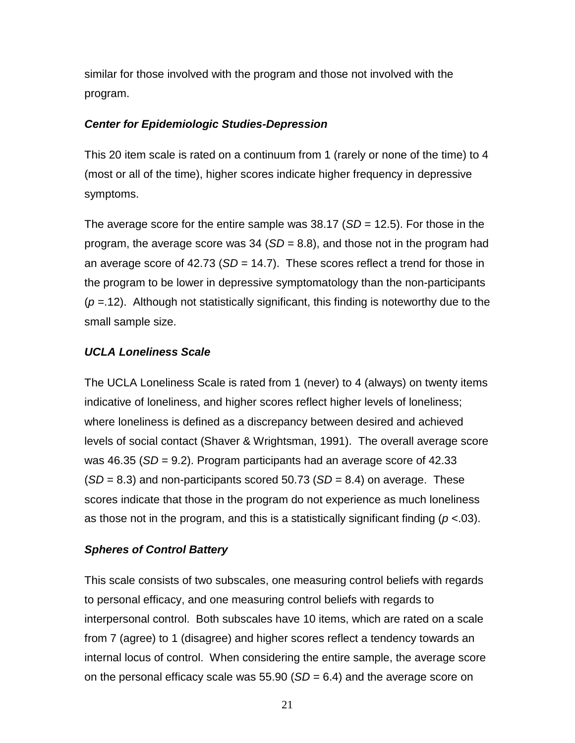similar for those involved with the program and those not involved with the program.

### *Center for Epidemiologic Studies-Depression*

This 20 item scale is rated on a continuum from 1 (rarely or none of the time) to 4 (most or all of the time), higher scores indicate higher frequency in depressive symptoms.

The average score for the entire sample was 38.17 (*SD* = 12.5). For those in the program, the average score was 34 (*SD* = 8.8), and those not in the program had an average score of 42.73 (*SD* = 14.7). These scores reflect a trend for those in the program to be lower in depressive symptomatology than the non-participants ($p$ =.12). Although not statistically significant, this finding is noteworthy due to the small sample size.

### *UCLA Loneliness Scale*

The UCLA Loneliness Scale is rated from 1 (never) to 4 (always) on twenty items indicative of loneliness, and higher scores reflect higher levels of loneliness; where loneliness is defined as a discrepancy between desired and achieved levels of social contact (Shaver & Wrightsman, 1991). The overall average score was 46.35 (*SD* = 9.2). Program participants had an average score of 42.33 (*SD* = 8.3) and non-participants scored 50.73 (*SD* = 8.4) on average. These scores indicate that those in the program do not experience as much loneliness as those not in the program, and this is a statistically significant finding ($p$ <.03).

### *Spheres of Control Battery*

This scale consists of two subscales, one measuring control beliefs with regards to personal efficacy, and one measuring control beliefs with regards to interpersonal control. Both subscales have 10 items, which are rated on a scale from 7 (agree) to 1 (disagree) and higher scores reflect a tendency towards an internal locus of control. When considering the entire sample, the average score on the personal efficacy scale was 55.90 (*SD* = 6.4) and the average score on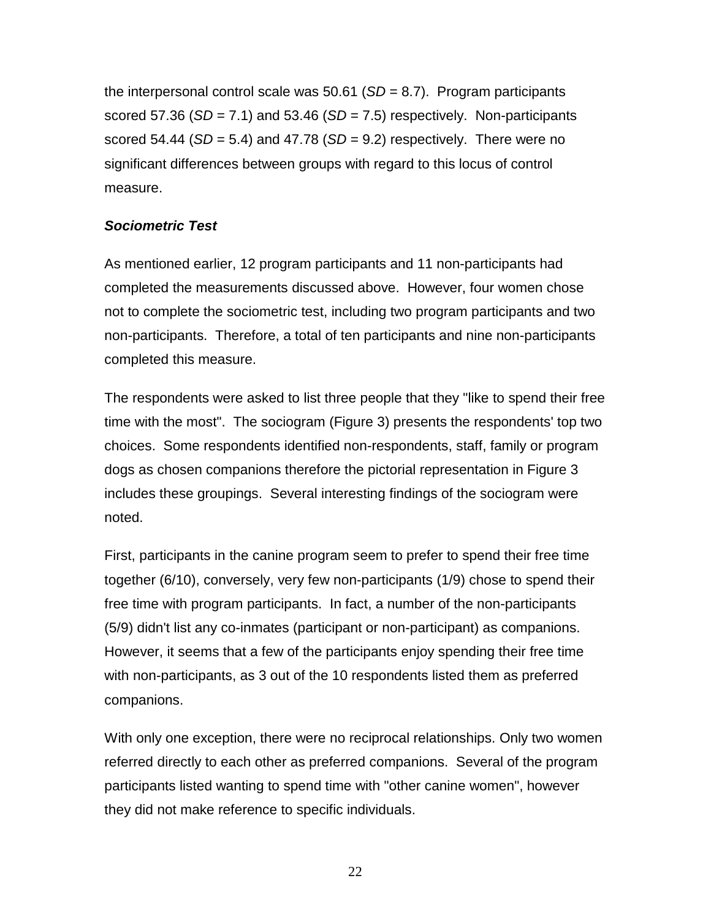the interpersonal control scale was 50.61 (*SD* = 8.7). Program participants scored 57.36 (*SD* = 7.1) and 53.46 (*SD* = 7.5) respectively. Non-participants scored 54.44 (*SD* = 5.4) and 47.78 (*SD* = 9.2) respectively. There were no significant differences between groups with regard to this locus of control measure.

### *Sociometric Test*

As mentioned earlier, 12 program participants and 11 non-participants had completed the measurements discussed above. However, four women chose not to complete the sociometric test, including two program participants and two non-participants. Therefore, a total of ten participants and nine non-participants completed this measure.

The respondents were asked to list three people that they "like to spend their free time with the most". The sociogram (Figure 3) presents the respondents' top two choices. Some respondents identified non-respondents, staff, family or program dogs as chosen companions therefore the pictorial representation in Figure 3 includes these groupings. Several interesting findings of the sociogram were noted.

First, participants in the canine program seem to prefer to spend their free time together (6/10), conversely, very few non-participants (1/9) chose to spend their free time with program participants. In fact, a number of the non-participants (5/9) didn't list any co-inmates (participant or non-participant) as companions. However, it seems that a few of the participants enjoy spending their free time with non-participants, as 3 out of the 10 respondents listed them as preferred companions.

With only one exception, there were no reciprocal relationships. Only two women referred directly to each other as preferred companions. Several of the program participants listed wanting to spend time with "other canine women", however they did not make reference to specific individuals.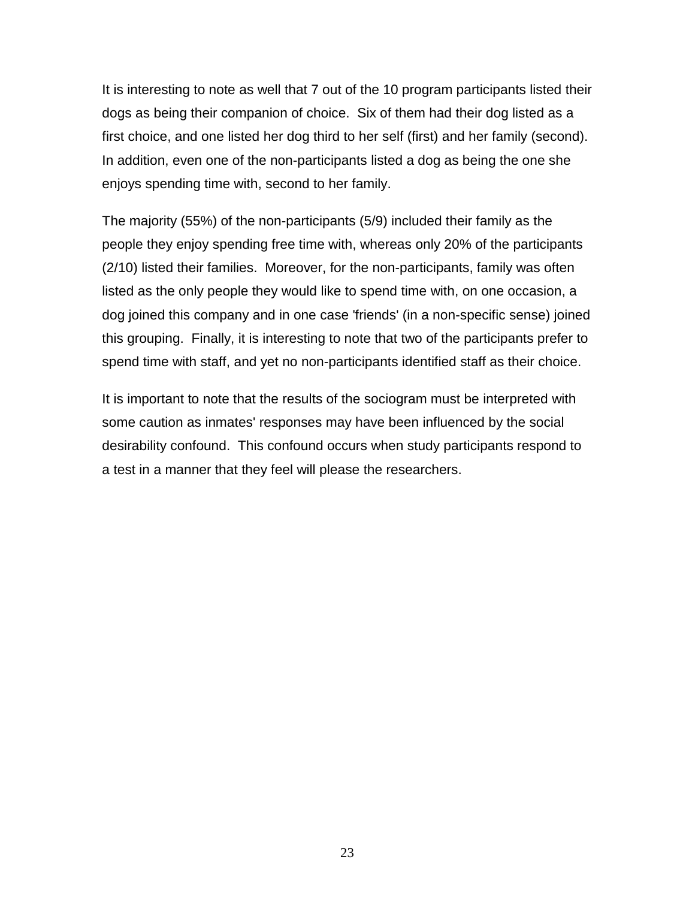It is interesting to note as well that 7 out of the 10 program participants listed their dogs as being their companion of choice. Six of them had their dog listed as a first choice, and one listed her dog third to her self (first) and her family (second). In addition, even one of the non-participants listed a dog as being the one she enjoys spending time with, second to her family.

The majority (55%) of the non-participants (5/9) included their family as the people they enjoy spending free time with, whereas only 20% of the participants (2/10) listed their families. Moreover, for the non-participants, family was often listed as the only people they would like to spend time with, on one occasion, a dog joined this company and in one case 'friends' (in a non-specific sense) joined this grouping. Finally, it is interesting to note that two of the participants prefer to spend time with staff, and yet no non-participants identified staff as their choice.

It is important to note that the results of the sociogram must be interpreted with some caution as inmates' responses may have been influenced by the social desirability confound. This confound occurs when study participants respond to a test in a manner that they feel will please the researchers.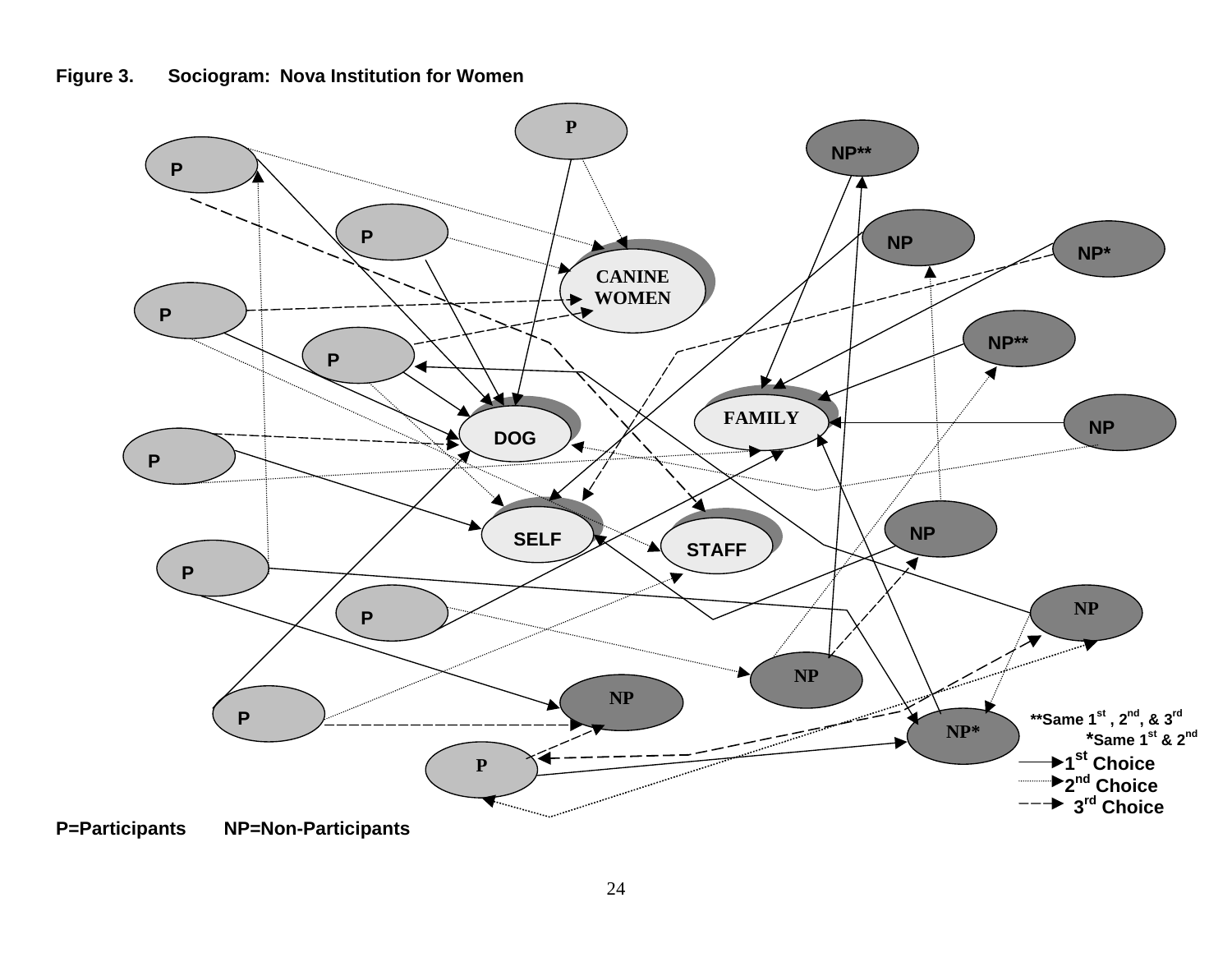**Figure 3. Sociogram: Nova Institution for Women**

P CANINE WOMEN DOG FAMILY SELF STAFF NP** NP NP* NP** NP NP NP NP NP NP*

**Same 1st, 2nd, & 3rd
*Same 1st & 2nd

1st Choice
2nd Choice
3rd Choice

P=Participants NP=Non-Participants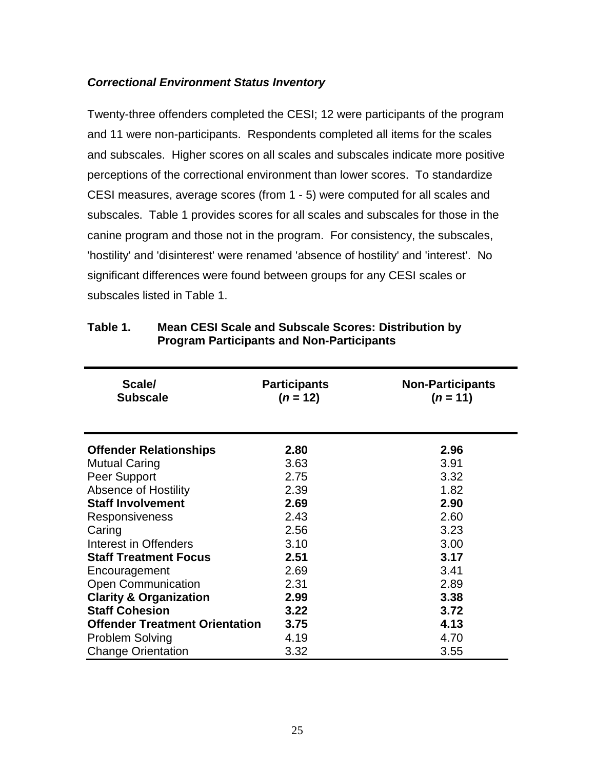### *Correctional Environment Status Inventory*

Twenty-three offenders completed the CESI; 12 were participants of the program and 11 were non-participants. Respondents completed all items for the scales and subscales. Higher scores on all scales and subscales indicate more positive perceptions of the correctional environment than lower scores. To standardize CESI measures, average scores (from 1 - 5) were computed for all scales and subscales. Table 1 provides scores for all scales and subscales for those in the canine program and those not in the program. For consistency, the subscales, 'hostility' and 'disinterest' were renamed 'absence of hostility' and 'interest'. No significant differences were found between groups for any CESI scales or subscales listed in Table 1.

**Table 1. Mean CESI Scale and Subscale Scores: Distribution by Program Participants and Non-Participants**

| Scale/ Subscale | Participants ($n$ = 12) | Non-Participants ($n$ = 11) |
|---|---|---|
| **Offender Relationships** | **2.80** | **2.96** |
| Mutual Caring | 3.63 | 3.91 |
| Peer Support | 2.75 | 3.32 |
| Absence of Hostility | 2.39 | 1.82 |
| **Staff Involvement** | **2.69** | **2.90** |
| Responsiveness | 2.43 | 2.60 |
| Caring | 2.56 | 3.23 |
| Interest in Offenders | 3.10 | 3.00 |
| **Staff Treatment Focus** | **2.51** | **3.17** |
| Encouragement | 2.69 | 3.41 |
| Open Communication | 2.31 | 2.89 |
| **Clarity & Organization** | **2.99** | **3.38** |
| **Staff Cohesion** | **3.22** | **3.72** |
| **Offender Treatment Orientation** | **3.75** | **4.13** |
| Problem Solving | 4.19 | 4.70 |
| Change Orientation | 3.32 | 3.55 |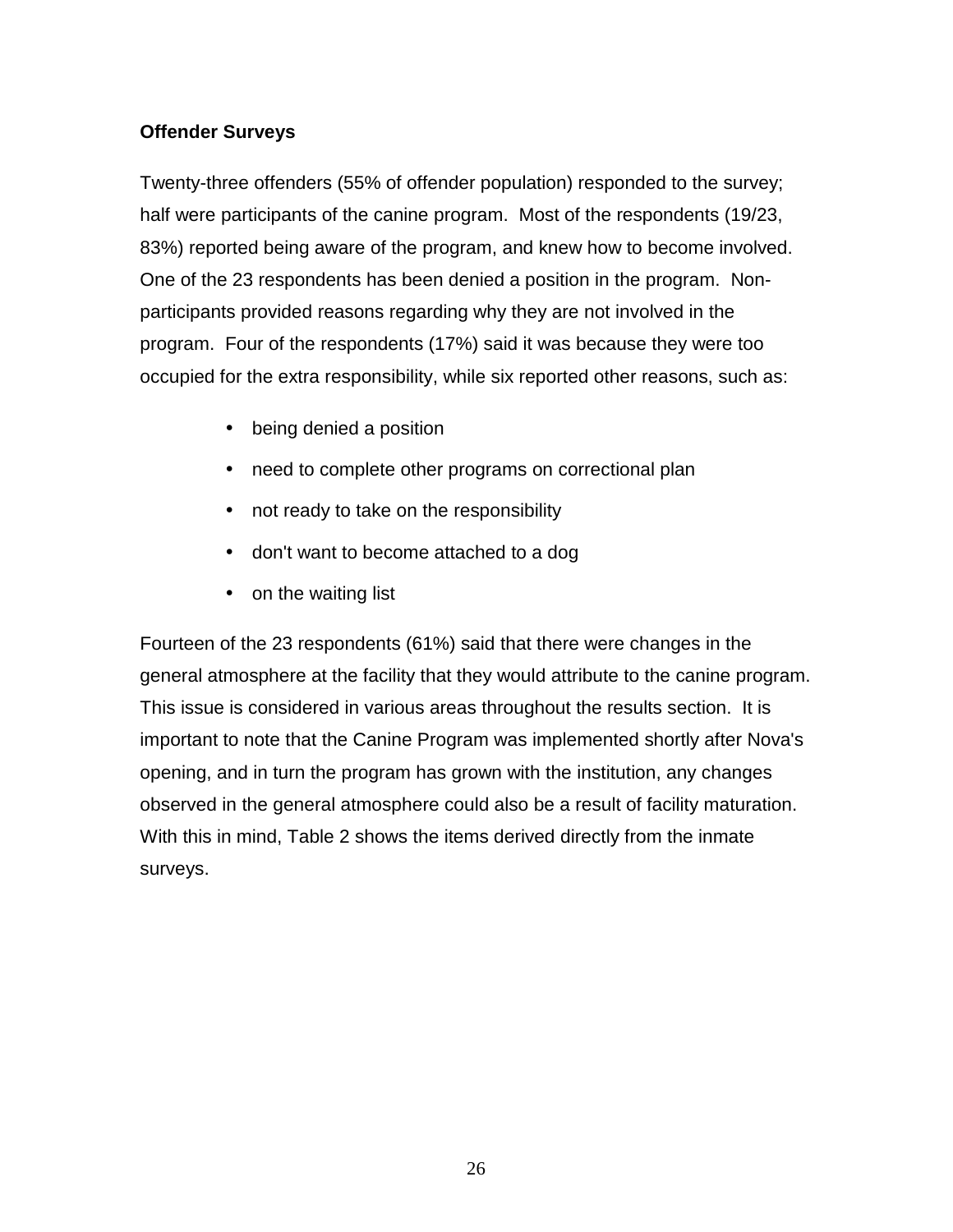**Offender Surveys**

Twenty-three offenders (55% of offender population) responded to the survey; half were participants of the canine program. Most of the respondents (19/23, 83%) reported being aware of the program, and knew how to become involved. One of the 23 respondents has been denied a position in the program. Non-participants provided reasons regarding why they are not involved in the program. Four of the respondents (17%) said it was because they were too occupied for the extra responsibility, while six reported other reasons, such as:

- being denied a position
- need to complete other programs on correctional plan
- not ready to take on the responsibility
- don't want to become attached to a dog
- on the waiting list

Fourteen of the 23 respondents (61%) said that there were changes in the general atmosphere at the facility that they would attribute to the canine program. This issue is considered in various areas throughout the results section. It is important to note that the Canine Program was implemented shortly after Nova's opening, and in turn the program has grown with the institution, any changes observed in the general atmosphere could also be a result of facility maturation. With this in mind, Table 2 shows the items derived directly from the inmate surveys.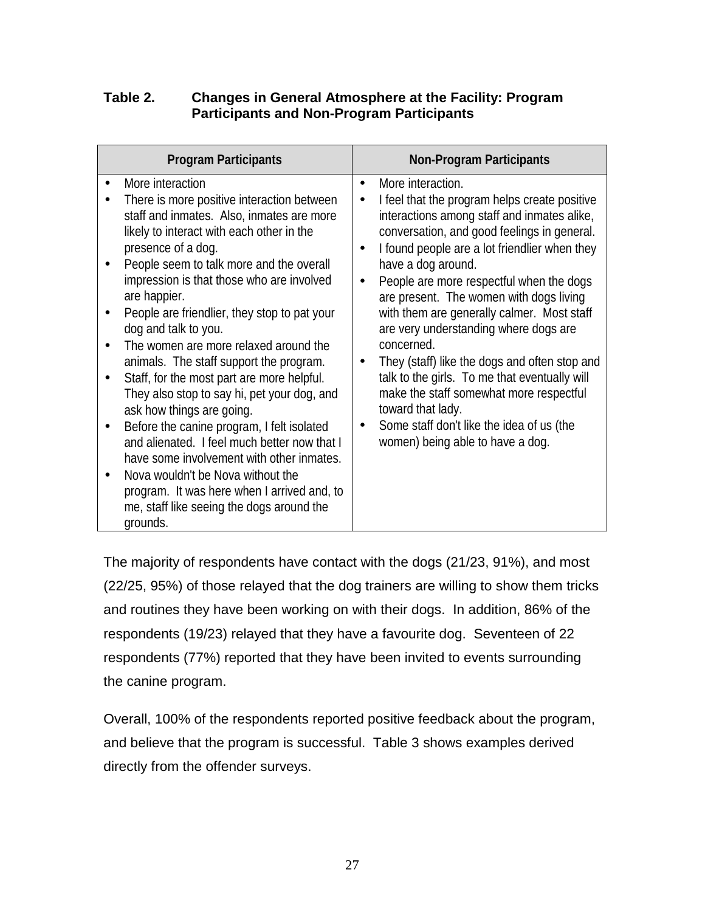**Table 2. Changes in General Atmosphere at the Facility: Program Participants and Non-Program Participants**

| Program Participants | Non-Program Participants |
|---|---|
| • More interaction<br>• There is more positive interaction between staff and inmates. Also, inmates are more likely to interact with each other in the presence of a dog.<br>• People seem to talk more and the overall impression is that those who are involved are happier.<br>• People are friendlier, they stop to pat your dog and talk to you.<br>• The women are more relaxed around the animals. The staff support the program.<br>• Staff, for the most part are more helpful. They also stop to say hi, pet your dog, and ask how things are going.<br>• Before the canine program, I felt isolated and alienated. I feel much better now that I have some involvement with other inmates.<br>• Nova wouldn't be Nova without the program. It was here when I arrived and, to me, staff like seeing the dogs around the grounds. | • More interaction.<br>• I feel that the program helps create positive interactions among staff and inmates alike, conversation, and good feelings in general.<br>• I found people are a lot friendlier when they have a dog around.<br>• People are more respectful when the dogs are present. The women with dogs living with them are generally calmer. Most staff are very understanding where dogs are concerned.<br>• They (staff) like the dogs and often stop and talk to the girls. To me that eventually will make the staff somewhat more respectful toward that lady.<br>• Some staff don't like the idea of us (the women) being able to have a dog. |

The majority of respondents have contact with the dogs (21/23, 91%), and most (22/25, 95%) of those relayed that the dog trainers are willing to show them tricks and routines they have been working on with their dogs. In addition, 86% of the respondents (19/23) relayed that they have a favourite dog. Seventeen of 22 respondents (77%) reported that they have been invited to events surrounding the canine program.

Overall, 100% of the respondents reported positive feedback about the program, and believe that the program is successful. Table 3 shows examples derived directly from the offender surveys.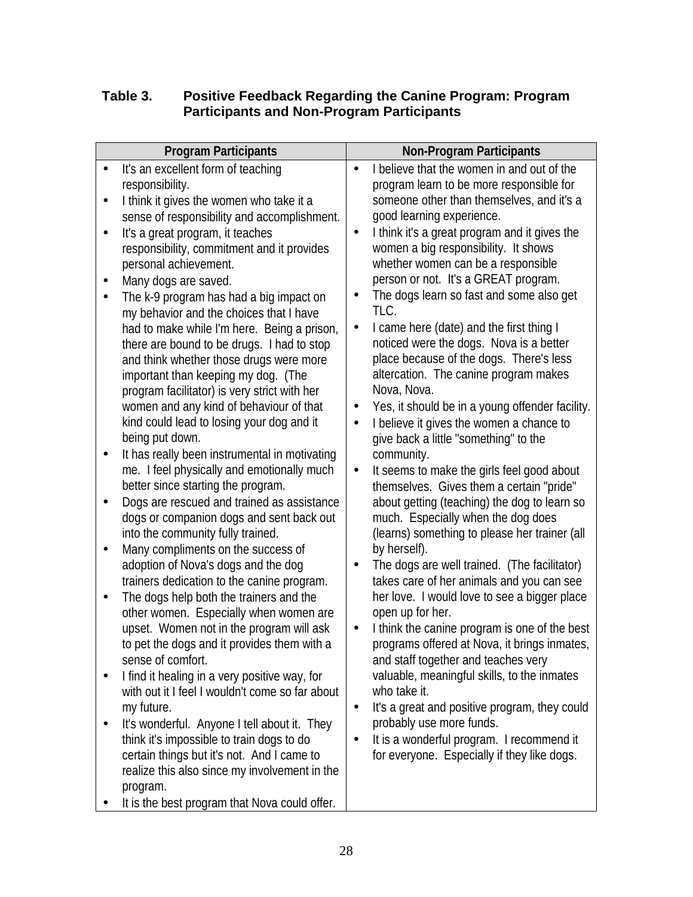**Table 3. Positive Feedback Regarding the Canine Program: Program Participants and Non-Program Participants**

| Program Participants | Non-Program Participants |
|---|---|
| • It's an excellent form of teaching responsibility.<br>• I think it gives the women who take it a sense of responsibility and accomplishment.<br>• It's a great program, it teaches responsibility, commitment and it provides personal achievement.<br>• Many dogs are saved.<br>• The k-9 program has had a big impact on my behavior and the choices that I have had to make while I'm here. Being a prison, there are bound to be drugs. I had to stop and think whether those drugs were more important than keeping my dog. (The program facilitator) is very strict with her women and any kind of behaviour of that kind could lead to losing your dog and it being put down.<br>• It has really been instrumental in motivating me. I feel physically and emotionally much better since starting the program.<br>• Dogs are rescued and trained as assistance dogs or companion dogs and sent back out into the community fully trained.<br>• Many compliments on the success of adoption of Nova's dogs and the dog trainers dedication to the canine program.<br>• The dogs help both the trainers and the other women. Especially when women are upset. Women not in the program will ask to pet the dogs and it provides them with a sense of comfort.<br>• I find it healing in a very positive way, for with out it I feel I wouldn't come so far about my future.<br>• It's wonderful. Anyone I tell about it. They think it's impossible to train dogs to do certain things but it's not. And I came to realize this also since my involvement in the program.<br>• It is the best program that Nova could offer. | • I believe that the women in and out of the program learn to be more responsible for someone other than themselves, and it's a good learning experience.<br>• I think it's a great program and it gives the women a big responsibility. It shows whether women can be a responsible person or not. It's a GREAT program.<br>• The dogs learn so fast and some also get TLC.<br>• I came here (date) and the first thing I noticed were the dogs. Nova is a better place because of the dogs. There's less altercation. The canine program makes Nova, Nova.<br>• Yes, it should be in a young offender facility.<br>• I believe it gives the women a chance to give back a little "something" to the community.<br>• It seems to make the girls feel good about themselves. Gives them a certain "pride" about getting (teaching) the dog to learn so much. Especially when the dog does (learns) something to please her trainer (all by herself).<br>• The dogs are well trained. (The facilitator) takes care of her animals and you can see her love. I would love to see a bigger place open up for her.<br>• I think the canine program is one of the best programs offered at Nova, it brings inmates, and staff together and teaches very valuable, meaningful skills, to the inmates who take it.<br>• It's a great and positive program, they could probably use more funds.<br>• It is a wonderful program. I recommend it for everyone. Especially if they like dogs. |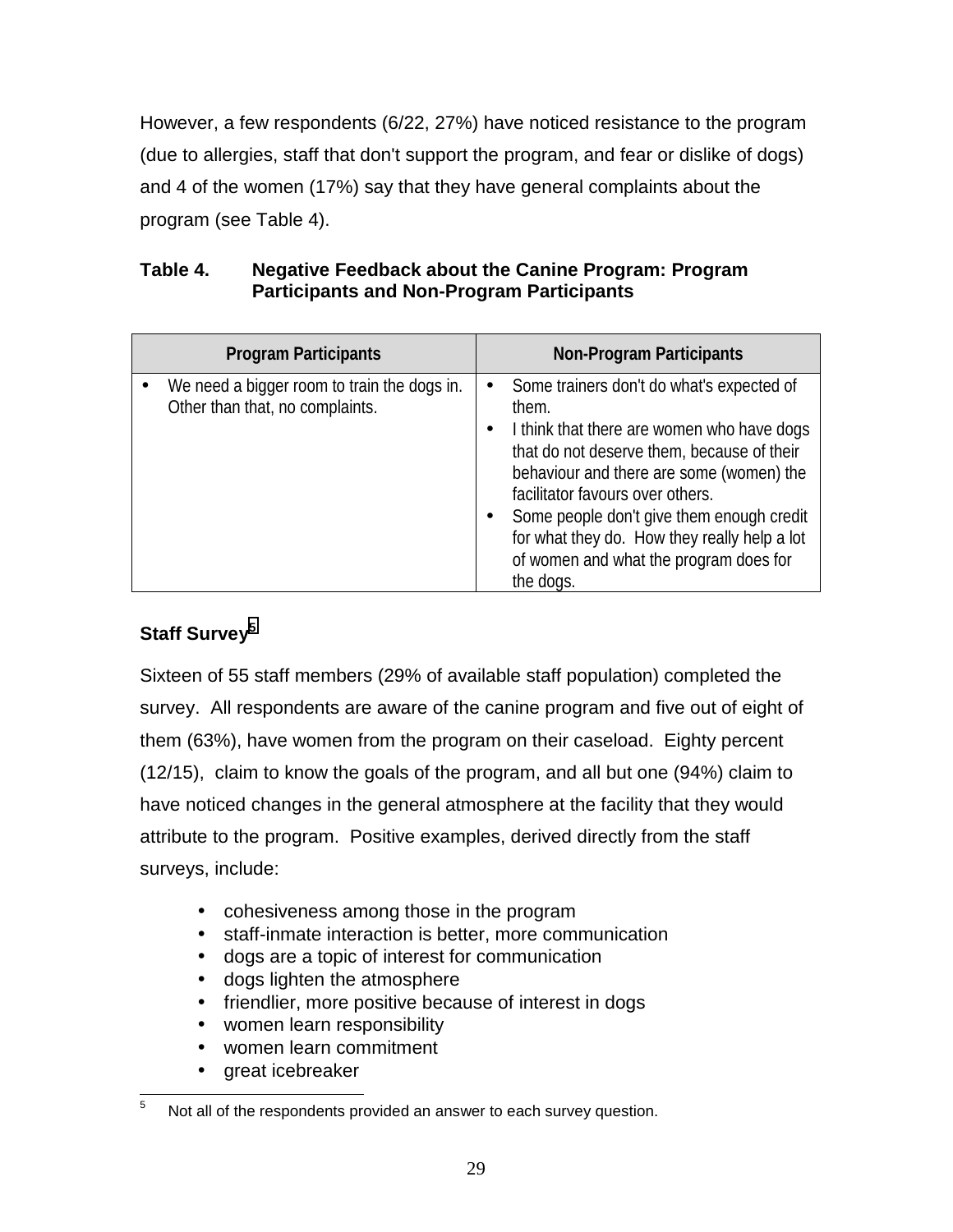However, a few respondents (6/22, 27%) have noticed resistance to the program (due to allergies, staff that don't support the program, and fear or dislike of dogs) and 4 of the women (17%) say that they have general complaints about the program (see Table 4).

**Table 4. Negative Feedback about the Canine Program: Program Participants and Non-Program Participants**

| Program Participants | Non-Program Participants |
| --- | --- |
| • We need a bigger room to train the dogs in. Other than that, no complaints. | • Some trainers don't do what's expected of them.<br>• I think that there are women who have dogs that do not deserve them, because of their behaviour and there are some (women) the facilitator favours over others.<br>• Some people don't give them enough credit for what they do. How they really help a lot of women and what the program does for the dogs. |

### Staff Survey[5]

Sixteen of 55 staff members (29% of available staff population) completed the survey. All respondents are aware of the canine program and five out of eight of them (63%), have women from the program on their caseload. Eighty percent (12/15), claim to know the goals of the program, and all but one (94%) claim to have noticed changes in the general atmosphere at the facility that they would attribute to the program. Positive examples, derived directly from the staff surveys, include:

- cohesiveness among those in the program
- staff-inmate interaction is better, more communication
- dogs are a topic of interest for communication
- dogs lighten the atmosphere
- friendlier, more positive because of interest in dogs
- women learn responsibility
- women learn commitment
- great icebreaker

[5] Not all of the respondents provided an answer to each survey question.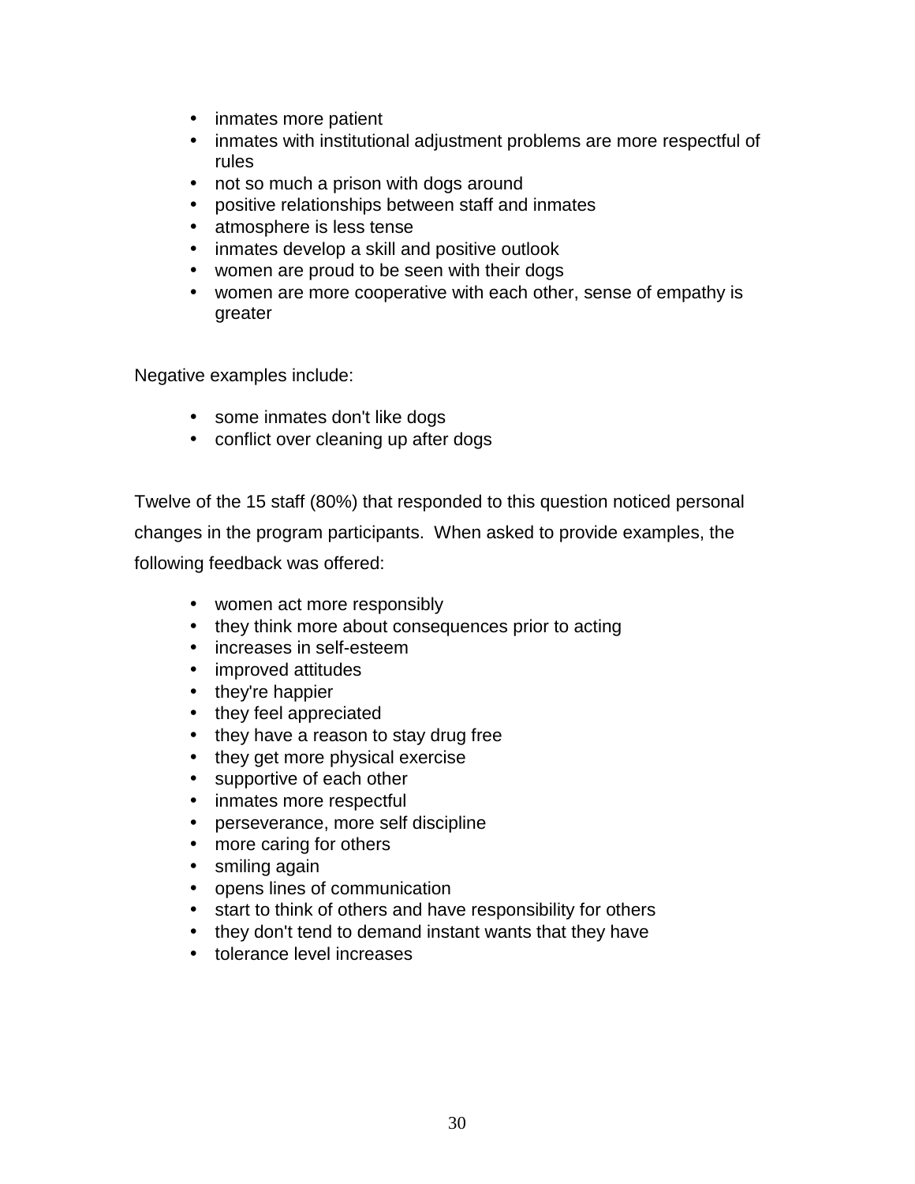- inmates more patient
- inmates with institutional adjustment problems are more respectful of rules
- not so much a prison with dogs around
- positive relationships between staff and inmates
- atmosphere is less tense
- inmates develop a skill and positive outlook
- women are proud to be seen with their dogs
- women are more cooperative with each other, sense of empathy is greater

Negative examples include:

- some inmates don't like dogs
- conflict over cleaning up after dogs

Twelve of the 15 staff (80%) that responded to this question noticed personal changes in the program participants. When asked to provide examples, the following feedback was offered:

- women act more responsibly
- they think more about consequences prior to acting
- increases in self-esteem
- improved attitudes
- they're happier
- they feel appreciated
- they have a reason to stay drug free
- they get more physical exercise
- supportive of each other
- inmates more respectful
- perseverance, more self discipline
- more caring for others
- smiling again
- opens lines of communication
- start to think of others and have responsibility for others
- they don't tend to demand instant wants that they have
- tolerance level increases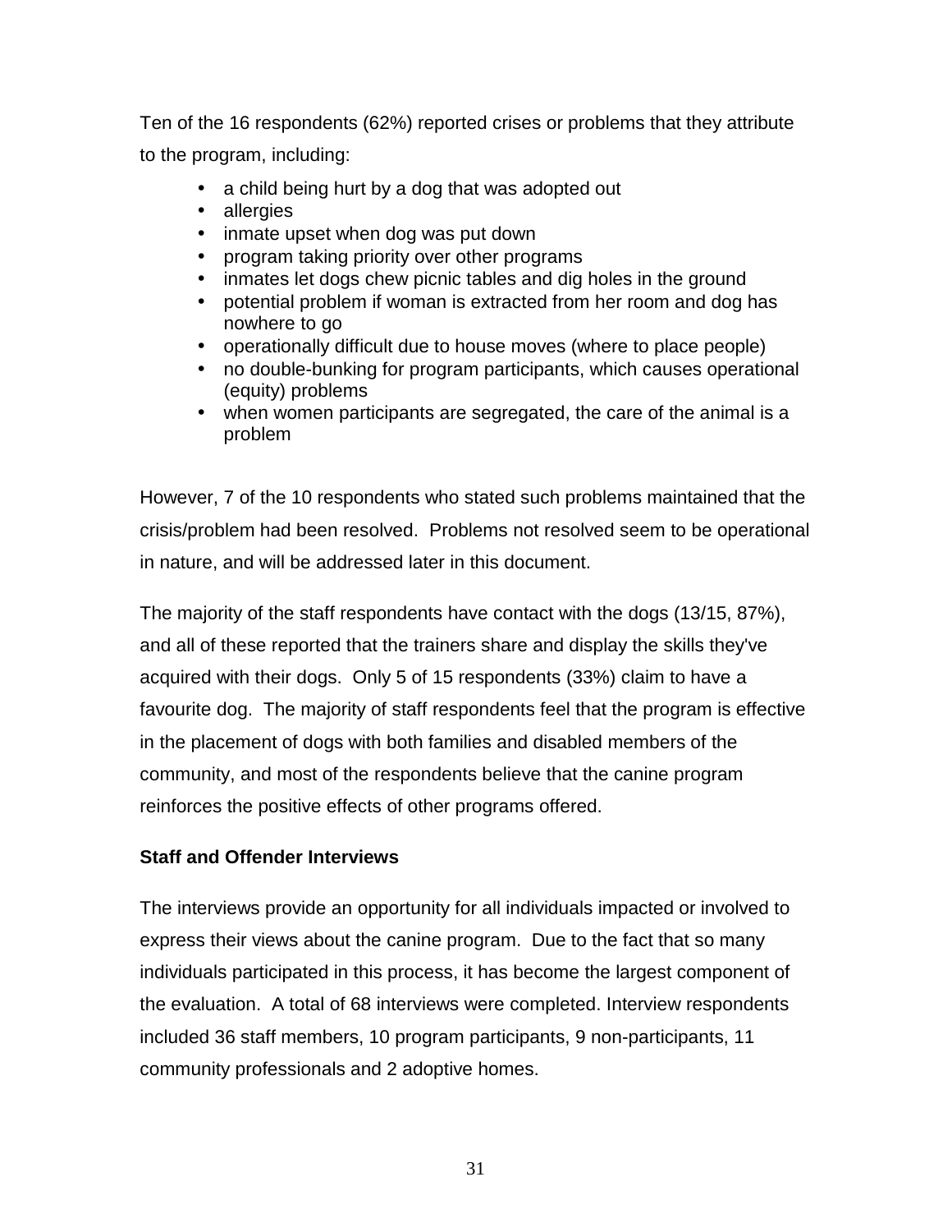Ten of the 16 respondents (62%) reported crises or problems that they attribute to the program, including:

- a child being hurt by a dog that was adopted out
- allergies
- inmate upset when dog was put down
- program taking priority over other programs
- inmates let dogs chew picnic tables and dig holes in the ground
- potential problem if woman is extracted from her room and dog has nowhere to go
- operationally difficult due to house moves (where to place people)
- no double-bunking for program participants, which causes operational (equity) problems
- when women participants are segregated, the care of the animal is a problem

However, 7 of the 10 respondents who stated such problems maintained that the crisis/problem had been resolved. Problems not resolved seem to be operational in nature, and will be addressed later in this document.

The majority of the staff respondents have contact with the dogs (13/15, 87%), and all of these reported that the trainers share and display the skills they've acquired with their dogs. Only 5 of 15 respondents (33%) claim to have a favourite dog. The majority of staff respondents feel that the program is effective in the placement of dogs with both families and disabled members of the community, and most of the respondents believe that the canine program reinforces the positive effects of other programs offered.

**Staff and Offender Interviews**

The interviews provide an opportunity for all individuals impacted or involved to express their views about the canine program. Due to the fact that so many individuals participated in this process, it has become the largest component of the evaluation. A total of 68 interviews were completed. Interview respondents included 36 staff members, 10 program participants, 9 non-participants, 11 community professionals and 2 adoptive homes.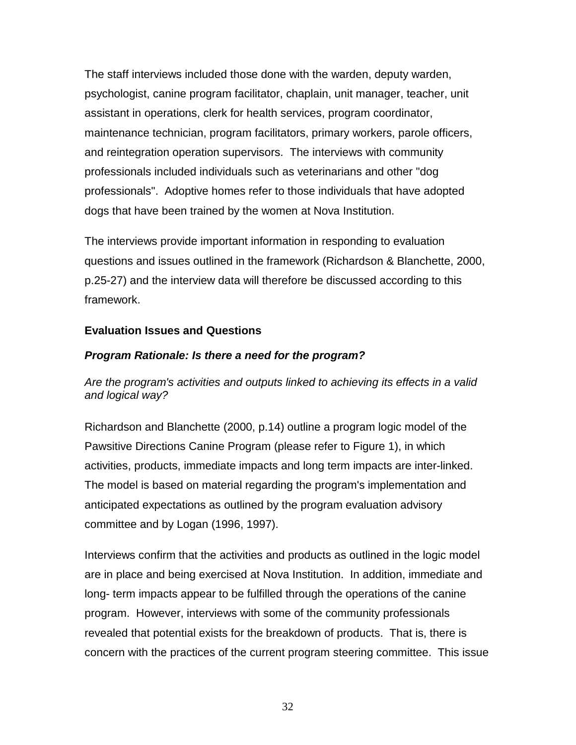The staff interviews included those done with the warden, deputy warden, psychologist, canine program facilitator, chaplain, unit manager, teacher, unit assistant in operations, clerk for health services, program coordinator, maintenance technician, program facilitators, primary workers, parole officers, and reintegration operation supervisors. The interviews with community professionals included individuals such as veterinarians and other "dog professionals". Adoptive homes refer to those individuals that have adopted dogs that have been trained by the women at Nova Institution.

The interviews provide important information in responding to evaluation questions and issues outlined in the framework (Richardson & Blanchette, 2000, p.25-27) and the interview data will therefore be discussed according to this framework.

### Evaluation Issues and Questions

#### *Program Rationale: Is there a need for the program?*

*Are the program's activities and outputs linked to achieving its effects in a valid and logical way?*

Richardson and Blanchette (2000, p.14) outline a program logic model of the Pawsitive Directions Canine Program (please refer to Figure 1), in which activities, products, immediate impacts and long term impacts are inter-linked. The model is based on material regarding the program's implementation and anticipated expectations as outlined by the program evaluation advisory committee and by Logan (1996, 1997).

Interviews confirm that the activities and products as outlined in the logic model are in place and being exercised at Nova Institution. In addition, immediate and long- term impacts appear to be fulfilled through the operations of the canine program. However, interviews with some of the community professionals revealed that potential exists for the breakdown of products. That is, there is concern with the practices of the current program steering committee. This issue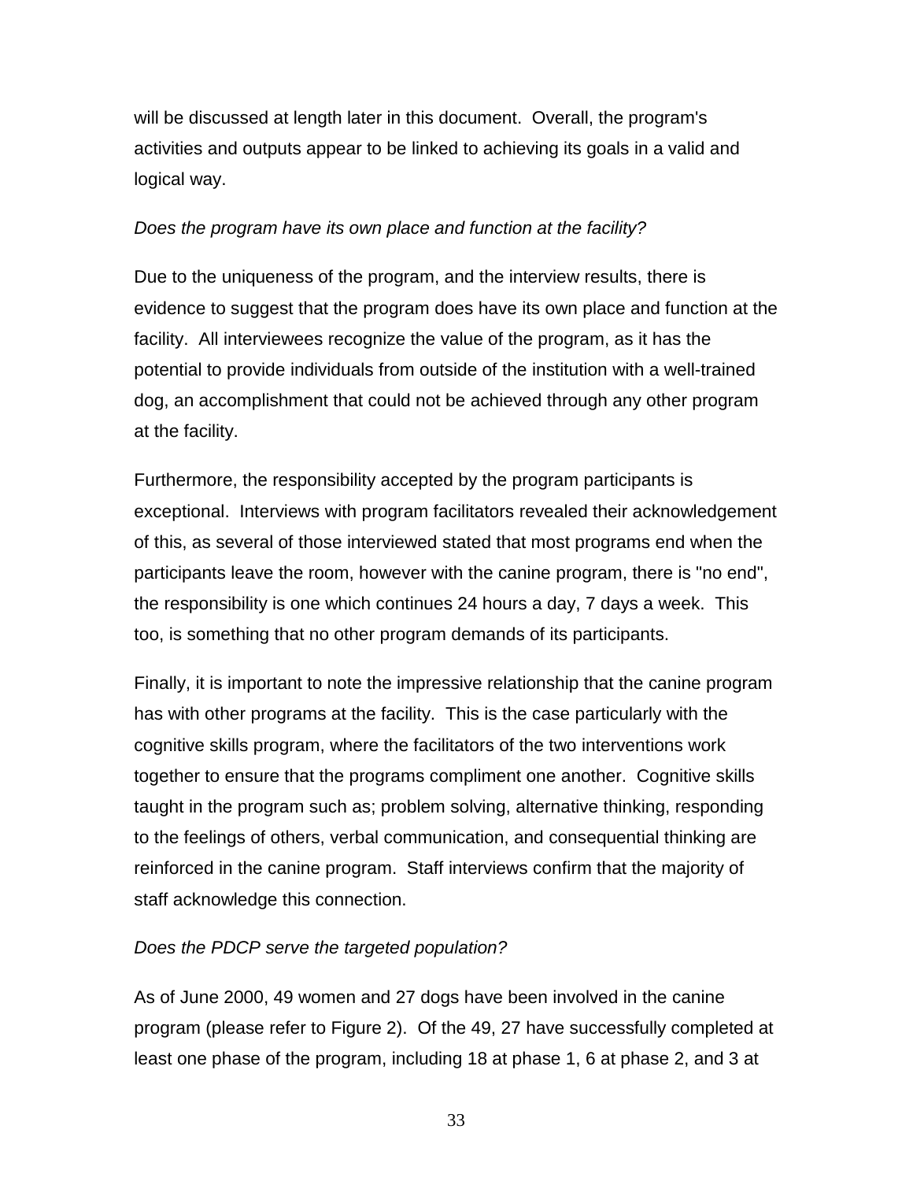will be discussed at length later in this document. Overall, the program's activities and outputs appear to be linked to achieving its goals in a valid and logical way.

*Does the program have its own place and function at the facility?*

Due to the uniqueness of the program, and the interview results, there is evidence to suggest that the program does have its own place and function at the facility. All interviewees recognize the value of the program, as it has the potential to provide individuals from outside of the institution with a well-trained dog, an accomplishment that could not be achieved through any other program at the facility.

Furthermore, the responsibility accepted by the program participants is exceptional. Interviews with program facilitators revealed their acknowledgement of this, as several of those interviewed stated that most programs end when the participants leave the room, however with the canine program, there is "no end", the responsibility is one which continues 24 hours a day, 7 days a week. This too, is something that no other program demands of its participants.

Finally, it is important to note the impressive relationship that the canine program has with other programs at the facility. This is the case particularly with the cognitive skills program, where the facilitators of the two interventions work together to ensure that the programs compliment one another. Cognitive skills taught in the program such as; problem solving, alternative thinking, responding to the feelings of others, verbal communication, and consequential thinking are reinforced in the canine program. Staff interviews confirm that the majority of staff acknowledge this connection.

*Does the PDCP serve the targeted population?*

As of June 2000, 49 women and 27 dogs have been involved in the canine program (please refer to Figure 2). Of the 49, 27 have successfully completed at least one phase of the program, including 18 at phase 1, 6 at phase 2, and 3 at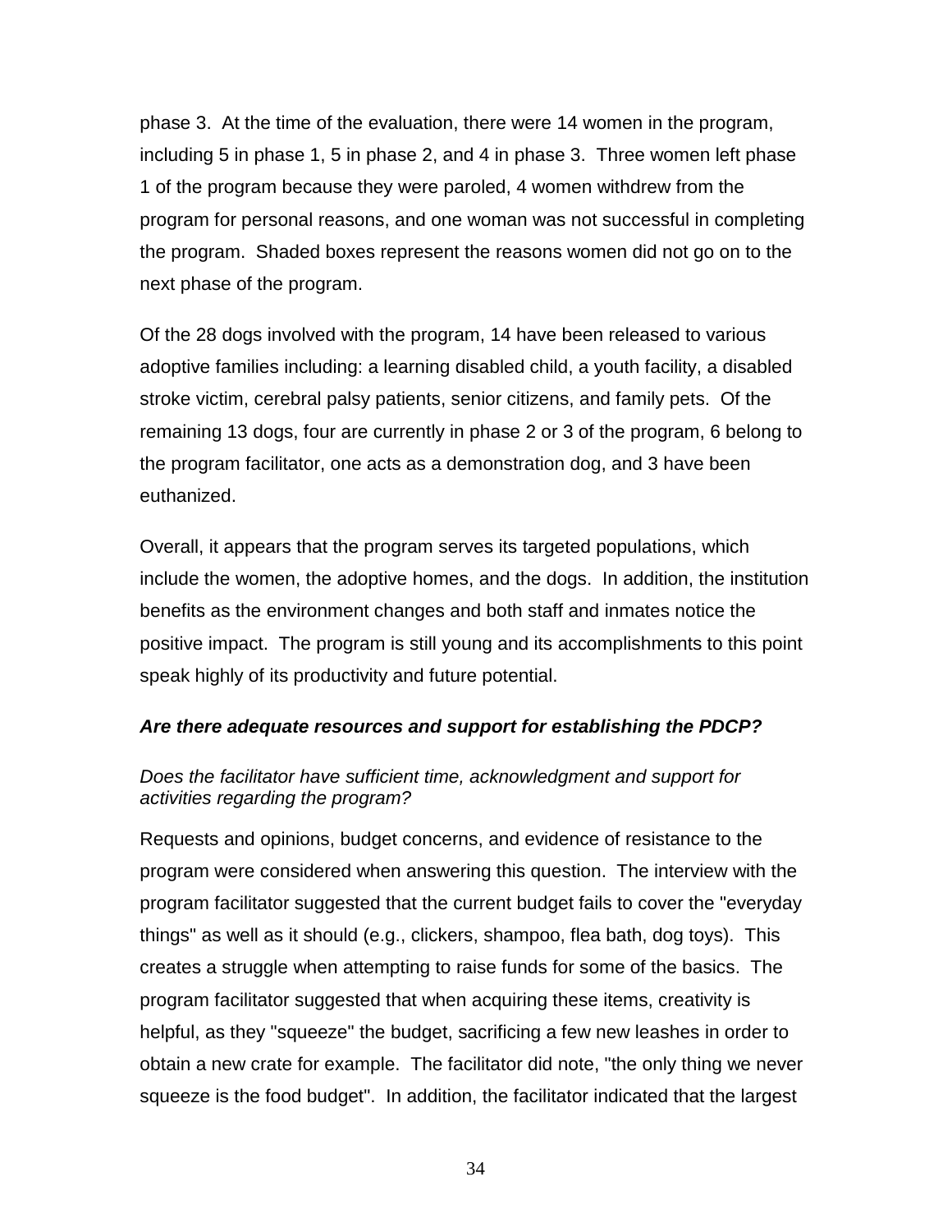phase 3. At the time of the evaluation, there were 14 women in the program, including 5 in phase 1, 5 in phase 2, and 4 in phase 3. Three women left phase 1 of the program because they were paroled, 4 women withdrew from the program for personal reasons, and one woman was not successful in completing the program. Shaded boxes represent the reasons women did not go on to the next phase of the program.

Of the 28 dogs involved with the program, 14 have been released to various adoptive families including: a learning disabled child, a youth facility, a disabled stroke victim, cerebral palsy patients, senior citizens, and family pets. Of the remaining 13 dogs, four are currently in phase 2 or 3 of the program, 6 belong to the program facilitator, one acts as a demonstration dog, and 3 have been euthanized.

Overall, it appears that the program serves its targeted populations, which include the women, the adoptive homes, and the dogs. In addition, the institution benefits as the environment changes and both staff and inmates notice the positive impact. The program is still young and its accomplishments to this point speak highly of its productivity and future potential.

### ***Are there adequate resources and support for establishing the PDCP?***

*Does the facilitator have sufficient time, acknowledgment and support for activities regarding the program?*

Requests and opinions, budget concerns, and evidence of resistance to the program were considered when answering this question. The interview with the program facilitator suggested that the current budget fails to cover the "everyday things" as well as it should (e.g., clickers, shampoo, flea bath, dog toys). This creates a struggle when attempting to raise funds for some of the basics. The program facilitator suggested that when acquiring these items, creativity is helpful, as they "squeeze" the budget, sacrificing a few new leashes in order to obtain a new crate for example. The facilitator did note, "the only thing we never squeeze is the food budget". In addition, the facilitator indicated that the largest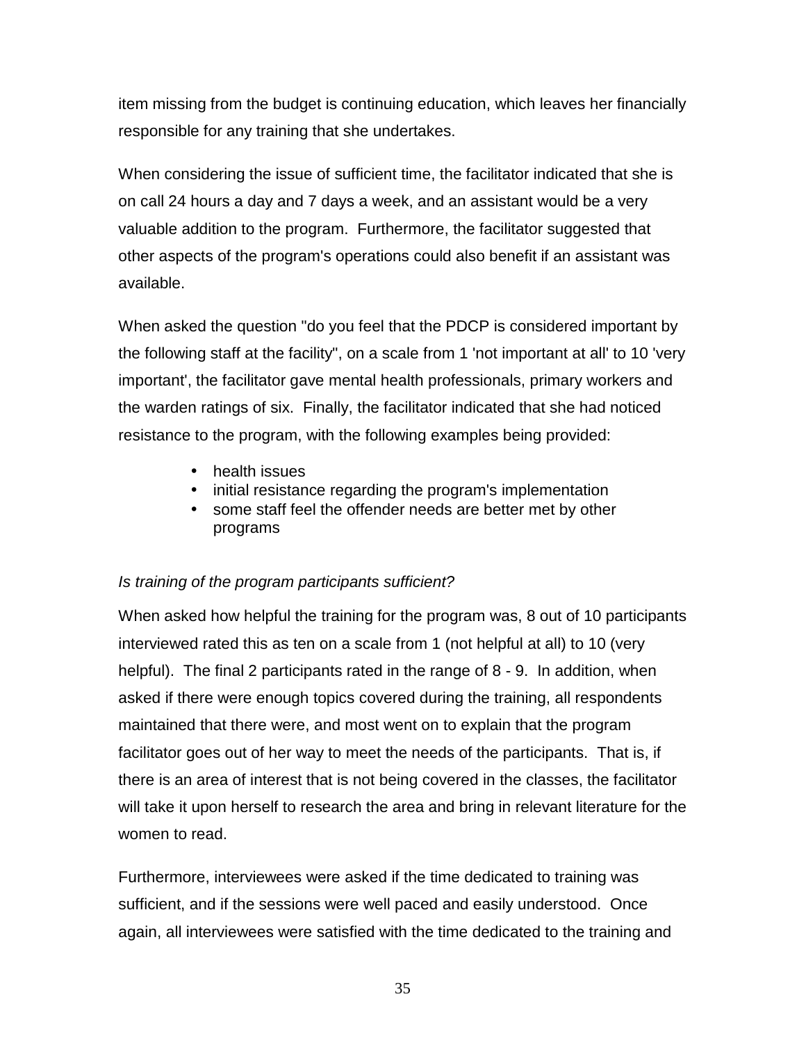item missing from the budget is continuing education, which leaves her financially responsible for any training that she undertakes.

When considering the issue of sufficient time, the facilitator indicated that she is on call 24 hours a day and 7 days a week, and an assistant would be a very valuable addition to the program. Furthermore, the facilitator suggested that other aspects of the program's operations could also benefit if an assistant was available.

When asked the question "do you feel that the PDCP is considered important by the following staff at the facility", on a scale from 1 'not important at all' to 10 'very important', the facilitator gave mental health professionals, primary workers and the warden ratings of six. Finally, the facilitator indicated that she had noticed resistance to the program, with the following examples being provided:

- health issues
- initial resistance regarding the program's implementation
- some staff feel the offender needs are better met by other programs

*Is training of the program participants sufficient?*

When asked how helpful the training for the program was, 8 out of 10 participants interviewed rated this as ten on a scale from 1 (not helpful at all) to 10 (very helpful). The final 2 participants rated in the range of 8 - 9. In addition, when asked if there were enough topics covered during the training, all respondents maintained that there were, and most went on to explain that the program facilitator goes out of her way to meet the needs of the participants. That is, if there is an area of interest that is not being covered in the classes, the facilitator will take it upon herself to research the area and bring in relevant literature for the women to read.

Furthermore, interviewees were asked if the time dedicated to training was sufficient, and if the sessions were well paced and easily understood. Once again, all interviewees were satisfied with the time dedicated to the training and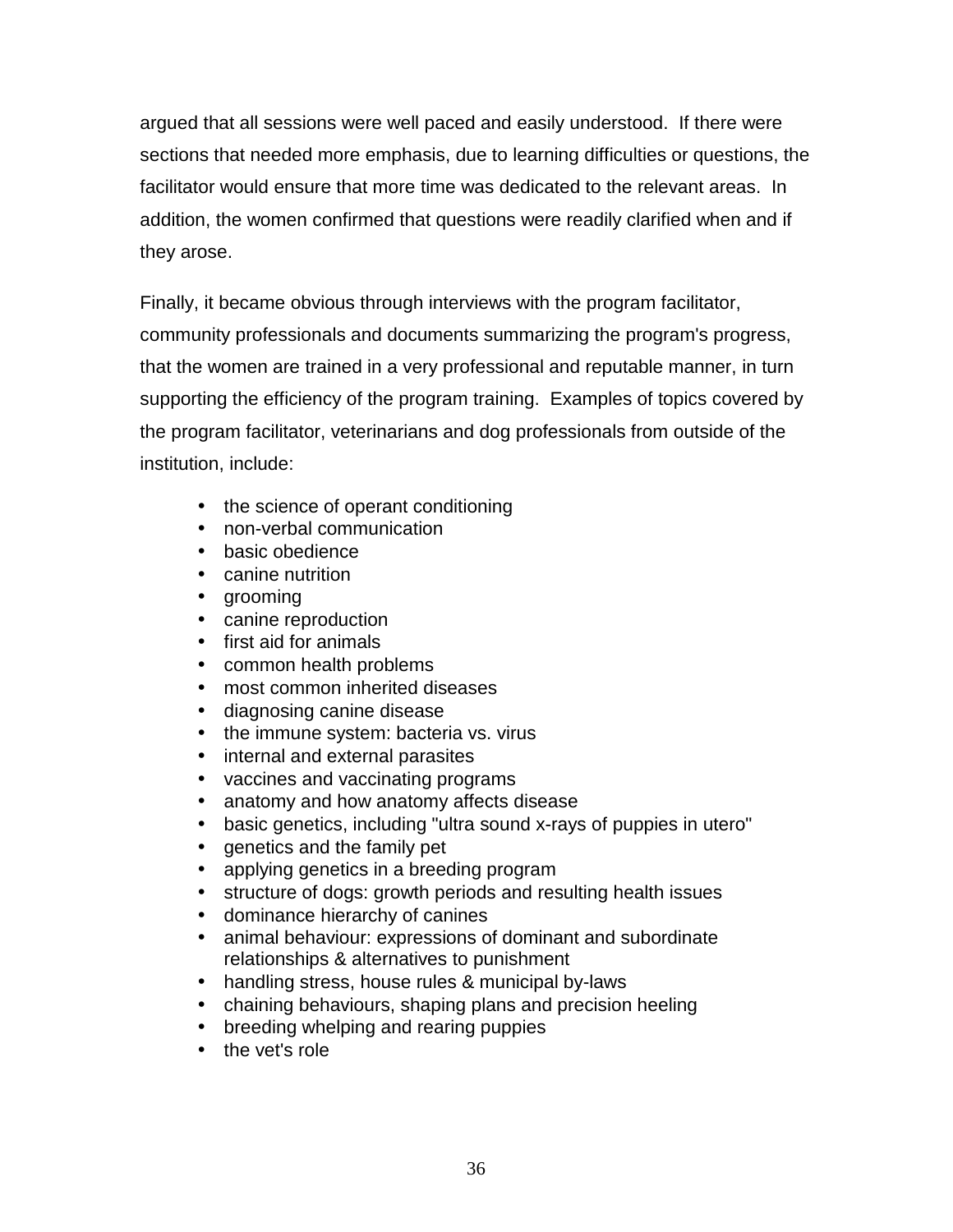argued that all sessions were well paced and easily understood. If there were sections that needed more emphasis, due to learning difficulties or questions, the facilitator would ensure that more time was dedicated to the relevant areas. In addition, the women confirmed that questions were readily clarified when and if they arose.

Finally, it became obvious through interviews with the program facilitator, community professionals and documents summarizing the program's progress, that the women are trained in a very professional and reputable manner, in turn supporting the efficiency of the program training. Examples of topics covered by the program facilitator, veterinarians and dog professionals from outside of the institution, include:

- the science of operant conditioning
- non-verbal communication
- basic obedience
- canine nutrition
- grooming
- canine reproduction
- first aid for animals
- common health problems
- most common inherited diseases
- diagnosing canine disease
- the immune system: bacteria vs. virus
- internal and external parasites
- vaccines and vaccinating programs
- anatomy and how anatomy affects disease
- basic genetics, including "ultra sound x-rays of puppies in utero"
- genetics and the family pet
- applying genetics in a breeding program
- structure of dogs: growth periods and resulting health issues
- dominance hierarchy of canines
- animal behaviour: expressions of dominant and subordinate relationships & alternatives to punishment
- handling stress, house rules & municipal by-laws
- chaining behaviours, shaping plans and precision heeling
- breeding whelping and rearing puppies
- the vet's role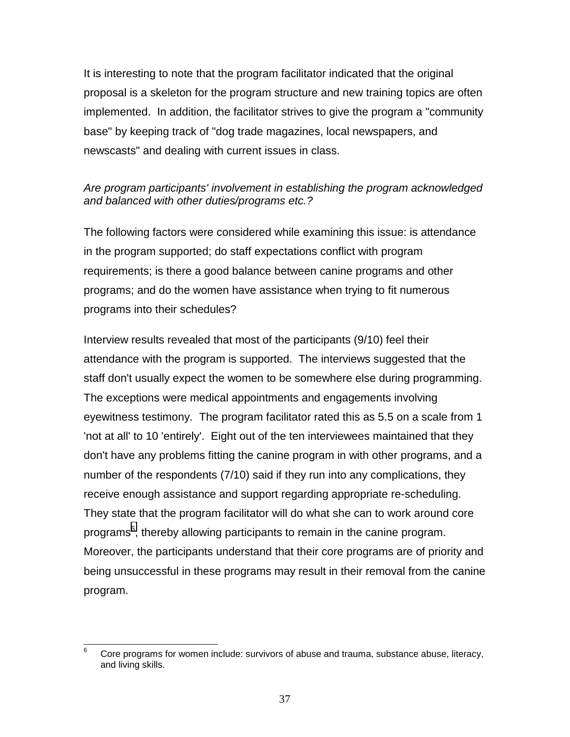It is interesting to note that the program facilitator indicated that the original proposal is a skeleton for the program structure and new training topics are often implemented. In addition, the facilitator strives to give the program a "community base" by keeping track of "dog trade magazines, local newspapers, and newscasts" and dealing with current issues in class.

*Are program participants' involvement in establishing the program acknowledged and balanced with other duties/programs etc.?*

The following factors were considered while examining this issue: is attendance in the program supported; do staff expectations conflict with program requirements; is there a good balance between canine programs and other programs; and do the women have assistance when trying to fit numerous programs into their schedules?

Interview results revealed that most of the participants (9/10) feel their attendance with the program is supported. The interviews suggested that the staff don't usually expect the women to be somewhere else during programming. The exceptions were medical appointments and engagements involving eyewitness testimony. The program facilitator rated this as 5.5 on a scale from 1 'not at all' to 10 'entirely'. Eight out of the ten interviewees maintained that they don't have any problems fitting the canine program in with other programs, and a number of the respondents (7/10) said if they run into any complications, they receive enough assistance and support regarding appropriate re-scheduling. They state that the program facilitator will do what she can to work around core programs[6], thereby allowing participants to remain in the canine program. Moreover, the participants understand that their core programs are of priority and being unsuccessful in these programs may result in their removal from the canine program.

[6] Core programs for women include: survivors of abuse and trauma, substance abuse, literacy, and living skills.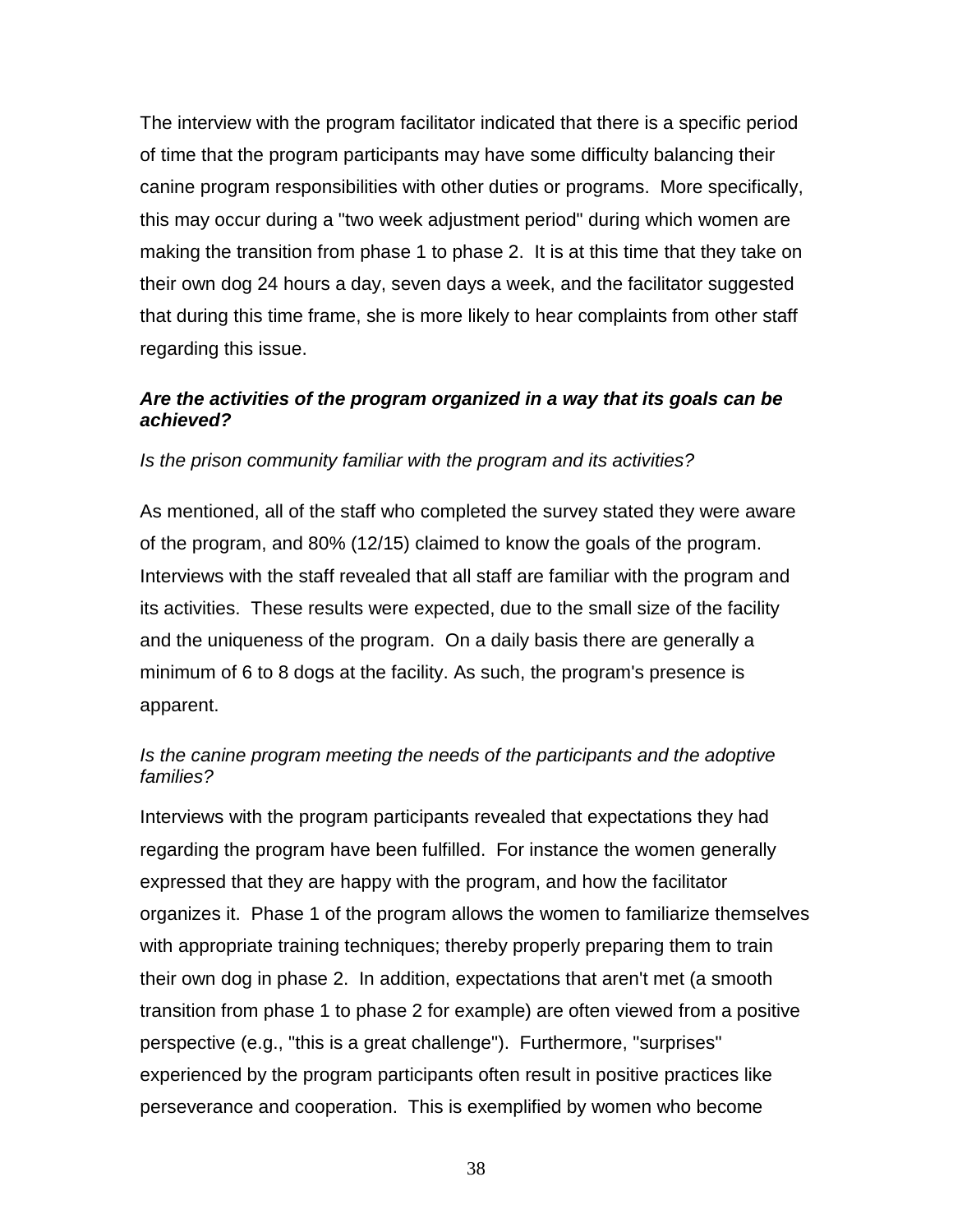The interview with the program facilitator indicated that there is a specific period of time that the program participants may have some difficulty balancing their canine program responsibilities with other duties or programs. More specifically, this may occur during a "two week adjustment period" during which women are making the transition from phase 1 to phase 2. It is at this time that they take on their own dog 24 hours a day, seven days a week, and the facilitator suggested that during this time frame, she is more likely to hear complaints from other staff regarding this issue.

### ***Are the activities of the program organized in a way that its goals can be achieved?***

*Is the prison community familiar with the program and its activities?*

As mentioned, all of the staff who completed the survey stated they were aware of the program, and 80% (12/15) claimed to know the goals of the program. Interviews with the staff revealed that all staff are familiar with the program and its activities. These results were expected, due to the small size of the facility and the uniqueness of the program. On a daily basis there are generally a minimum of 6 to 8 dogs at the facility. As such, the program's presence is apparent.

*Is the canine program meeting the needs of the participants and the adoptive families?*

Interviews with the program participants revealed that expectations they had regarding the program have been fulfilled. For instance the women generally expressed that they are happy with the program, and how the facilitator organizes it. Phase 1 of the program allows the women to familiarize themselves with appropriate training techniques; thereby properly preparing them to train their own dog in phase 2. In addition, expectations that aren't met (a smooth transition from phase 1 to phase 2 for example) are often viewed from a positive perspective (e.g., "this is a great challenge"). Furthermore, "surprises" experienced by the program participants often result in positive practices like perseverance and cooperation. This is exemplified by women who become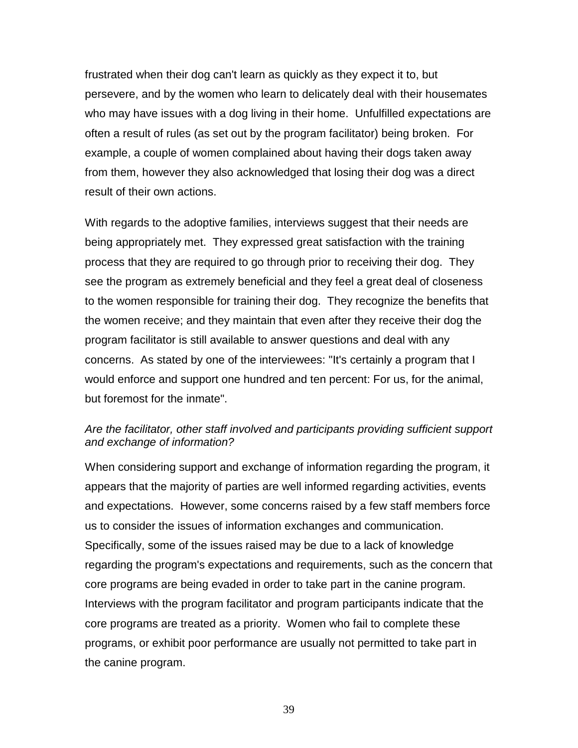frustrated when their dog can't learn as quickly as they expect it to, but persevere, and by the women who learn to delicately deal with their housemates who may have issues with a dog living in their home. Unfulfilled expectations are often a result of rules (as set out by the program facilitator) being broken. For example, a couple of women complained about having their dogs taken away from them, however they also acknowledged that losing their dog was a direct result of their own actions.

With regards to the adoptive families, interviews suggest that their needs are being appropriately met. They expressed great satisfaction with the training process that they are required to go through prior to receiving their dog. They see the program as extremely beneficial and they feel a great deal of closeness to the women responsible for training their dog. They recognize the benefits that the women receive; and they maintain that even after they receive their dog the program facilitator is still available to answer questions and deal with any concerns. As stated by one of the interviewees: "It's certainly a program that I would enforce and support one hundred and ten percent: For us, for the animal, but foremost for the inmate".

*Are the facilitator, other staff involved and participants providing sufficient support and exchange of information?*

When considering support and exchange of information regarding the program, it appears that the majority of parties are well informed regarding activities, events and expectations. However, some concerns raised by a few staff members force us to consider the issues of information exchanges and communication. Specifically, some of the issues raised may be due to a lack of knowledge regarding the program's expectations and requirements, such as the concern that core programs are being evaded in order to take part in the canine program. Interviews with the program facilitator and program participants indicate that the core programs are treated as a priority. Women who fail to complete these programs, or exhibit poor performance are usually not permitted to take part in the canine program.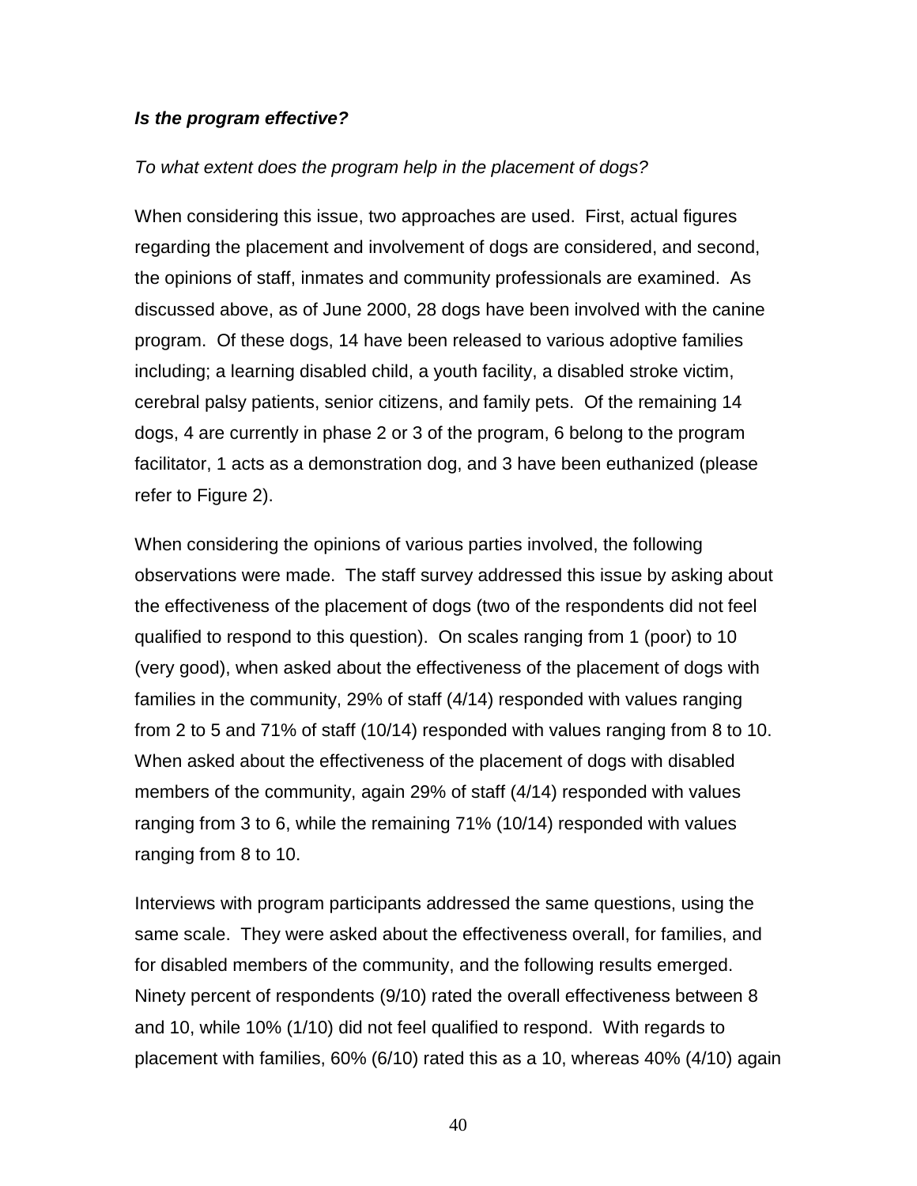***Is the program effective?***

*To what extent does the program help in the placement of dogs?*

When considering this issue, two approaches are used. First, actual figures regarding the placement and involvement of dogs are considered, and second, the opinions of staff, inmates and community professionals are examined. As discussed above, as of June 2000, 28 dogs have been involved with the canine program. Of these dogs, 14 have been released to various adoptive families including; a learning disabled child, a youth facility, a disabled stroke victim, cerebral palsy patients, senior citizens, and family pets. Of the remaining 14 dogs, 4 are currently in phase 2 or 3 of the program, 6 belong to the program facilitator, 1 acts as a demonstration dog, and 3 have been euthanized (please refer to Figure 2).

When considering the opinions of various parties involved, the following observations were made. The staff survey addressed this issue by asking about the effectiveness of the placement of dogs (two of the respondents did not feel qualified to respond to this question). On scales ranging from 1 (poor) to 10 (very good), when asked about the effectiveness of the placement of dogs with families in the community, 29% of staff (4/14) responded with values ranging from 2 to 5 and 71% of staff (10/14) responded with values ranging from 8 to 10. When asked about the effectiveness of the placement of dogs with disabled members of the community, again 29% of staff (4/14) responded with values ranging from 3 to 6, while the remaining 71% (10/14) responded with values ranging from 8 to 10.

Interviews with program participants addressed the same questions, using the same scale. They were asked about the effectiveness overall, for families, and for disabled members of the community, and the following results emerged. Ninety percent of respondents (9/10) rated the overall effectiveness between 8 and 10, while 10% (1/10) did not feel qualified to respond. With regards to placement with families, 60% (6/10) rated this as a 10, whereas 40% (4/10) again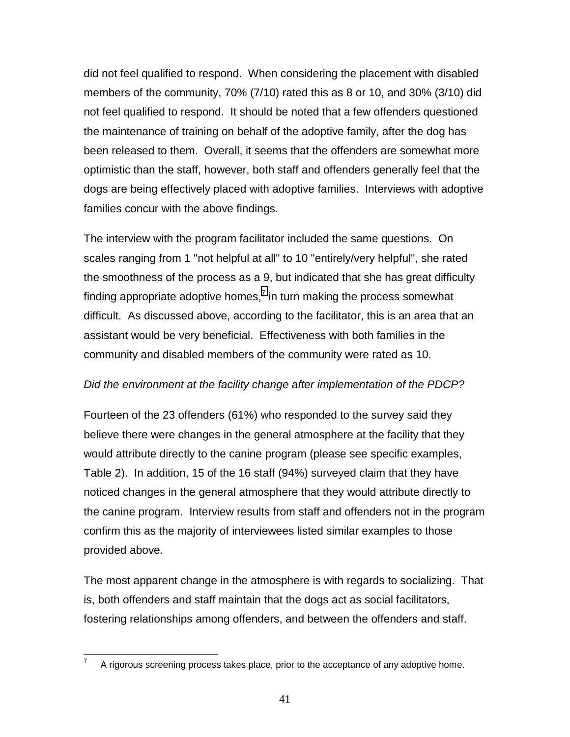did not feel qualified to respond. When considering the placement with disabled members of the community, 70% (7/10) rated this as 8 or 10, and 30% (3/10) did not feel qualified to respond. It should be noted that a few offenders questioned the maintenance of training on behalf of the adoptive family, after the dog has been released to them. Overall, it seems that the offenders are somewhat more optimistic than the staff, however, both staff and offenders generally feel that the dogs are being effectively placed with adoptive families. Interviews with adoptive families concur with the above findings.

The interview with the program facilitator included the same questions. On scales ranging from 1 "not helpful at all" to 10 "entirely/very helpful", she rated the smoothness of the process as a 9, but indicated that she has great difficulty finding appropriate adoptive homes,[7] in turn making the process somewhat difficult. As discussed above, according to the facilitator, this is an area that an assistant would be very beneficial. Effectiveness with both families in the community and disabled members of the community were rated as 10.

*Did the environment at the facility change after implementation of the PDCP?*

Fourteen of the 23 offenders (61%) who responded to the survey said they believe there were changes in the general atmosphere at the facility that they would attribute directly to the canine program (please see specific examples, Table 2). In addition, 15 of the 16 staff (94%) surveyed claim that they have noticed changes in the general atmosphere that they would attribute directly to the canine program. Interview results from staff and offenders not in the program confirm this as the majority of interviewees listed similar examples to those provided above.

The most apparent change in the atmosphere is with regards to socializing. That is, both offenders and staff maintain that the dogs act as social facilitators, fostering relationships among offenders, and between the offenders and staff.

---

[7] A rigorous screening process takes place, prior to the acceptance of any adoptive home.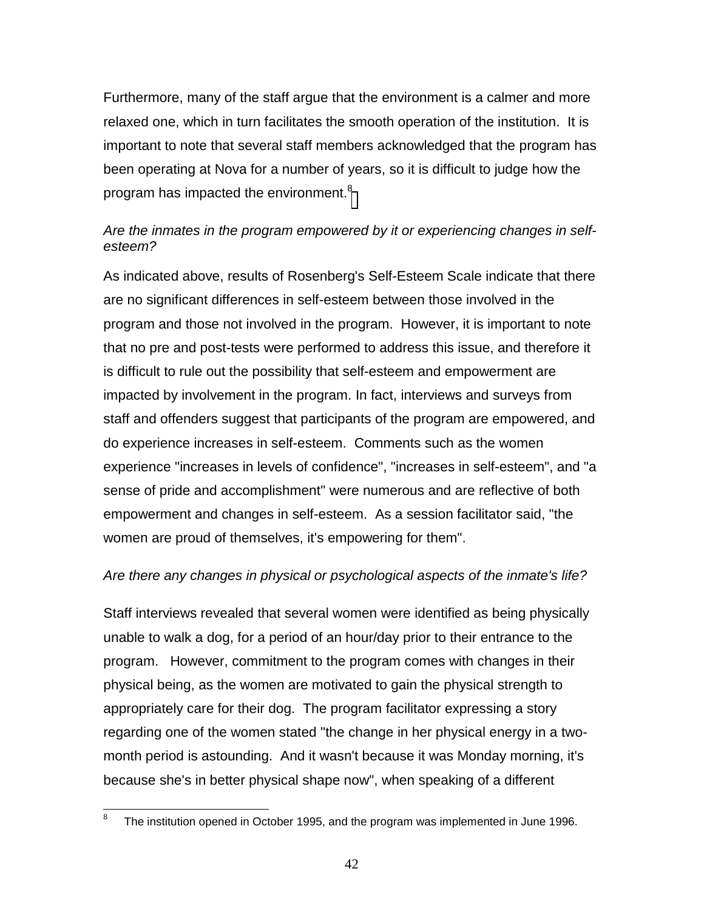Furthermore, many of the staff argue that the environment is a calmer and more relaxed one, which in turn facilitates the smooth operation of the institution. It is important to note that several staff members acknowledged that the program has been operating at Nova for a number of years, so it is difficult to judge how the program has impacted the environment.[8]

*Are the inmates in the program empowered by it or experiencing changes in self-esteem?*

As indicated above, results of Rosenberg's Self-Esteem Scale indicate that there are no significant differences in self-esteem between those involved in the program and those not involved in the program. However, it is important to note that no pre and post-tests were performed to address this issue, and therefore it is difficult to rule out the possibility that self-esteem and empowerment are impacted by involvement in the program. In fact, interviews and surveys from staff and offenders suggest that participants of the program are empowered, and do experience increases in self-esteem. Comments such as the women experience "increases in levels of confidence", "increases in self-esteem", and "a sense of pride and accomplishment" were numerous and are reflective of both empowerment and changes in self-esteem. As a session facilitator said, "the women are proud of themselves, it's empowering for them".

*Are there any changes in physical or psychological aspects of the inmate's life?*

Staff interviews revealed that several women were identified as being physically unable to walk a dog, for a period of an hour/day prior to their entrance to the program. However, commitment to the program comes with changes in their physical being, as the women are motivated to gain the physical strength to appropriately care for their dog. The program facilitator expressing a story regarding one of the women stated "the change in her physical energy in a two-month period is astounding. And it wasn't because it was Monday morning, it's because she's in better physical shape now", when speaking of a different

---

[8] The institution opened in October 1995, and the program was implemented in June 1996.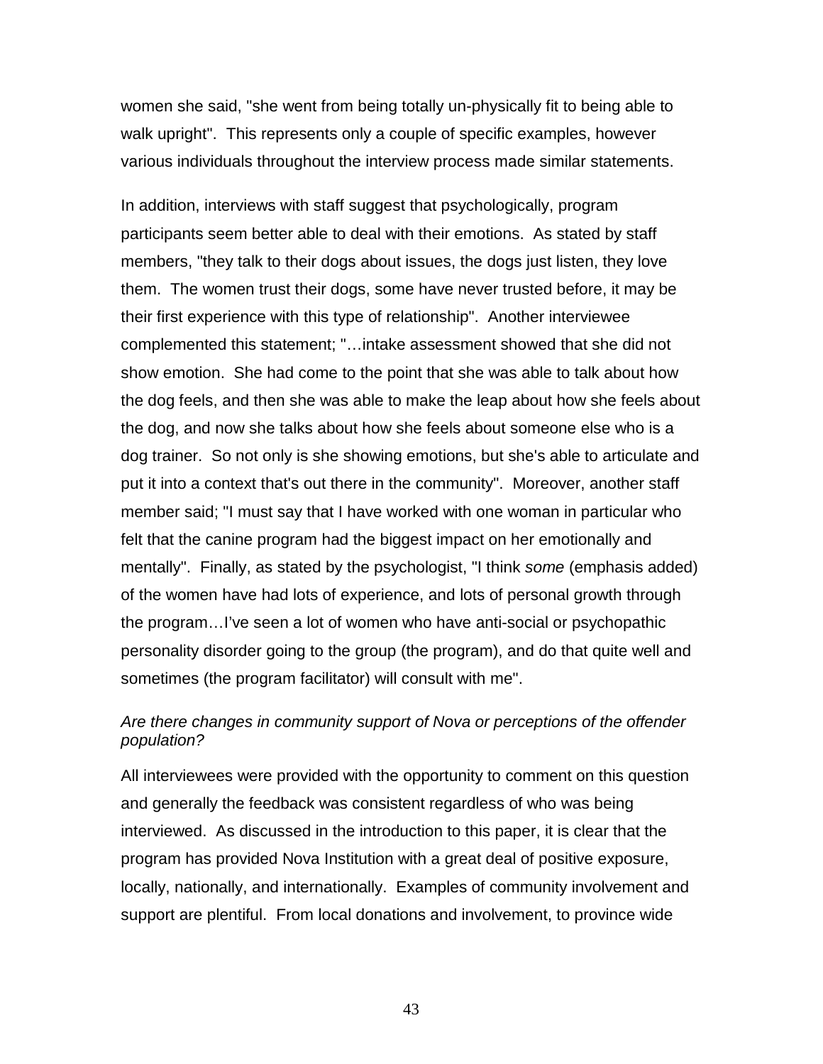women she said, "she went from being totally un-physically fit to being able to walk upright". This represents only a couple of specific examples, however various individuals throughout the interview process made similar statements.

In addition, interviews with staff suggest that psychologically, program participants seem better able to deal with their emotions. As stated by staff members, "they talk to their dogs about issues, the dogs just listen, they love them. The women trust their dogs, some have never trusted before, it may be their first experience with this type of relationship". Another interviewee complemented this statement; "…intake assessment showed that she did not show emotion. She had come to the point that she was able to talk about how the dog feels, and then she was able to make the leap about how she feels about the dog, and now she talks about how she feels about someone else who is a dog trainer. So not only is she showing emotions, but she's able to articulate and put it into a context that's out there in the community". Moreover, another staff member said; "I must say that I have worked with one woman in particular who felt that the canine program had the biggest impact on her emotionally and mentally". Finally, as stated by the psychologist, "I think *some* (emphasis added) of the women have had lots of experience, and lots of personal growth through the program…I've seen a lot of women who have anti-social or psychopathic personality disorder going to the group (the program), and do that quite well and sometimes (the program facilitator) will consult with me".

*Are there changes in community support of Nova or perceptions of the offender population?*

All interviewees were provided with the opportunity to comment on this question and generally the feedback was consistent regardless of who was being interviewed. As discussed in the introduction to this paper, it is clear that the program has provided Nova Institution with a great deal of positive exposure, locally, nationally, and internationally. Examples of community involvement and support are plentiful. From local donations and involvement, to province wide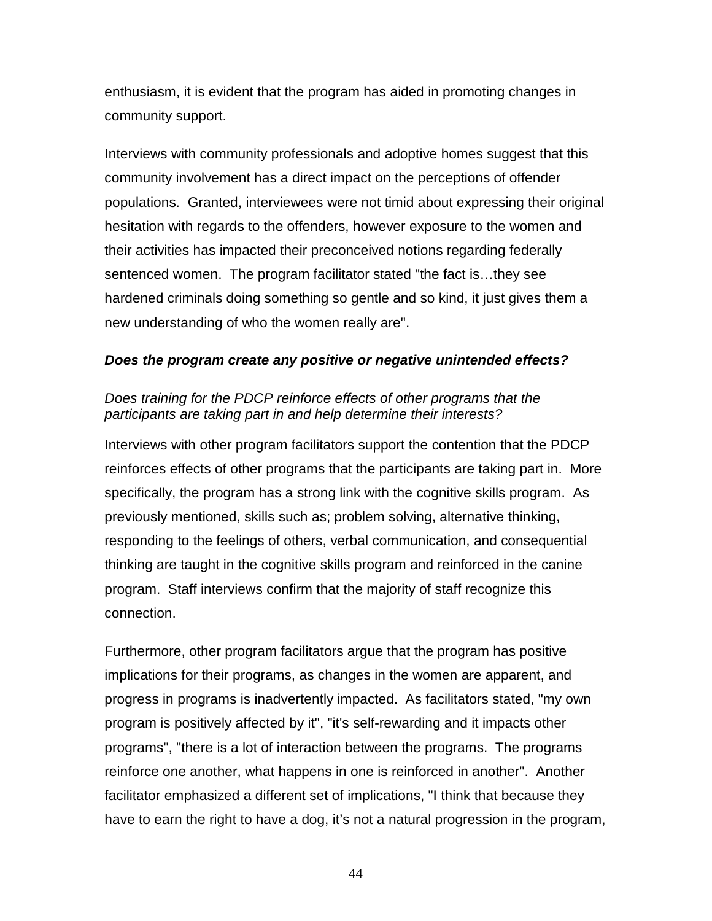enthusiasm, it is evident that the program has aided in promoting changes in community support.

Interviews with community professionals and adoptive homes suggest that this community involvement has a direct impact on the perceptions of offender populations. Granted, interviewees were not timid about expressing their original hesitation with regards to the offenders, however exposure to the women and their activities has impacted their preconceived notions regarding federally sentenced women. The program facilitator stated "the fact is…they see hardened criminals doing something so gentle and so kind, it just gives them a new understanding of who the women really are".

### ***Does the program create any positive or negative unintended effects?***

*Does training for the PDCP reinforce effects of other programs that the participants are taking part in and help determine their interests?*

Interviews with other program facilitators support the contention that the PDCP reinforces effects of other programs that the participants are taking part in. More specifically, the program has a strong link with the cognitive skills program. As previously mentioned, skills such as; problem solving, alternative thinking, responding to the feelings of others, verbal communication, and consequential thinking are taught in the cognitive skills program and reinforced in the canine program. Staff interviews confirm that the majority of staff recognize this connection.

Furthermore, other program facilitators argue that the program has positive implications for their programs, as changes in the women are apparent, and progress in programs is inadvertently impacted. As facilitators stated, "my own program is positively affected by it", "it's self-rewarding and it impacts other programs", "there is a lot of interaction between the programs. The programs reinforce one another, what happens in one is reinforced in another". Another facilitator emphasized a different set of implications, "I think that because they have to earn the right to have a dog, it's not a natural progression in the program,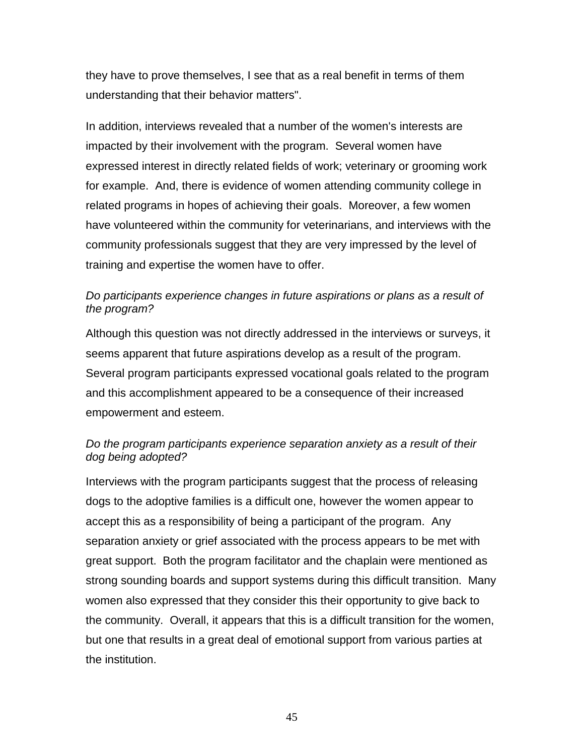they have to prove themselves, I see that as a real benefit in terms of them understanding that their behavior matters".

In addition, interviews revealed that a number of the women's interests are impacted by their involvement with the program. Several women have expressed interest in directly related fields of work; veterinary or grooming work for example. And, there is evidence of women attending community college in related programs in hopes of achieving their goals. Moreover, a few women have volunteered within the community for veterinarians, and interviews with the community professionals suggest that they are very impressed by the level of training and expertise the women have to offer.

*Do participants experience changes in future aspirations or plans as a result of the program?*

Although this question was not directly addressed in the interviews or surveys, it seems apparent that future aspirations develop as a result of the program. Several program participants expressed vocational goals related to the program and this accomplishment appeared to be a consequence of their increased empowerment and esteem.

*Do the program participants experience separation anxiety as a result of their dog being adopted?*

Interviews with the program participants suggest that the process of releasing dogs to the adoptive families is a difficult one, however the women appear to accept this as a responsibility of being a participant of the program. Any separation anxiety or grief associated with the process appears to be met with great support. Both the program facilitator and the chaplain were mentioned as strong sounding boards and support systems during this difficult transition. Many women also expressed that they consider this their opportunity to give back to the community. Overall, it appears that this is a difficult transition for the women, but one that results in a great deal of emotional support from various parties at the institution.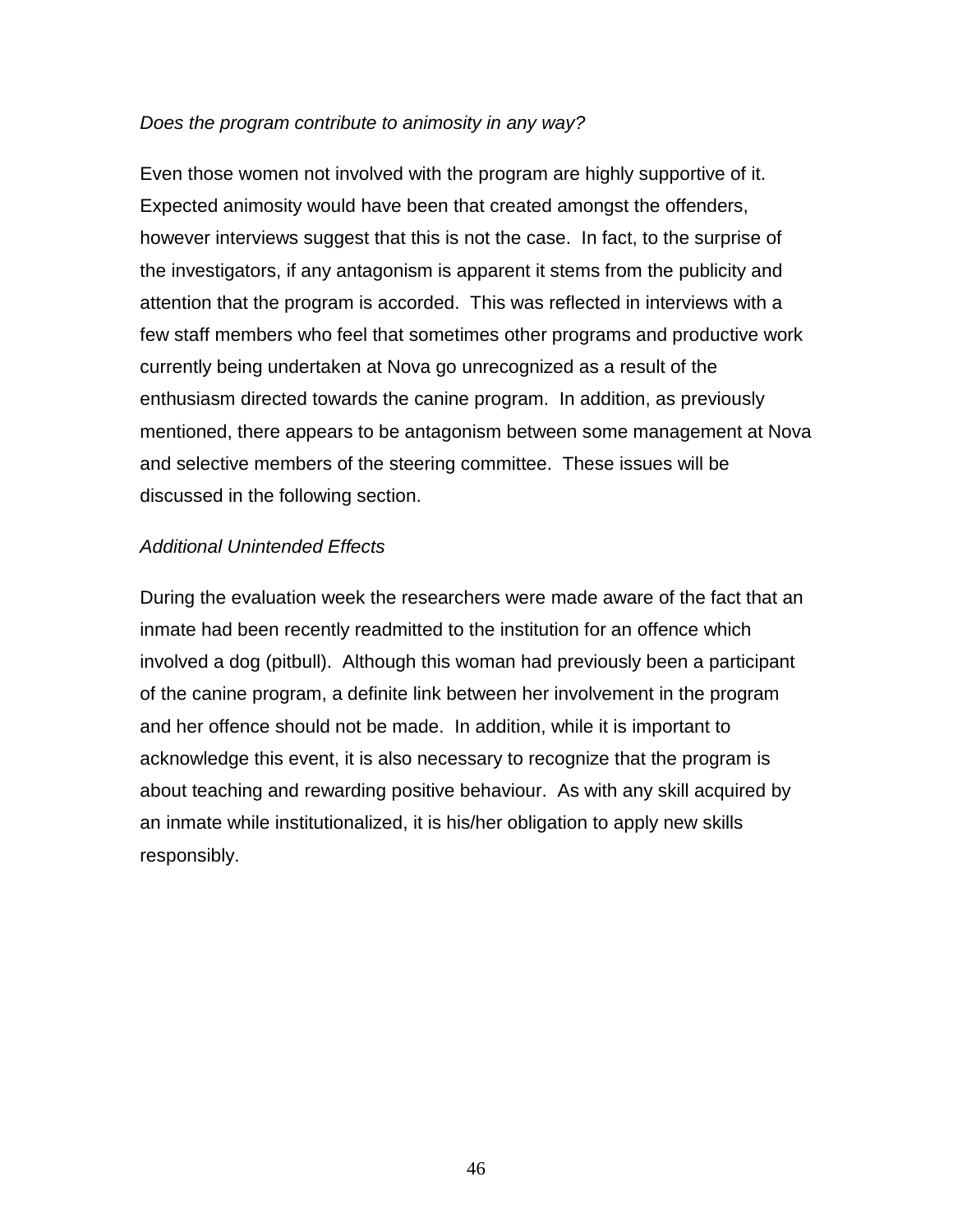*Does the program contribute to animosity in any way?*

Even those women not involved with the program are highly supportive of it. Expected animosity would have been that created amongst the offenders, however interviews suggest that this is not the case. In fact, to the surprise of the investigators, if any antagonism is apparent it stems from the publicity and attention that the program is accorded. This was reflected in interviews with a few staff members who feel that sometimes other programs and productive work currently being undertaken at Nova go unrecognized as a result of the enthusiasm directed towards the canine program. In addition, as previously mentioned, there appears to be antagonism between some management at Nova and selective members of the steering committee. These issues will be discussed in the following section.

*Additional Unintended Effects*

During the evaluation week the researchers were made aware of the fact that an inmate had been recently readmitted to the institution for an offence which involved a dog (pitbull). Although this woman had previously been a participant of the canine program, a definite link between her involvement in the program and her offence should not be made. In addition, while it is important to acknowledge this event, it is also necessary to recognize that the program is about teaching and rewarding positive behaviour. As with any skill acquired by an inmate while institutionalized, it is his/her obligation to apply new skills responsibly.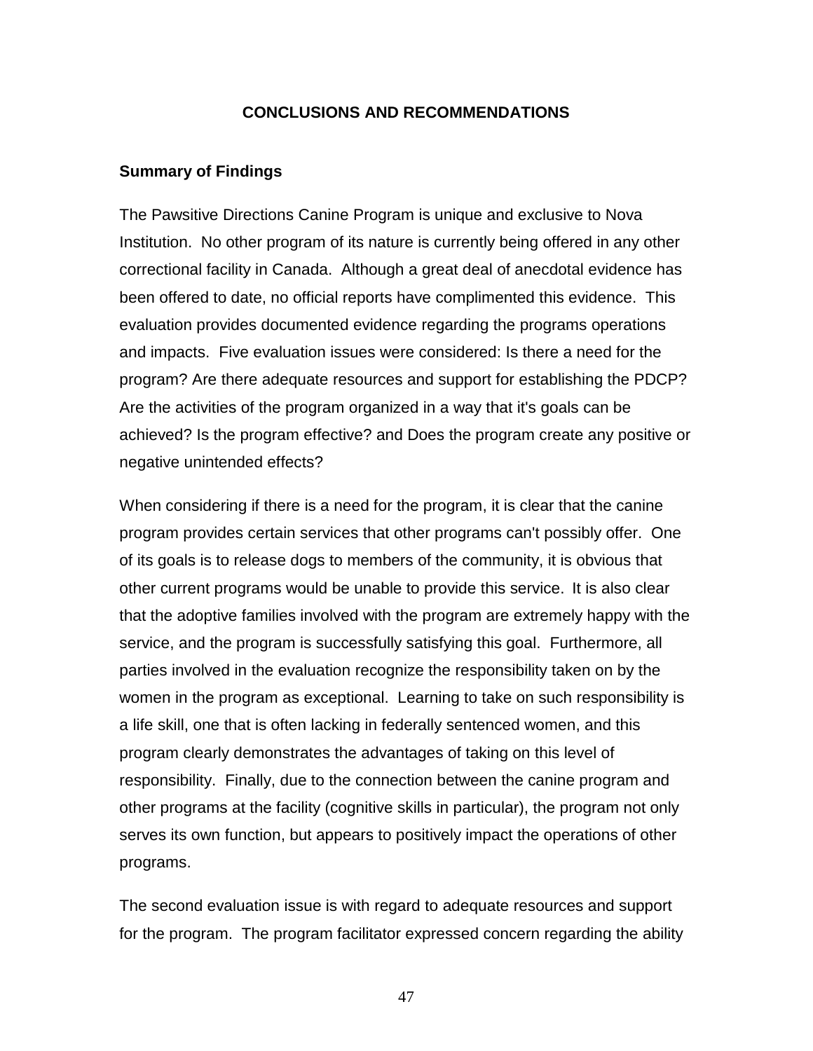# CONCLUSIONS AND RECOMMENDATIONS

## Summary of Findings

The Pawsitive Directions Canine Program is unique and exclusive to Nova Institution. No other program of its nature is currently being offered in any other correctional facility in Canada. Although a great deal of anecdotal evidence has been offered to date, no official reports have complimented this evidence. This evaluation provides documented evidence regarding the programs operations and impacts. Five evaluation issues were considered: Is there a need for the program? Are there adequate resources and support for establishing the PDCP? Are the activities of the program organized in a way that it's goals can be achieved? Is the program effective? and Does the program create any positive or negative unintended effects?

When considering if there is a need for the program, it is clear that the canine program provides certain services that other programs can't possibly offer. One of its goals is to release dogs to members of the community, it is obvious that other current programs would be unable to provide this service. It is also clear that the adoptive families involved with the program are extremely happy with the service, and the program is successfully satisfying this goal. Furthermore, all parties involved in the evaluation recognize the responsibility taken on by the women in the program as exceptional. Learning to take on such responsibility is a life skill, one that is often lacking in federally sentenced women, and this program clearly demonstrates the advantages of taking on this level of responsibility. Finally, due to the connection between the canine program and other programs at the facility (cognitive skills in particular), the program not only serves its own function, but appears to positively impact the operations of other programs.

The second evaluation issue is with regard to adequate resources and support for the program. The program facilitator expressed concern regarding the ability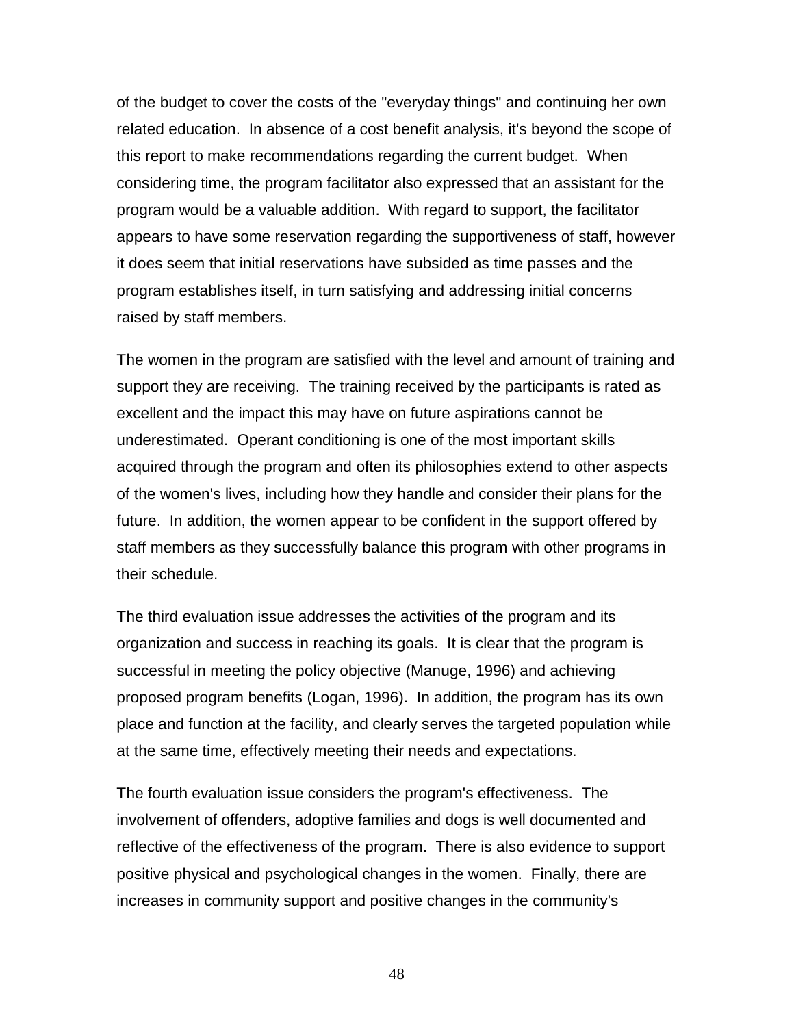of the budget to cover the costs of the "everyday things" and continuing her own related education. In absence of a cost benefit analysis, it's beyond the scope of this report to make recommendations regarding the current budget. When considering time, the program facilitator also expressed that an assistant for the program would be a valuable addition. With regard to support, the facilitator appears to have some reservation regarding the supportiveness of staff, however it does seem that initial reservations have subsided as time passes and the program establishes itself, in turn satisfying and addressing initial concerns raised by staff members.

The women in the program are satisfied with the level and amount of training and support they are receiving. The training received by the participants is rated as excellent and the impact this may have on future aspirations cannot be underestimated. Operant conditioning is one of the most important skills acquired through the program and often its philosophies extend to other aspects of the women's lives, including how they handle and consider their plans for the future. In addition, the women appear to be confident in the support offered by staff members as they successfully balance this program with other programs in their schedule.

The third evaluation issue addresses the activities of the program and its organization and success in reaching its goals. It is clear that the program is successful in meeting the policy objective (Manuge, 1996) and achieving proposed program benefits (Logan, 1996). In addition, the program has its own place and function at the facility, and clearly serves the targeted population while at the same time, effectively meeting their needs and expectations.

The fourth evaluation issue considers the program's effectiveness. The involvement of offenders, adoptive families and dogs is well documented and reflective of the effectiveness of the program. There is also evidence to support positive physical and psychological changes in the women. Finally, there are increases in community support and positive changes in the community's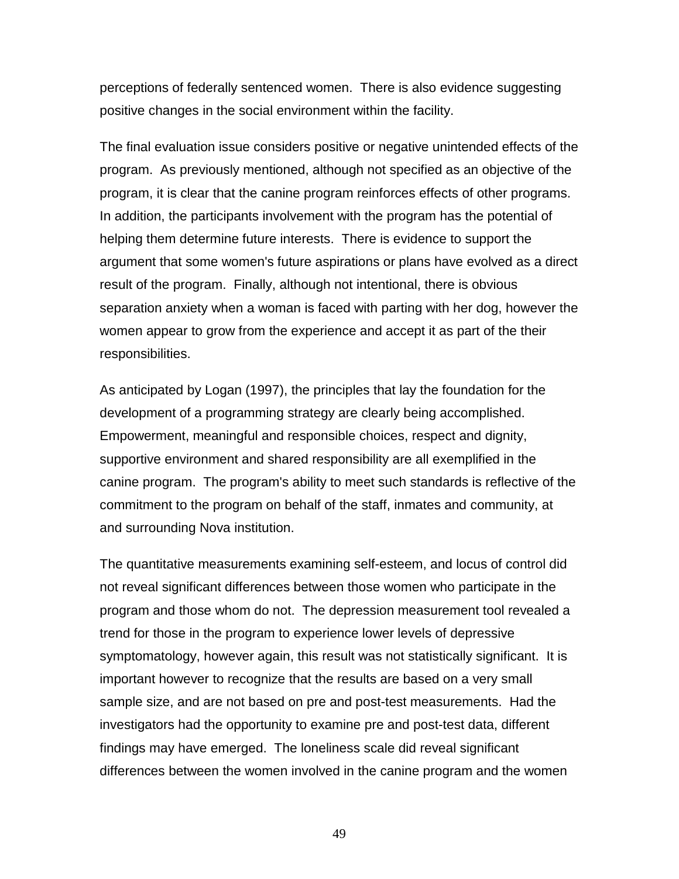perceptions of federally sentenced women. There is also evidence suggesting positive changes in the social environment within the facility.

The final evaluation issue considers positive or negative unintended effects of the program. As previously mentioned, although not specified as an objective of the program, it is clear that the canine program reinforces effects of other programs. In addition, the participants involvement with the program has the potential of helping them determine future interests. There is evidence to support the argument that some women's future aspirations or plans have evolved as a direct result of the program. Finally, although not intentional, there is obvious separation anxiety when a woman is faced with parting with her dog, however the women appear to grow from the experience and accept it as part of the their responsibilities.

As anticipated by Logan (1997), the principles that lay the foundation for the development of a programming strategy are clearly being accomplished. Empowerment, meaningful and responsible choices, respect and dignity, supportive environment and shared responsibility are all exemplified in the canine program. The program's ability to meet such standards is reflective of the commitment to the program on behalf of the staff, inmates and community, at and surrounding Nova institution.

The quantitative measurements examining self-esteem, and locus of control did not reveal significant differences between those women who participate in the program and those whom do not. The depression measurement tool revealed a trend for those in the program to experience lower levels of depressive symptomatology, however again, this result was not statistically significant. It is important however to recognize that the results are based on a very small sample size, and are not based on pre and post-test measurements. Had the investigators had the opportunity to examine pre and post-test data, different findings may have emerged. The loneliness scale did reveal significant differences between the women involved in the canine program and the women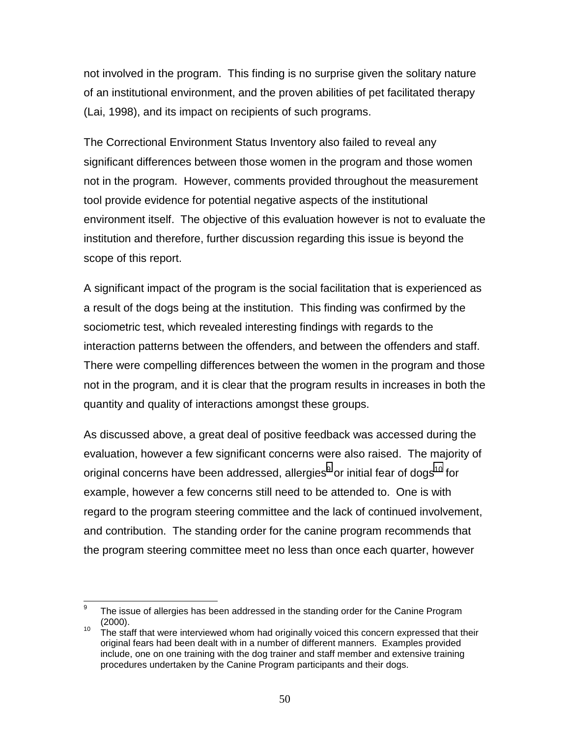not involved in the program. This finding is no surprise given the solitary nature of an institutional environment, and the proven abilities of pet facilitated therapy (Lai, 1998), and its impact on recipients of such programs.

The Correctional Environment Status Inventory also failed to reveal any significant differences between those women in the program and those women not in the program. However, comments provided throughout the measurement tool provide evidence for potential negative aspects of the institutional environment itself. The objective of this evaluation however is not to evaluate the institution and therefore, further discussion regarding this issue is beyond the scope of this report.

A significant impact of the program is the social facilitation that is experienced as a result of the dogs being at the institution. This finding was confirmed by the sociometric test, which revealed interesting findings with regards to the interaction patterns between the offenders, and between the offenders and staff. There were compelling differences between the women in the program and those not in the program, and it is clear that the program results in increases in both the quantity and quality of interactions amongst these groups.

As discussed above, a great deal of positive feedback was accessed during the evaluation, however a few significant concerns were also raised. The majority of original concerns have been addressed, allergies[9] or initial fear of dogs[10] for example, however a few concerns still need to be attended to. One is with regard to the program steering committee and the lack of continued involvement, and contribution. The standing order for the canine program recommends that the program steering committee meet no less than once each quarter, however

[9] The issue of allergies has been addressed in the standing order for the Canine Program (2000).

[10] The staff that were interviewed whom had originally voiced this concern expressed that their original fears had been dealt with in a number of different manners. Examples provided include, one on one training with the dog trainer and staff member and extensive training procedures undertaken by the Canine Program participants and their dogs.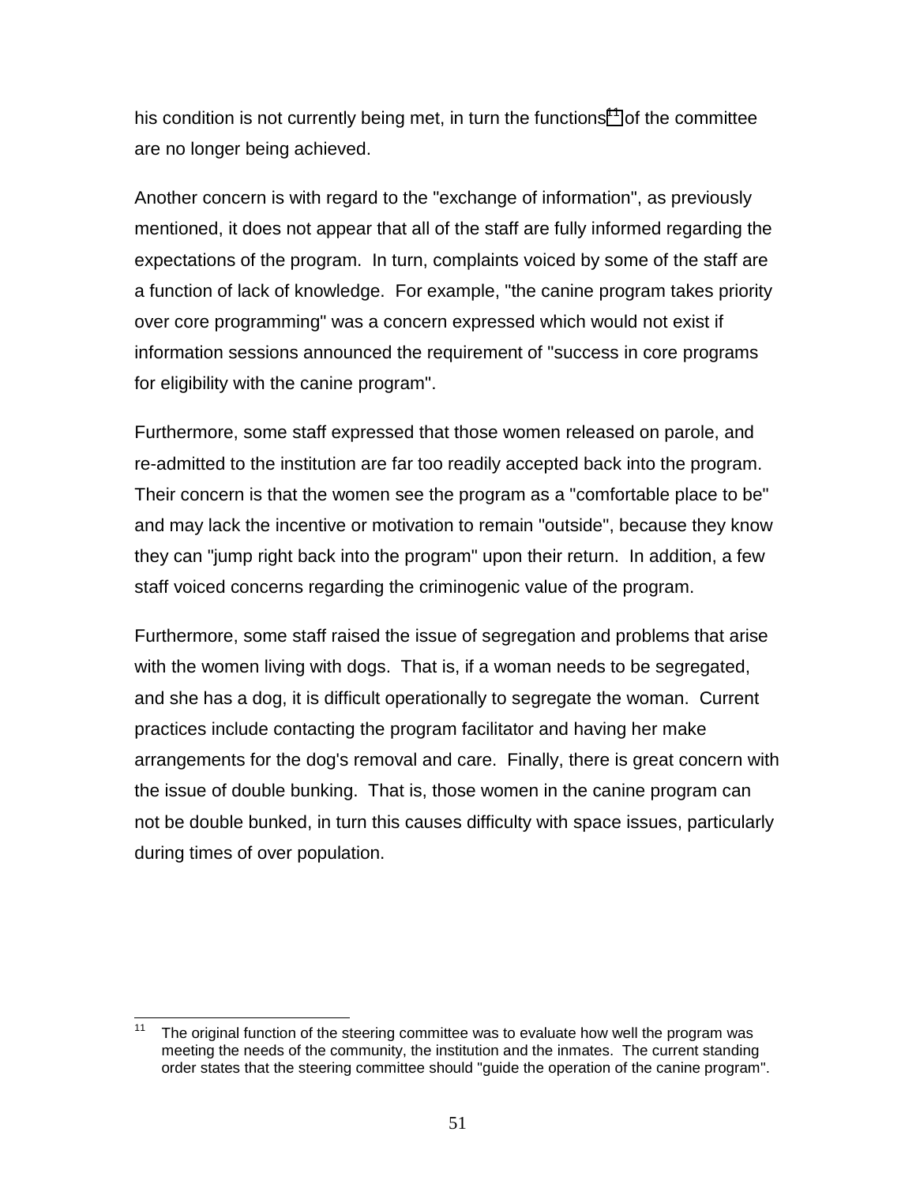his condition is not currently being met, in turn the functions[11] of the committee are no longer being achieved.

Another concern is with regard to the "exchange of information", as previously mentioned, it does not appear that all of the staff are fully informed regarding the expectations of the program. In turn, complaints voiced by some of the staff are a function of lack of knowledge. For example, "the canine program takes priority over core programming" was a concern expressed which would not exist if information sessions announced the requirement of "success in core programs for eligibility with the canine program".

Furthermore, some staff expressed that those women released on parole, and re-admitted to the institution are far too readily accepted back into the program. Their concern is that the women see the program as a "comfortable place to be" and may lack the incentive or motivation to remain "outside", because they know they can "jump right back into the program" upon their return. In addition, a few staff voiced concerns regarding the criminogenic value of the program.

Furthermore, some staff raised the issue of segregation and problems that arise with the women living with dogs. That is, if a woman needs to be segregated, and she has a dog, it is difficult operationally to segregate the woman. Current practices include contacting the program facilitator and having her make arrangements for the dog's removal and care. Finally, there is great concern with the issue of double bunking. That is, those women in the canine program can not be double bunked, in turn this causes difficulty with space issues, particularly during times of over population.

---

[11] The original function of the steering committee was to evaluate how well the program was meeting the needs of the community, the institution and the inmates. The current standing order states that the steering committee should "guide the operation of the canine program".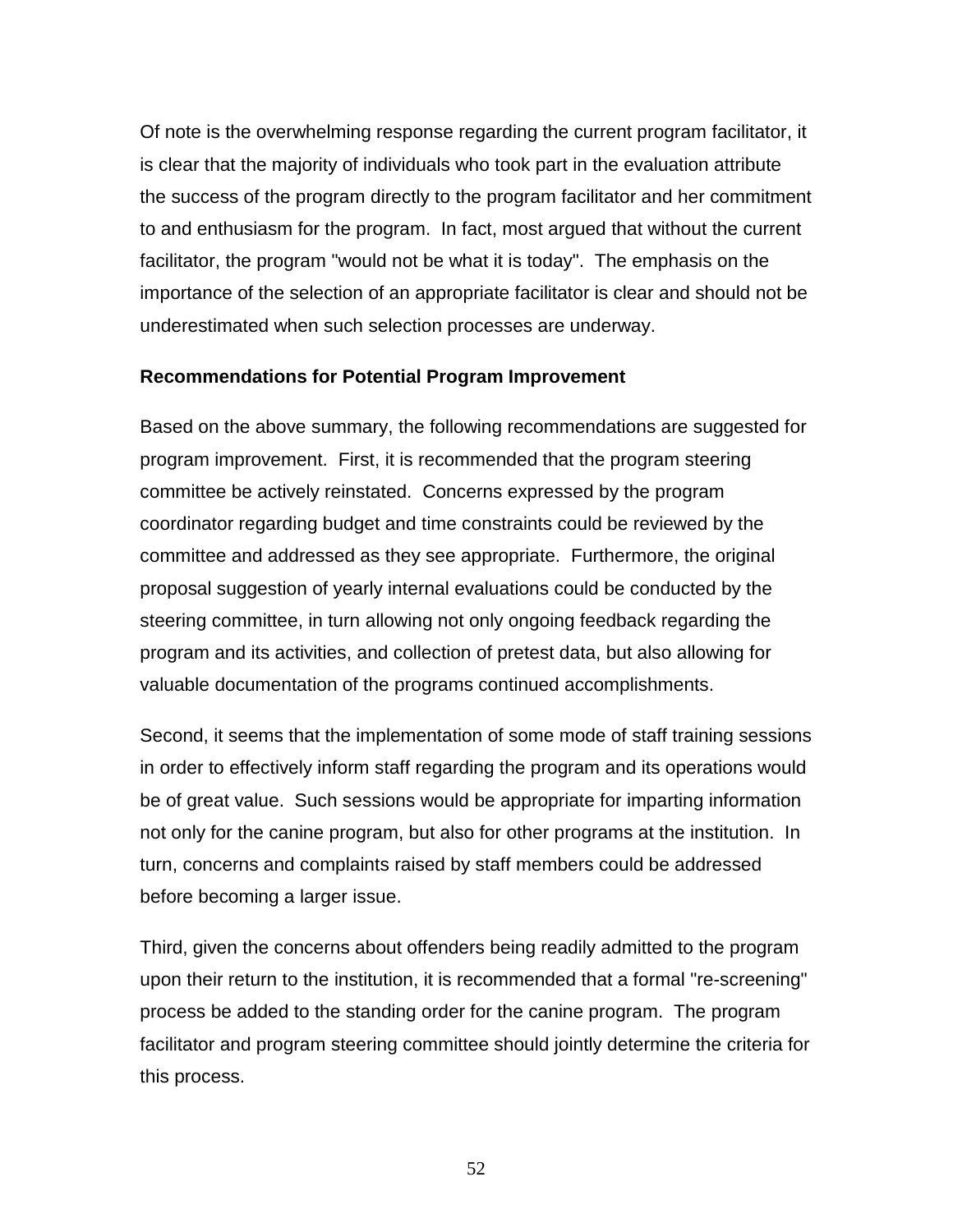Of note is the overwhelming response regarding the current program facilitator, it is clear that the majority of individuals who took part in the evaluation attribute the success of the program directly to the program facilitator and her commitment to and enthusiasm for the program. In fact, most argued that without the current facilitator, the program "would not be what it is today". The emphasis on the importance of the selection of an appropriate facilitator is clear and should not be underestimated when such selection processes are underway.

**Recommendations for Potential Program Improvement**

Based on the above summary, the following recommendations are suggested for program improvement. First, it is recommended that the program steering committee be actively reinstated. Concerns expressed by the program coordinator regarding budget and time constraints could be reviewed by the committee and addressed as they see appropriate. Furthermore, the original proposal suggestion of yearly internal evaluations could be conducted by the steering committee, in turn allowing not only ongoing feedback regarding the program and its activities, and collection of pretest data, but also allowing for valuable documentation of the programs continued accomplishments.

Second, it seems that the implementation of some mode of staff training sessions in order to effectively inform staff regarding the program and its operations would be of great value. Such sessions would be appropriate for imparting information not only for the canine program, but also for other programs at the institution. In turn, concerns and complaints raised by staff members could be addressed before becoming a larger issue.

Third, given the concerns about offenders being readily admitted to the program upon their return to the institution, it is recommended that a formal "re-screening" process be added to the standing order for the canine program. The program facilitator and program steering committee should jointly determine the criteria for this process.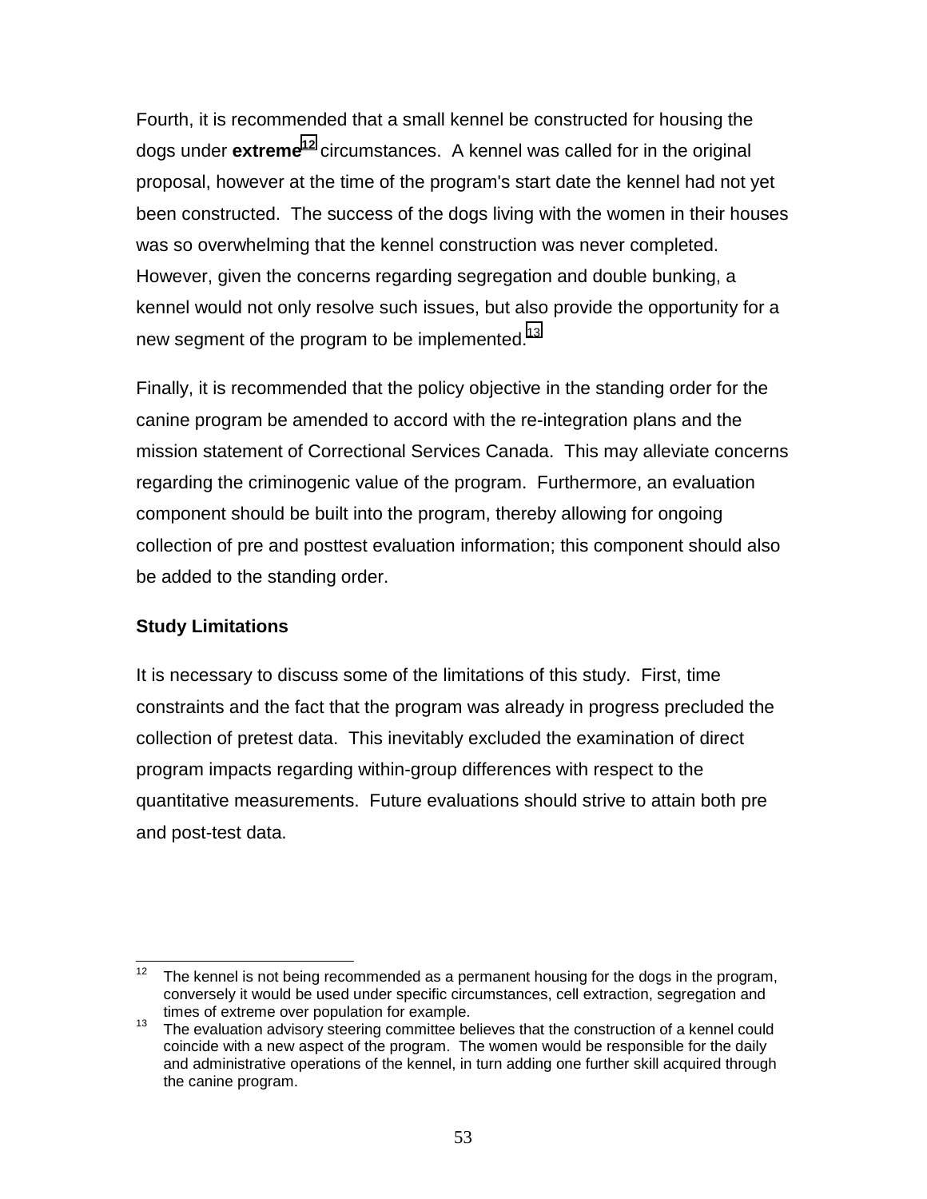Fourth, it is recommended that a small kennel be constructed for housing the dogs under **extreme**[12] circumstances. A kennel was called for in the original proposal, however at the time of the program's start date the kennel had not yet been constructed. The success of the dogs living with the women in their houses was so overwhelming that the kennel construction was never completed. However, given the concerns regarding segregation and double bunking, a kennel would not only resolve such issues, but also provide the opportunity for a new segment of the program to be implemented.[13]

Finally, it is recommended that the policy objective in the standing order for the canine program be amended to accord with the re-integration plans and the mission statement of Correctional Services Canada. This may alleviate concerns regarding the criminogenic value of the program. Furthermore, an evaluation component should be built into the program, thereby allowing for ongoing collection of pre and posttest evaluation information; this component should also be added to the standing order.

**Study Limitations**

It is necessary to discuss some of the limitations of this study. First, time constraints and the fact that the program was already in progress precluded the collection of pretest data. This inevitably excluded the examination of direct program impacts regarding within-group differences with respect to the quantitative measurements. Future evaluations should strive to attain both pre and post-test data.

---

[12] The kennel is not being recommended as a permanent housing for the dogs in the program, conversely it would be used under specific circumstances, cell extraction, segregation and times of extreme over population for example.

[13] The evaluation advisory steering committee believes that the construction of a kennel could coincide with a new aspect of the program. The women would be responsible for the daily and administrative operations of the kennel, in turn adding one further skill acquired through the canine program.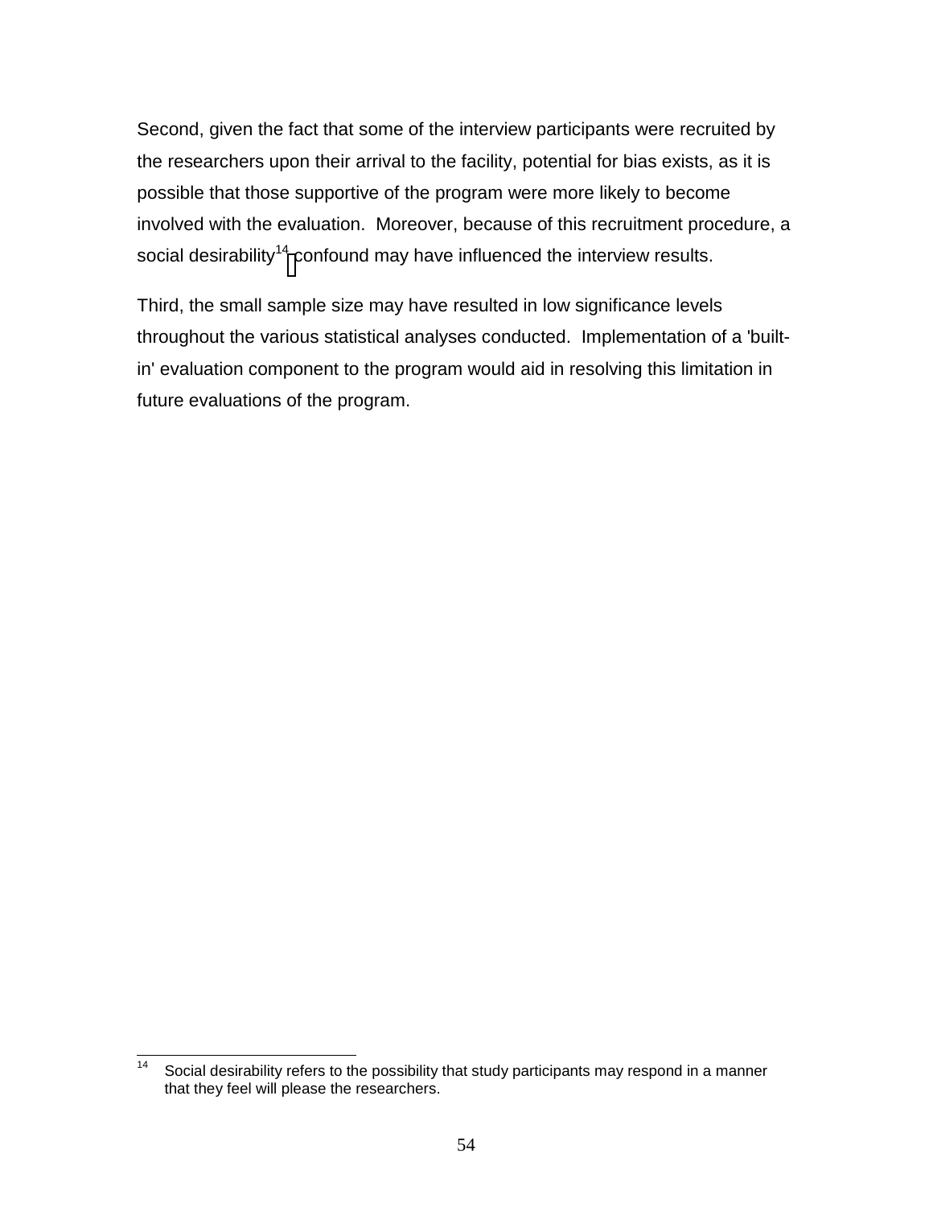Second, given the fact that some of the interview participants were recruited by the researchers upon their arrival to the facility, potential for bias exists, as it is possible that those supportive of the program were more likely to become involved with the evaluation. Moreover, because of this recruitment procedure, a social desirability[14] confound may have influenced the interview results.

Third, the small sample size may have resulted in low significance levels throughout the various statistical analyses conducted. Implementation of a 'built-in' evaluation component to the program would aid in resolving this limitation in future evaluations of the program.

---

[14] Social desirability refers to the possibility that study participants may respond in a manner that they feel will please the researchers.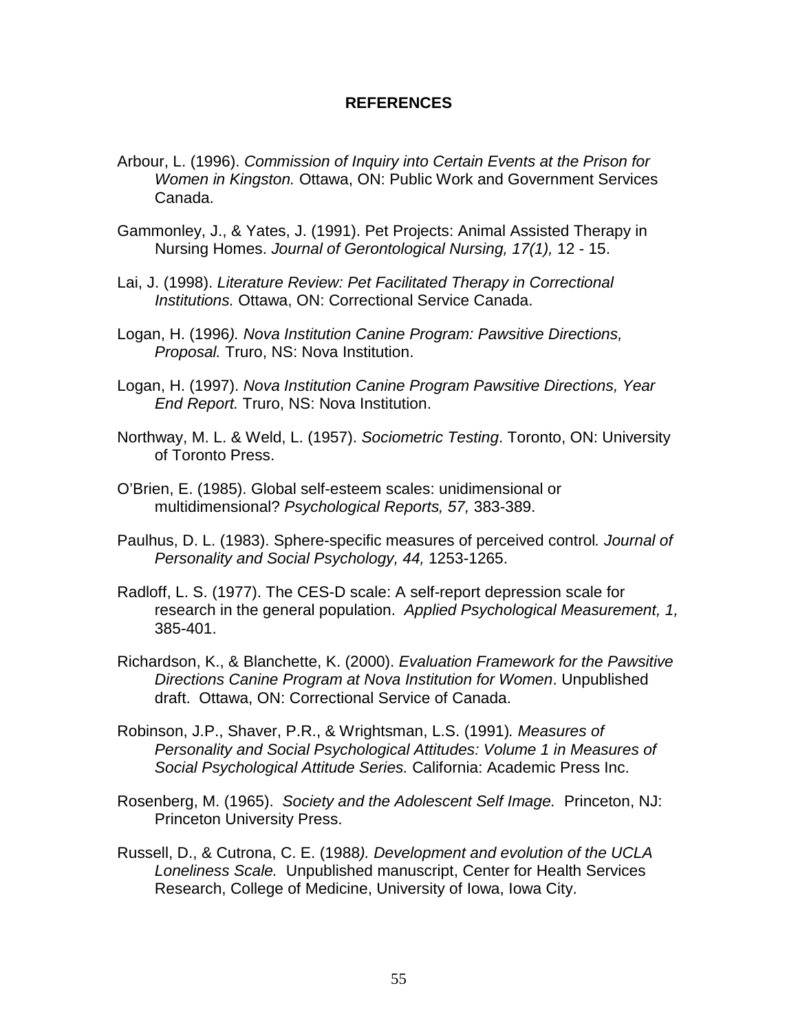# REFERENCES

Arbour, L. (1996). *Commission of Inquiry into Certain Events at the Prison for Women in Kingston.* Ottawa, ON: Public Work and Government Services Canada.

Gammonley, J., & Yates, J. (1991). Pet Projects: Animal Assisted Therapy in Nursing Homes. *Journal of Gerontological Nursing, 17(1),* 12 - 15.

Lai, J. (1998). *Literature Review: Pet Facilitated Therapy in Correctional Institutions.* Ottawa, ON: Correctional Service Canada.

Logan, H. (1996*). Nova Institution Canine Program: Pawsitive Directions, Proposal.* Truro, NS: Nova Institution.

Logan, H. (1997). *Nova Institution Canine Program Pawsitive Directions, Year End Report.* Truro, NS: Nova Institution.

Northway, M. L. & Weld, L. (1957). *Sociometric Testing*. Toronto, ON: University of Toronto Press.

O'Brien, E. (1985). Global self-esteem scales: unidimensional or multidimensional? *Psychological Reports, 57,* 383-389.

Paulhus, D. L. (1983). Sphere-specific measures of perceived control*. Journal of Personality and Social Psychology, 44,* 1253-1265.

Radloff, L. S. (1977). The CES-D scale: A self-report depression scale for research in the general population. *Applied Psychological Measurement, 1,* 385-401.

Richardson, K., & Blanchette, K. (2000). *Evaluation Framework for the Pawsitive Directions Canine Program at Nova Institution for Women*. Unpublished draft. Ottawa, ON: Correctional Service of Canada.

Robinson, J.P., Shaver, P.R., & Wrightsman, L.S. (1991)*. Measures of Personality and Social Psychological Attitudes: Volume 1 in Measures of Social Psychological Attitude Series.* California: Academic Press Inc.

Rosenberg, M. (1965). *Society and the Adolescent Self Image.* Princeton, NJ: Princeton University Press.

Russell, D., & Cutrona, C. E. (1988*). Development and evolution of the UCLA Loneliness Scale.* Unpublished manuscript, Center for Health Services Research, College of Medicine, University of Iowa, Iowa City.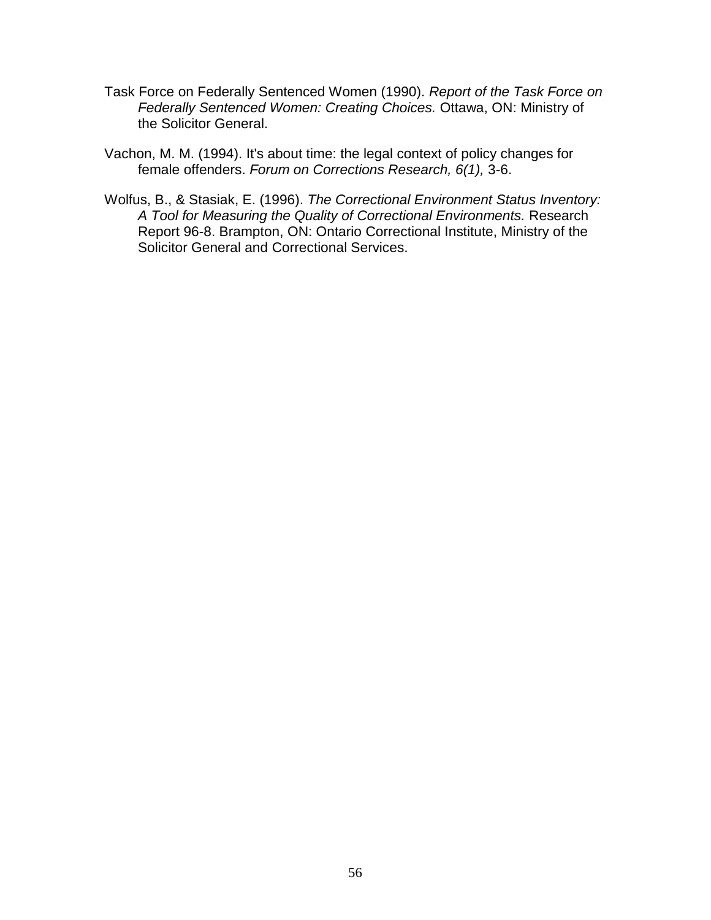Task Force on Federally Sentenced Women (1990). *Report of the Task Force on Federally Sentenced Women: Creating Choices.* Ottawa, ON: Ministry of the Solicitor General.

Vachon, M. M. (1994). It's about time: the legal context of policy changes for female offenders. *Forum on Corrections Research, 6(1),* 3-6.

Wolfus, B., & Stasiak, E. (1996). *The Correctional Environment Status Inventory: A Tool for Measuring the Quality of Correctional Environments.* Research Report 96-8. Brampton, ON: Ontario Correctional Institute, Ministry of the Solicitor General and Correctional Services.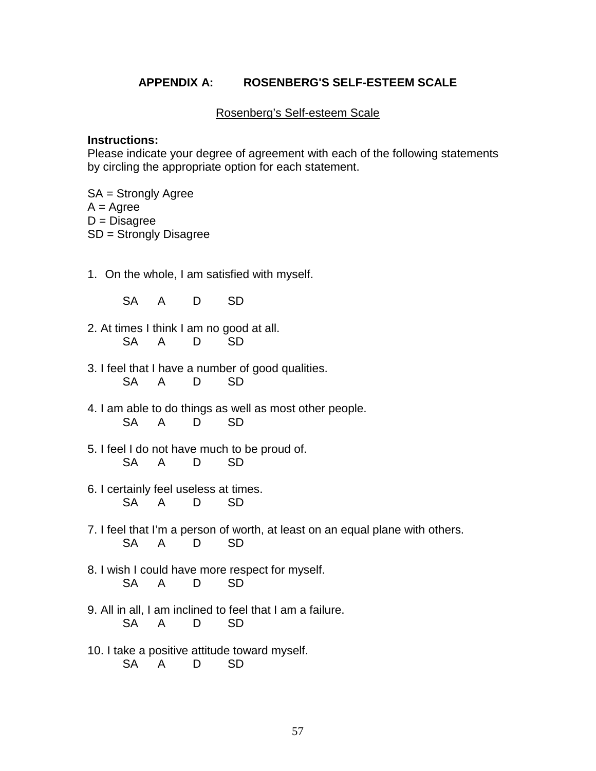## APPENDIX A: ROSENBERG'S SELF-ESTEEM SCALE

Rosenberg's Self-esteem Scale

**Instructions:**
Please indicate your degree of agreement with each of the following statements by circling the appropriate option for each statement.

SA = Strongly Agree
A = Agree
D = Disagree
SD = Strongly Disagree

1. On the whole, I am satisfied with myself.

   SA A D SD

2. At times I think I am no good at all.
   SA A D SD

3. I feel that I have a number of good qualities.
   SA A D SD

4. I am able to do things as well as most other people.
   SA A D SD

5. I feel I do not have much to be proud of.
   SA A D SD

6. I certainly feel useless at times.
   SA A D SD

7. I feel that I'm a person of worth, at least on an equal plane with others.
   SA A D SD

8. I wish I could have more respect for myself.
   SA A D SD

9. All in all, I am inclined to feel that I am a failure.
   SA A D SD

10. I take a positive attitude toward myself.
    SA A D SD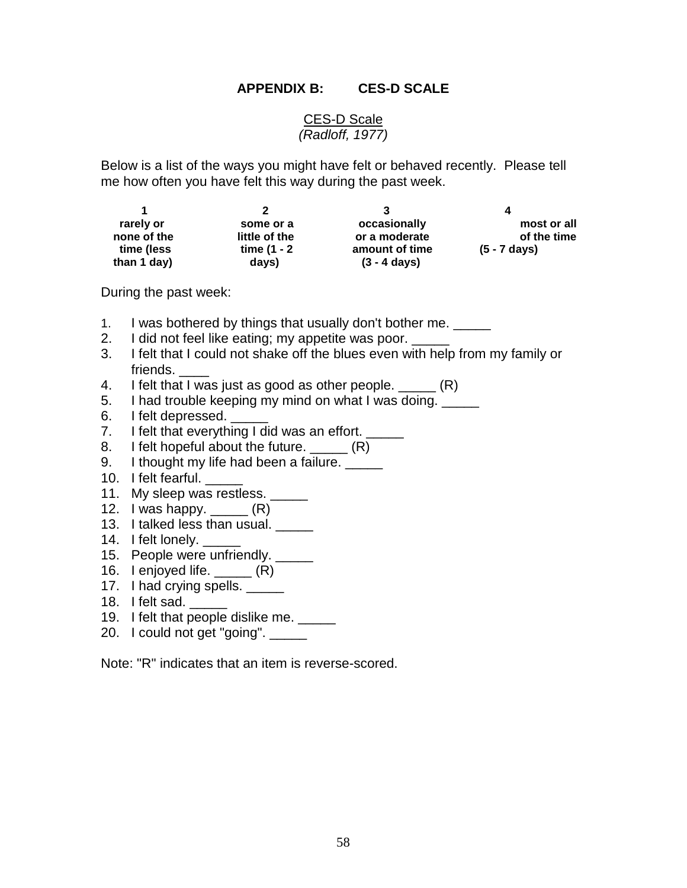## APPENDIX B: CES-D SCALE

CES-D Scale
*(Radloff, 1977)*

Below is a list of the ways you might have felt or behaved recently. Please tell me how often you have felt this way during the past week.

| 1 | 2 | 3 | 4 |
|---|---|---|---|
| **rarely or none of the time (less than 1 day)** | **some or a little of the time (1 - 2 days)** | **occasionally or a moderate amount of time (3 - 4 days)** | **most or all of the time (5 - 7 days)** |

During the past week:

1. I was bothered by things that usually don't bother me. _____
2. I did not feel like eating; my appetite was poor. _____
3. I felt that I could not shake off the blues even with help from my family or friends. ____
4. I felt that I was just as good as other people. _____ (R)
5. I had trouble keeping my mind on what I was doing. _____
6. I felt depressed. _____
7. I felt that everything I did was an effort. _____
8. I felt hopeful about the future. _____ (R)
9. I thought my life had been a failure. _____
10. I felt fearful. _____
11. My sleep was restless. _____
12. I was happy. _____ (R)
13. I talked less than usual. _____
14. I felt lonely. _____
15. People were unfriendly. _____
16. I enjoyed life. _____ (R)
17. I had crying spells. _____
18. I felt sad. _____
19. I felt that people dislike me. _____
20. I could not get "going". _____

Note: "R" indicates that an item is reverse-scored.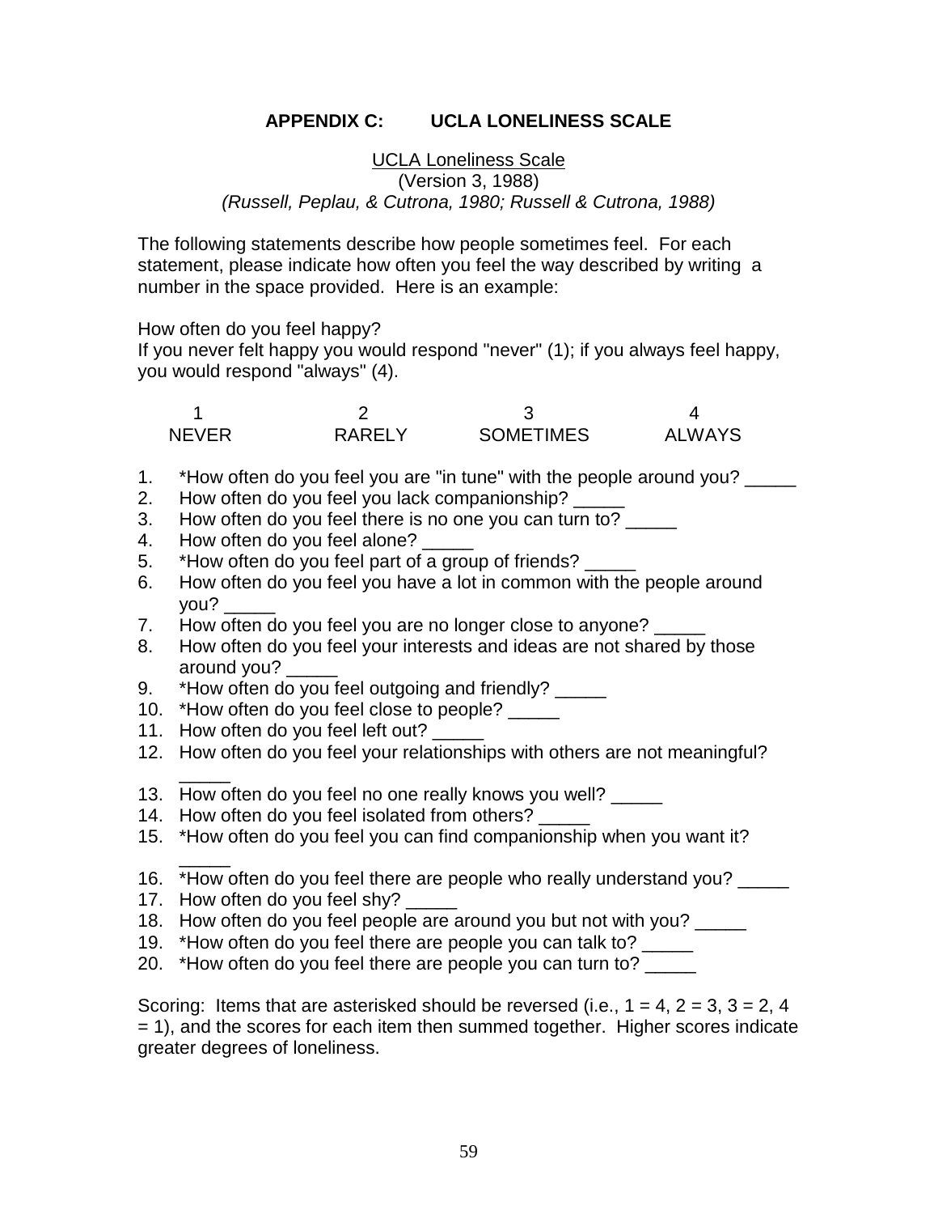## APPENDIX C: UCLA LONELINESS SCALE

UCLA Loneliness Scale
(Version 3, 1988)
*(Russell, Peplau, & Cutrona, 1980; Russell & Cutrona, 1988)*

The following statements describe how people sometimes feel. For each statement, please indicate how often you feel the way described by writing a number in the space provided. Here is an example:

How often do you feel happy?
If you never felt happy you would respond "never" (1); if you always feel happy, you would respond "always" (4).

| 1 | 2 | 3 | 4 |
|---|---|---|---|
| NEVER | RARELY | SOMETIMES | ALWAYS |

1. *How often do you feel you are "in tune" with the people around you? _____
2. How often do you feel you lack companionship? _____
3. How often do you feel there is no one you can turn to? _____
4. How often do you feel alone? _____
5. *How often do you feel part of a group of friends? _____
6. How often do you feel you have a lot in common with the people around you? _____
7. How often do you feel you are no longer close to anyone? _____
8. How often do you feel your interests and ideas are not shared by those around you? _____
9. *How often do you feel outgoing and friendly? _____
10. *How often do you feel close to people? _____
11. How often do you feel left out? _____
12. How often do you feel your relationships with others are not meaningful? _____
13. How often do you feel no one really knows you well? _____
14. How often do you feel isolated from others? _____
15. *How often do you feel you can find companionship when you want it? _____
16. *How often do you feel there are people who really understand you? _____
17. How often do you feel shy? _____
18. How often do you feel people are around you but not with you? _____
19. *How often do you feel there are people you can talk to? _____
20. *How often do you feel there are people you can turn to? _____

Scoring: Items that are asterisked should be reversed (i.e., 1 = 4, 2 = 3, 3 = 2, 4 = 1), and the scores for each item then summed together. Higher scores indicate greater degrees of loneliness.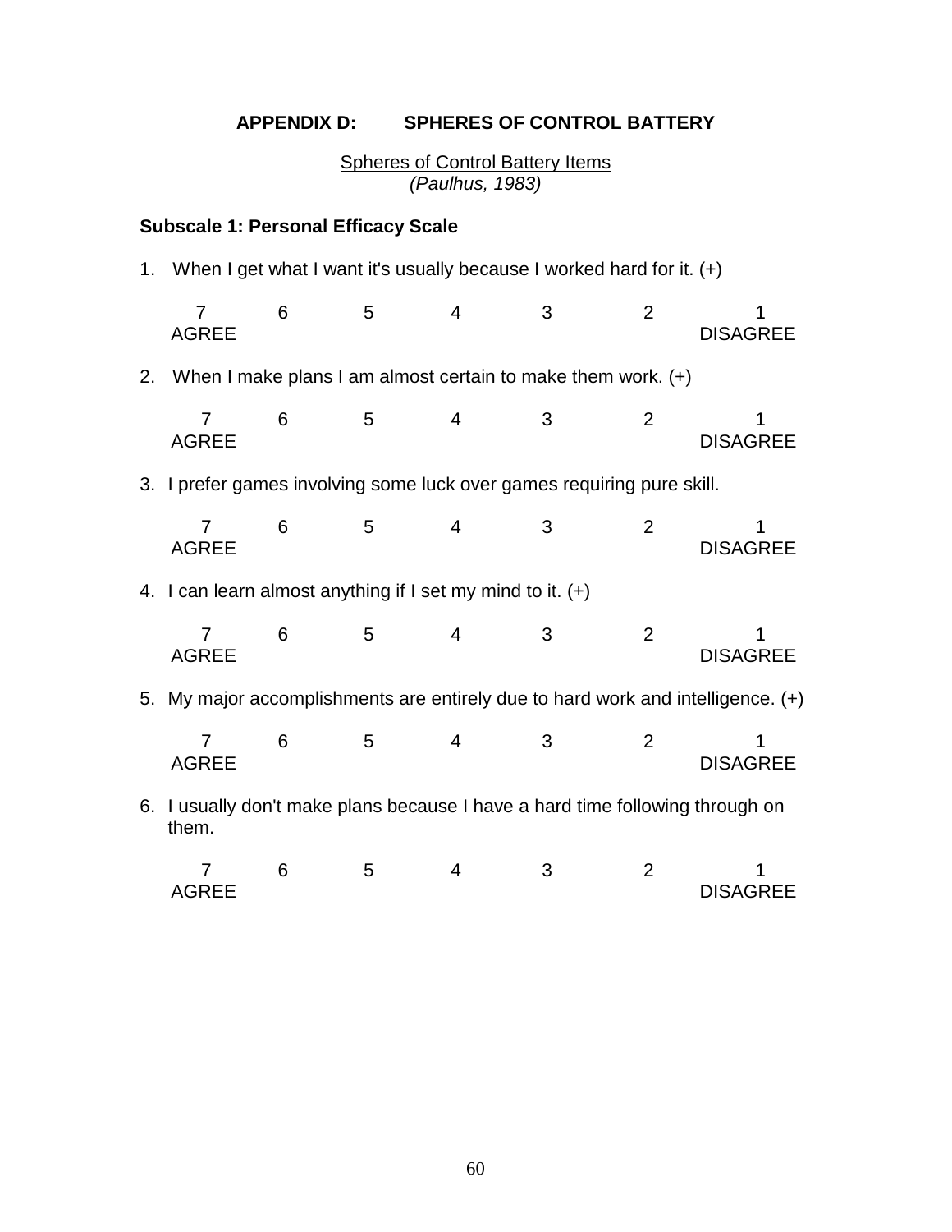## APPENDIX D: SPHERES OF CONTROL BATTERY

Spheres of Control Battery Items
*(Paulhus, 1983)*

**Subscale 1: Personal Efficacy Scale**

1. When I get what I want it's usually because I worked hard for it. (+)

| 7 | 6 | 5 | 4 | 3 | 2 | 1 |
|---|---|---|---|---|---|---|
| AGREE | | | | | | DISAGREE |

2. When I make plans I am almost certain to make them work. (+)

| 7 | 6 | 5 | 4 | 3 | 2 | 1 |
|---|---|---|---|---|---|---|
| AGREE | | | | | | DISAGREE |

3. I prefer games involving some luck over games requiring pure skill.

| 7 | 6 | 5 | 4 | 3 | 2 | 1 |
|---|---|---|---|---|---|---|
| AGREE | | | | | | DISAGREE |

4. I can learn almost anything if I set my mind to it. (+)

| 7 | 6 | 5 | 4 | 3 | 2 | 1 |
|---|---|---|---|---|---|---|
| AGREE | | | | | | DISAGREE |

5. My major accomplishments are entirely due to hard work and intelligence. (+)

| 7 | 6 | 5 | 4 | 3 | 2 | 1 |
|---|---|---|---|---|---|---|
| AGREE | | | | | | DISAGREE |

6. I usually don't make plans because I have a hard time following through on them.

| 7 | 6 | 5 | 4 | 3 | 2 | 1 |
|---|---|---|---|---|---|---|
| AGREE | | | | | | DISAGREE |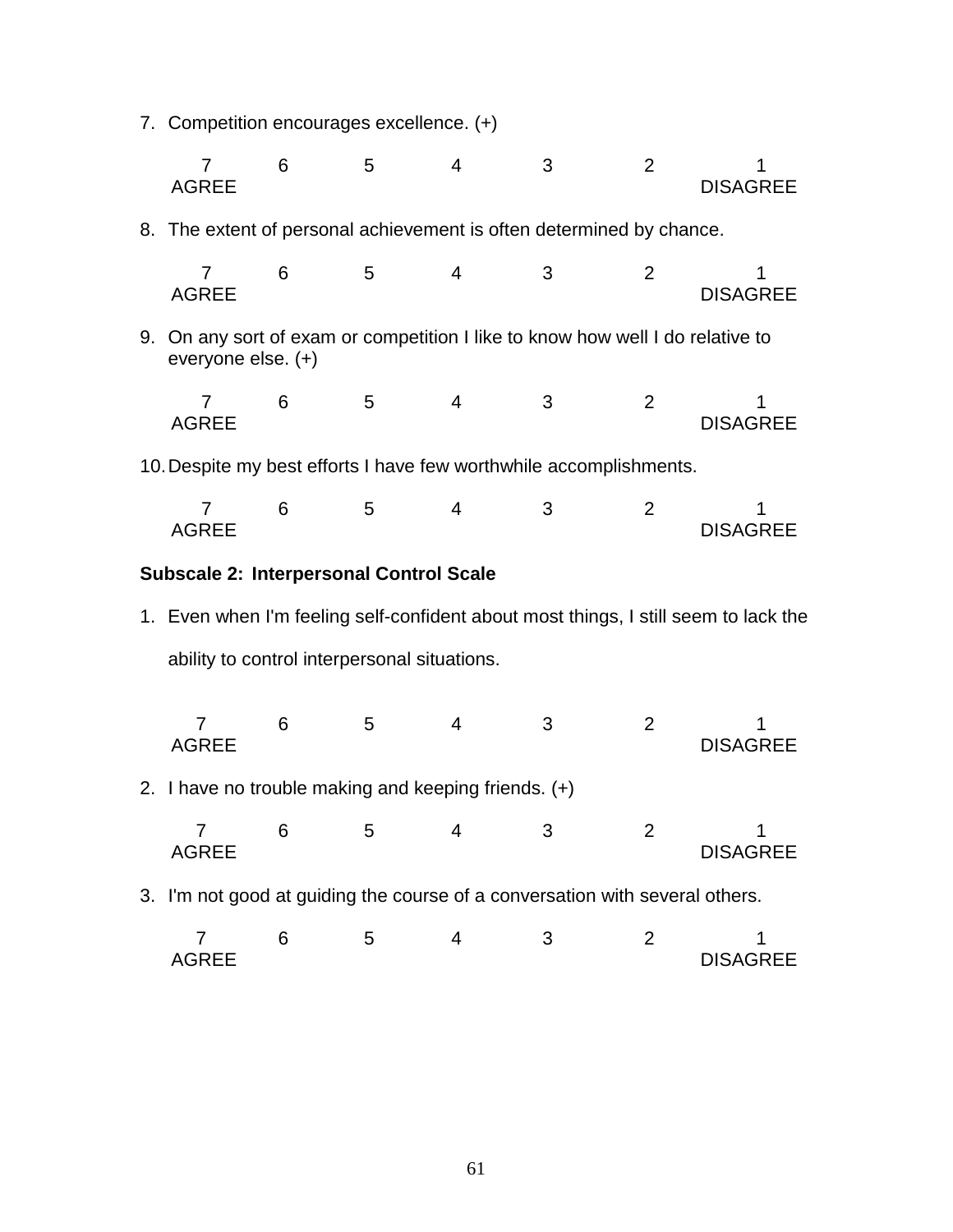7. Competition encourages excellence. (+)

   7 6 5 4 3 2 1
   AGREE DISAGREE

8. The extent of personal achievement is often determined by chance.

   7 6 5 4 3 2 1
   AGREE DISAGREE

9. On any sort of exam or competition I like to know how well I do relative to everyone else. (+)

   7 6 5 4 3 2 1
   AGREE DISAGREE

10. Despite my best efforts I have few worthwhile accomplishments.

    7 6 5 4 3 2 1
    AGREE DISAGREE

**Subscale 2: Interpersonal Control Scale**

1. Even when I'm feeling self-confident about most things, I still seem to lack the ability to control interpersonal situations.

   7 6 5 4 3 2 1
   AGREE DISAGREE

2. I have no trouble making and keeping friends. (+)

   7 6 5 4 3 2 1
   AGREE DISAGREE

3. I'm not good at guiding the course of a conversation with several others.

   7 6 5 4 3 2 1
   AGREE DISAGREE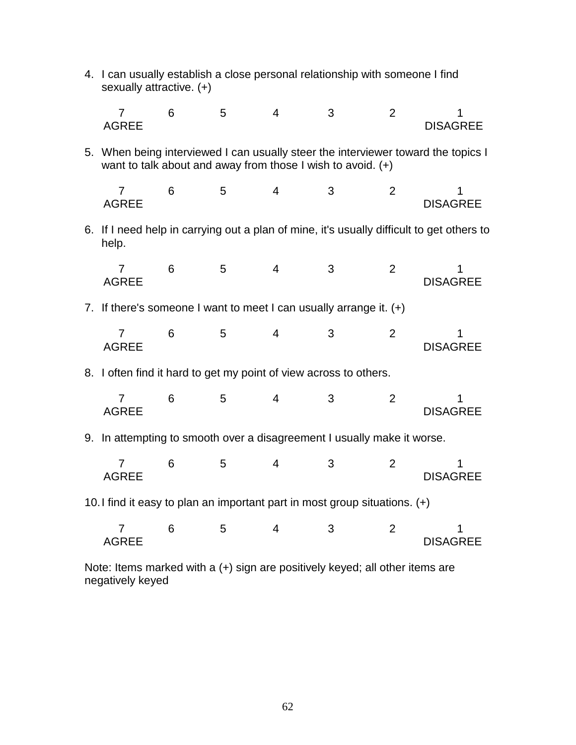4. I can usually establish a close personal relationship with someone I find sexually attractive. (+)

| 7 | 6 | 5 | 4 | 3 | 2 | 1 |
|---|---|---|---|---|---|---|
| AGREE | | | | | | DISAGREE |

5. When being interviewed I can usually steer the interviewer toward the topics I want to talk about and away from those I wish to avoid. (+)

| 7 | 6 | 5 | 4 | 3 | 2 | 1 |
|---|---|---|---|---|---|---|
| AGREE | | | | | | DISAGREE |

6. If I need help in carrying out a plan of mine, it's usually difficult to get others to help.

| 7 | 6 | 5 | 4 | 3 | 2 | 1 |
|---|---|---|---|---|---|---|
| AGREE | | | | | | DISAGREE |

7. If there's someone I want to meet I can usually arrange it. (+)

| 7 | 6 | 5 | 4 | 3 | 2 | 1 |
|---|---|---|---|---|---|---|
| AGREE | | | | | | DISAGREE |

8. I often find it hard to get my point of view across to others.

| 7 | 6 | 5 | 4 | 3 | 2 | 1 |
|---|---|---|---|---|---|---|
| AGREE | | | | | | DISAGREE |

9. In attempting to smooth over a disagreement I usually make it worse.

| 7 | 6 | 5 | 4 | 3 | 2 | 1 |
|---|---|---|---|---|---|---|
| AGREE | | | | | | DISAGREE |

10. I find it easy to plan an important part in most group situations. (+)

| 7 | 6 | 5 | 4 | 3 | 2 | 1 |
|---|---|---|---|---|---|---|
| AGREE | | | | | | DISAGREE |

Note: Items marked with a (+) sign are positively keyed; all other items are negatively keyed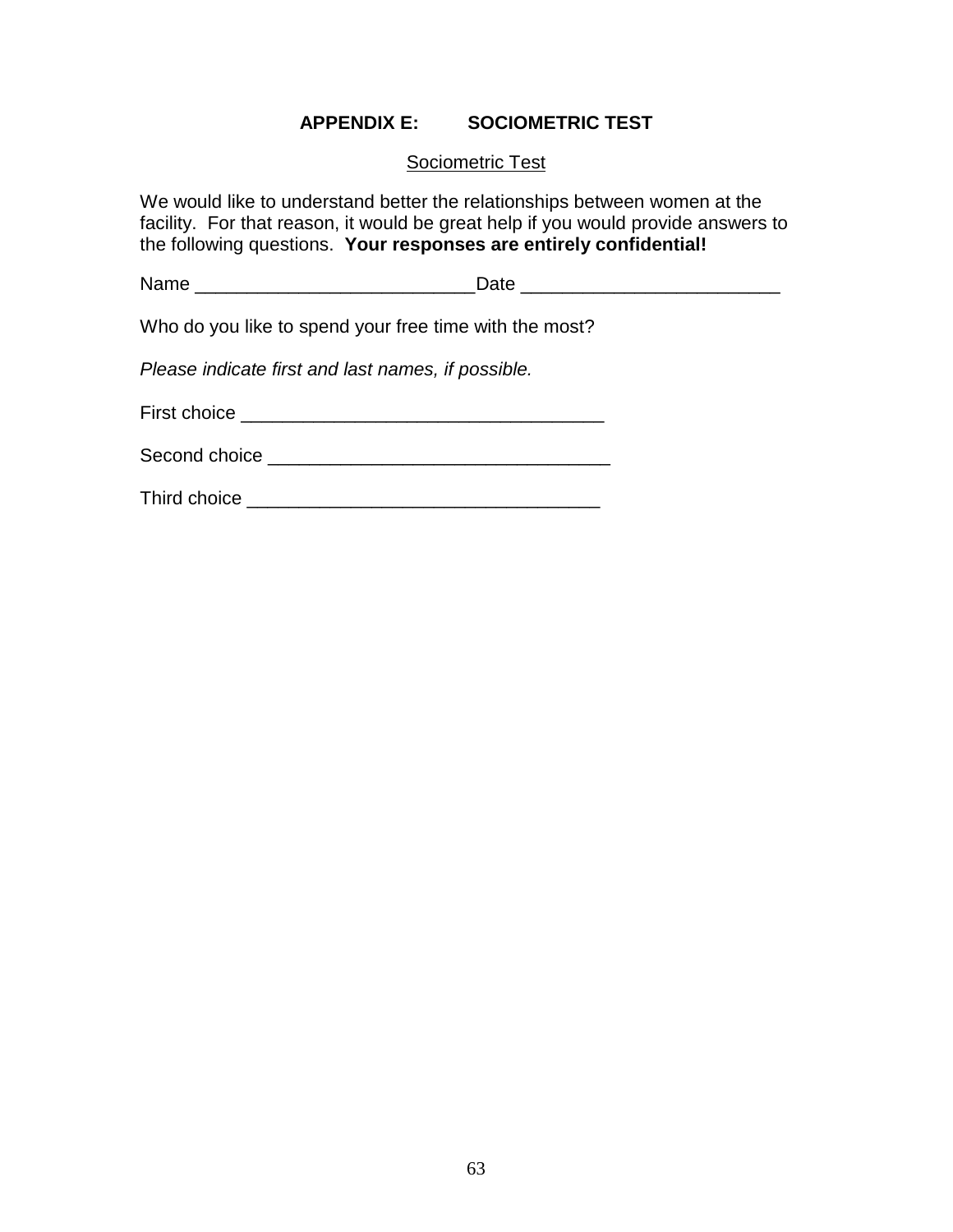# APPENDIX E: SOCIOMETRIC TEST

Sociometric Test

We would like to understand better the relationships between women at the facility. For that reason, it would be great help if you would provide answers to the following questions. **Your responses are entirely confidential!**

Name ___________________________Date _________________________

Who do you like to spend your free time with the most?

*Please indicate first and last names, if possible.*

First choice ___________________________________

Second choice _________________________________

Third choice __________________________________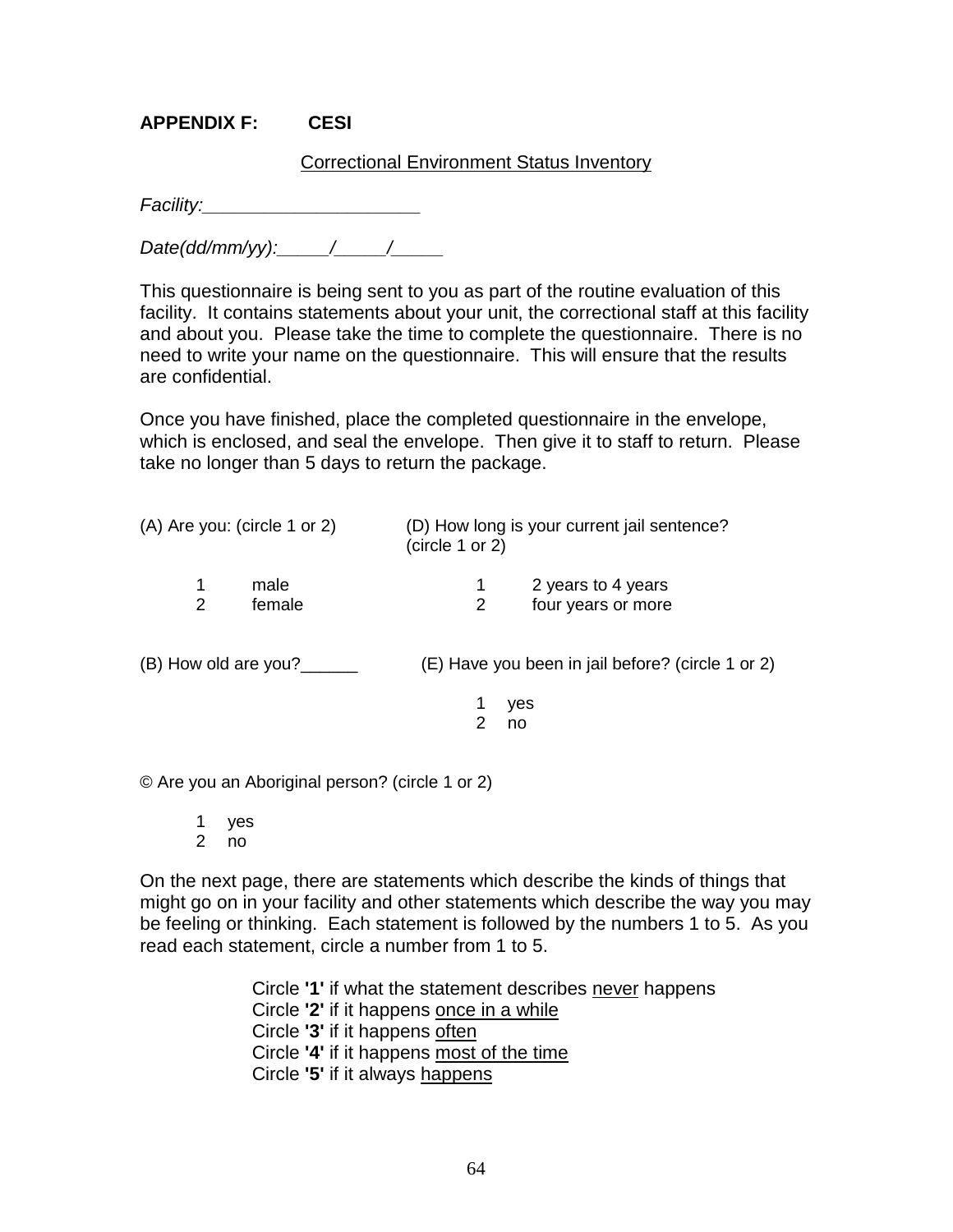**APPENDIX F: CESI**

Correctional Environment Status Inventory

*Facility:_____________________*

*Date(dd/mm/yy):_____/_____/_____*

This questionnaire is being sent to you as part of the routine evaluation of this facility. It contains statements about your unit, the correctional staff at this facility and about you. Please take the time to complete the questionnaire. There is no need to write your name on the questionnaire. This will ensure that the results are confidential.

Once you have finished, place the completed questionnaire in the envelope, which is enclosed, and seal the envelope. Then give it to staff to return. Please take no longer than 5 days to return the package.

(A) Are you: (circle 1 or 2)

1 male
2 female

(B) How old are you?______

© Are you an Aboriginal person? (circle 1 or 2)

1 yes
2 no

(D) How long is your current jail sentence? (circle 1 or 2)

1 2 years to 4 years
2 four years or more

(E) Have you been in jail before? (circle 1 or 2)

1 yes
2 no

On the next page, there are statements which describe the kinds of things that might go on in your facility and other statements which describe the way you may be feeling or thinking. Each statement is followed by the numbers 1 to 5. As you read each statement, circle a number from 1 to 5.

Circle **'1'** if what the statement describes never happens
Circle **'2'** if it happens once in a while
Circle **'3'** if it happens often
Circle **'4'** if it happens most of the time
Circle **'5'** if it always happens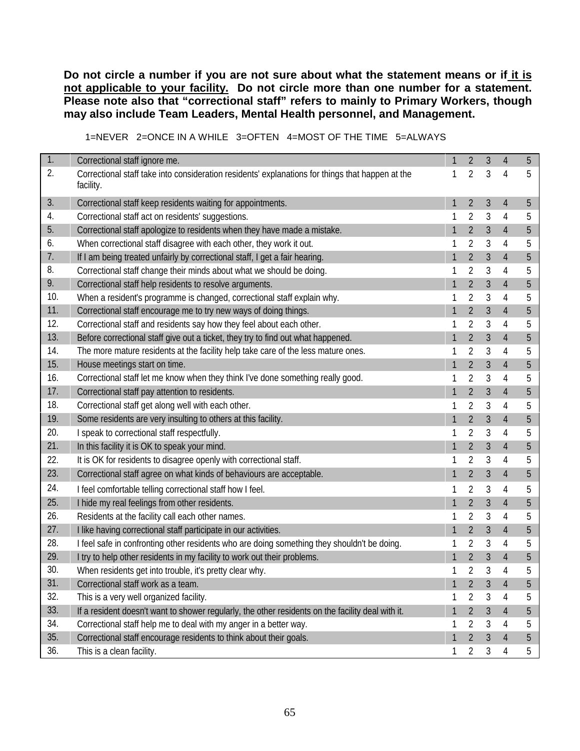**Do not circle a number if you are not sure about what the statement means or if <u>it is not applicable to your facility.</u> Do not circle more than one number for a statement. Please note also that "correctional staff" refers to mainly to Primary Workers, though may also include Team Leaders, Mental Health personnel, and Management.**

1=NEVER 2=ONCE IN A WHILE 3=OFTEN 4=MOST OF THE TIME 5=ALWAYS

| | | | | | | |
|---|---|---|---|---|---|---|
| 1. | Correctional staff ignore me. | 1 | 2 | 3 | 4 | 5 |
| 2. | Correctional staff take into consideration residents' explanations for things that happen at the facility. | 1 | 2 | 3 | 4 | 5 |
| 3. | Correctional staff keep residents waiting for appointments. | 1 | 2 | 3 | 4 | 5 |
| 4. | Correctional staff act on residents' suggestions. | 1 | 2 | 3 | 4 | 5 |
| 5. | Correctional staff apologize to residents when they have made a mistake. | 1 | 2 | 3 | 4 | 5 |
| 6. | When correctional staff disagree with each other, they work it out. | 1 | 2 | 3 | 4 | 5 |
| 7. | If I am being treated unfairly by correctional staff, I get a fair hearing. | 1 | 2 | 3 | 4 | 5 |
| 8. | Correctional staff change their minds about what we should be doing. | 1 | 2 | 3 | 4 | 5 |
| 9. | Correctional staff help residents to resolve arguments. | 1 | 2 | 3 | 4 | 5 |
| 10. | When a resident's programme is changed, correctional staff explain why. | 1 | 2 | 3 | 4 | 5 |
| 11. | Correctional staff encourage me to try new ways of doing things. | 1 | 2 | 3 | 4 | 5 |
| 12. | Correctional staff and residents say how they feel about each other. | 1 | 2 | 3 | 4 | 5 |
| 13. | Before correctional staff give out a ticket, they try to find out what happened. | 1 | 2 | 3 | 4 | 5 |
| 14. | The more mature residents at the facility help take care of the less mature ones. | 1 | 2 | 3 | 4 | 5 |
| 15. | House meetings start on time. | 1 | 2 | 3 | 4 | 5 |
| 16. | Correctional staff let me know when they think I've done something really good. | 1 | 2 | 3 | 4 | 5 |
| 17. | Correctional staff pay attention to residents. | 1 | 2 | 3 | 4 | 5 |
| 18. | Correctional staff get along well with each other. | 1 | 2 | 3 | 4 | 5 |
| 19. | Some residents are very insulting to others at this facility. | 1 | 2 | 3 | 4 | 5 |
| 20. | I speak to correctional staff respectfully. | 1 | 2 | 3 | 4 | 5 |
| 21. | In this facility it is OK to speak your mind. | 1 | 2 | 3 | 4 | 5 |
| 22. | It is OK for residents to disagree openly with correctional staff. | 1 | 2 | 3 | 4 | 5 |
| 23. | Correctional staff agree on what kinds of behaviours are acceptable. | 1 | 2 | 3 | 4 | 5 |
| 24. | I feel comfortable telling correctional staff how I feel. | 1 | 2 | 3 | 4 | 5 |
| 25. | I hide my real feelings from other residents. | 1 | 2 | 3 | 4 | 5 |
| 26. | Residents at the facility call each other names. | 1 | 2 | 3 | 4 | 5 |
| 27. | I like having correctional staff participate in our activities. | 1 | 2 | 3 | 4 | 5 |
| 28. | I feel safe in confronting other residents who are doing something they shouldn't be doing. | 1 | 2 | 3 | 4 | 5 |
| 29. | I try to help other residents in my facility to work out their problems. | 1 | 2 | 3 | 4 | 5 |
| 30. | When residents get into trouble, it's pretty clear why. | 1 | 2 | 3 | 4 | 5 |
| 31. | Correctional staff work as a team. | 1 | 2 | 3 | 4 | 5 |
| 32. | This is a very well organized facility. | 1 | 2 | 3 | 4 | 5 |
| 33. | If a resident doesn't want to shower regularly, the other residents on the facility deal with it. | 1 | 2 | 3 | 4 | 5 |
| 34. | Correctional staff help me to deal with my anger in a better way. | 1 | 2 | 3 | 4 | 5 |
| 35. | Correctional staff encourage residents to think about their goals. | 1 | 2 | 3 | 4 | 5 |
| 36. | This is a clean facility. | 1 | 2 | 3 | 4 | 5 |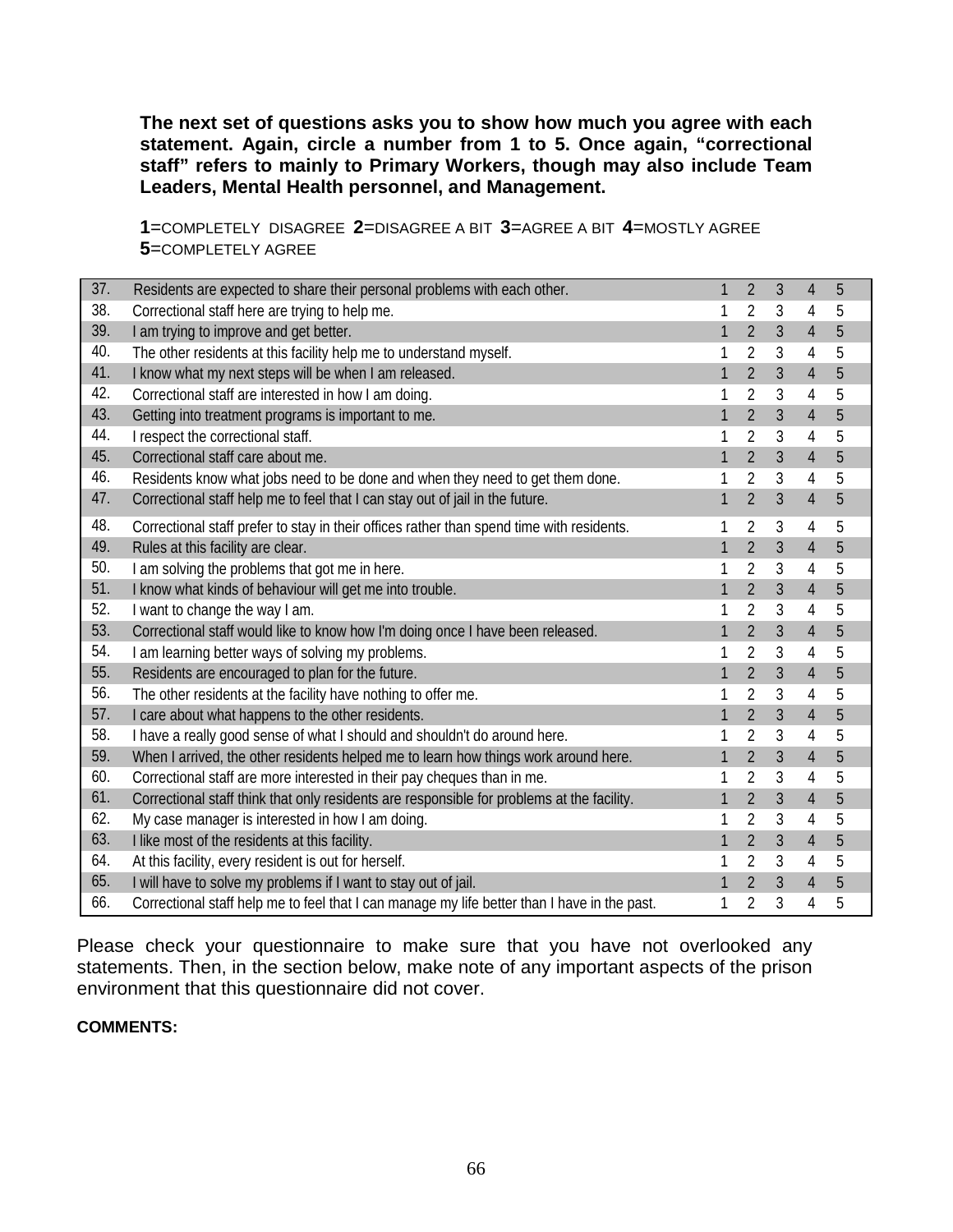**The next set of questions asks you to show how much you agree with each statement. Again, circle a number from 1 to 5. Once again, "correctional staff" refers to mainly to Primary Workers, though may also include Team Leaders, Mental Health personnel, and Management.**

**1**=COMPLETELY DISAGREE **2**=DISAGREE A BIT **3**=AGREE A BIT **4**=MOSTLY AGREE **5**=COMPLETELY AGREE

| | | | | | | |
|---|---|---|---|---|---|---|
| 37. | Residents are expected to share their personal problems with each other. | 1 | 2 | 3 | 4 | 5 |
| 38. | Correctional staff here are trying to help me. | 1 | 2 | 3 | 4 | 5 |
| 39. | I am trying to improve and get better. | 1 | 2 | 3 | 4 | 5 |
| 40. | The other residents at this facility help me to understand myself. | 1 | 2 | 3 | 4 | 5 |
| 41. | I know what my next steps will be when I am released. | 1 | 2 | 3 | 4 | 5 |
| 42. | Correctional staff are interested in how I am doing. | 1 | 2 | 3 | 4 | 5 |
| 43. | Getting into treatment programs is important to me. | 1 | 2 | 3 | 4 | 5 |
| 44. | I respect the correctional staff. | 1 | 2 | 3 | 4 | 5 |
| 45. | Correctional staff care about me. | 1 | 2 | 3 | 4 | 5 |
| 46. | Residents know what jobs need to be done and when they need to get them done. | 1 | 2 | 3 | 4 | 5 |
| 47. | Correctional staff help me to feel that I can stay out of jail in the future. | 1 | 2 | 3 | 4 | 5 |
| 48. | Correctional staff prefer to stay in their offices rather than spend time with residents. | 1 | 2 | 3 | 4 | 5 |
| 49. | Rules at this facility are clear. | 1 | 2 | 3 | 4 | 5 |
| 50. | I am solving the problems that got me in here. | 1 | 2 | 3 | 4 | 5 |
| 51. | I know what kinds of behaviour will get me into trouble. | 1 | 2 | 3 | 4 | 5 |
| 52. | I want to change the way I am. | 1 | 2 | 3 | 4 | 5 |
| 53. | Correctional staff would like to know how I'm doing once I have been released. | 1 | 2 | 3 | 4 | 5 |
| 54. | I am learning better ways of solving my problems. | 1 | 2 | 3 | 4 | 5 |
| 55. | Residents are encouraged to plan for the future. | 1 | 2 | 3 | 4 | 5 |
| 56. | The other residents at the facility have nothing to offer me. | 1 | 2 | 3 | 4 | 5 |
| 57. | I care about what happens to the other residents. | 1 | 2 | 3 | 4 | 5 |
| 58. | I have a really good sense of what I should and shouldn't do around here. | 1 | 2 | 3 | 4 | 5 |
| 59. | When I arrived, the other residents helped me to learn how things work around here. | 1 | 2 | 3 | 4 | 5 |
| 60. | Correctional staff are more interested in their pay cheques than in me. | 1 | 2 | 3 | 4 | 5 |
| 61. | Correctional staff think that only residents are responsible for problems at the facility. | 1 | 2 | 3 | 4 | 5 |
| 62. | My case manager is interested in how I am doing. | 1 | 2 | 3 | 4 | 5 |
| 63. | I like most of the residents at this facility. | 1 | 2 | 3 | 4 | 5 |
| 64. | At this facility, every resident is out for herself. | 1 | 2 | 3 | 4 | 5 |
| 65. | I will have to solve my problems if I want to stay out of jail. | 1 | 2 | 3 | 4 | 5 |
| 66. | Correctional staff help me to feel that I can manage my life better than I have in the past. | 1 | 2 | 3 | 4 | 5 |

Please check your questionnaire to make sure that you have not overlooked any statements. Then, in the section below, make note of any important aspects of the prison environment that this questionnaire did not cover.

**COMMENTS:**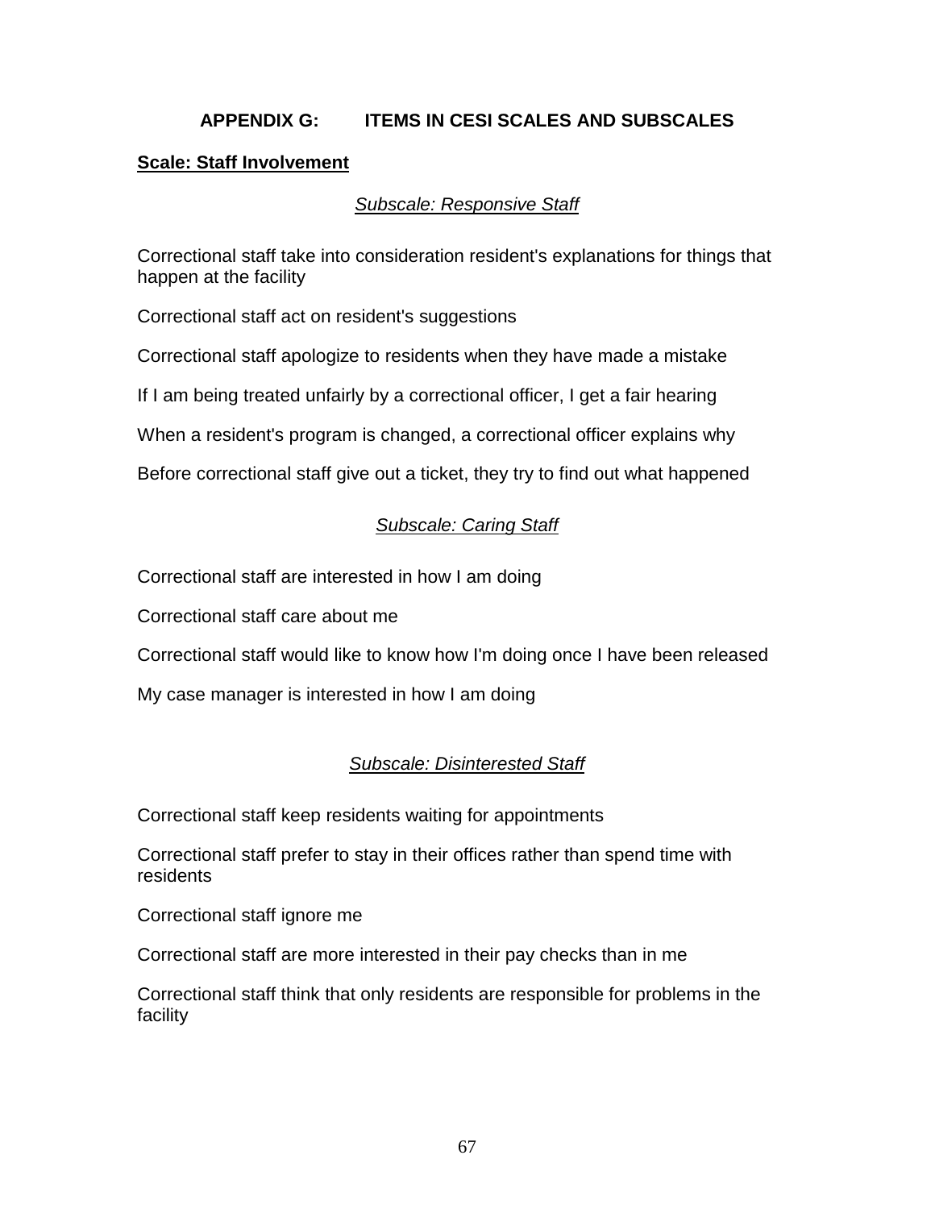## APPENDIX G: ITEMS IN CESI SCALES AND SUBSCALES

### **Scale: Staff Involvement**

#### *Subscale: Responsive Staff*

Correctional staff take into consideration resident's explanations for things that happen at the facility

Correctional staff act on resident's suggestions

Correctional staff apologize to residents when they have made a mistake

If I am being treated unfairly by a correctional officer, I get a fair hearing

When a resident's program is changed, a correctional officer explains why

Before correctional staff give out a ticket, they try to find out what happened

#### *Subscale: Caring Staff*

Correctional staff are interested in how I am doing

Correctional staff care about me

Correctional staff would like to know how I'm doing once I have been released

My case manager is interested in how I am doing

#### *Subscale: Disinterested Staff*

Correctional staff keep residents waiting for appointments

Correctional staff prefer to stay in their offices rather than spend time with residents

Correctional staff ignore me

Correctional staff are more interested in their pay checks than in me

Correctional staff think that only residents are responsible for problems in the facility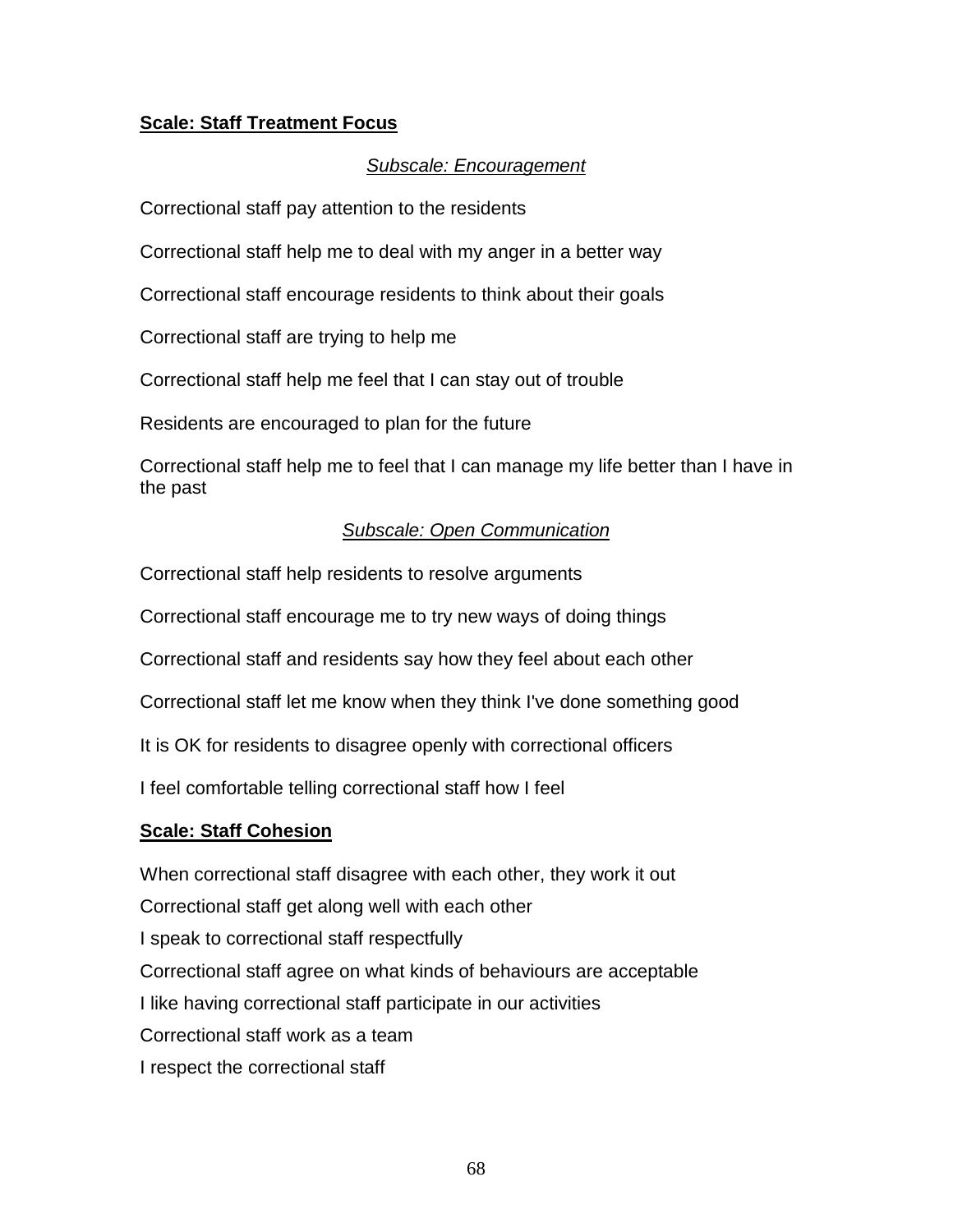**Scale: Staff Treatment Focus**

*Subscale: Encouragement*

Correctional staff pay attention to the residents

Correctional staff help me to deal with my anger in a better way

Correctional staff encourage residents to think about their goals

Correctional staff are trying to help me

Correctional staff help me feel that I can stay out of trouble

Residents are encouraged to plan for the future

Correctional staff help me to feel that I can manage my life better than I have in the past

*Subscale: Open Communication*

Correctional staff help residents to resolve arguments

Correctional staff encourage me to try new ways of doing things

Correctional staff and residents say how they feel about each other

Correctional staff let me know when they think I've done something good

It is OK for residents to disagree openly with correctional officers

I feel comfortable telling correctional staff how I feel

**Scale: Staff Cohesion**

When correctional staff disagree with each other, they work it out

Correctional staff get along well with each other

I speak to correctional staff respectfully

Correctional staff agree on what kinds of behaviours are acceptable

I like having correctional staff participate in our activities

Correctional staff work as a team

I respect the correctional staff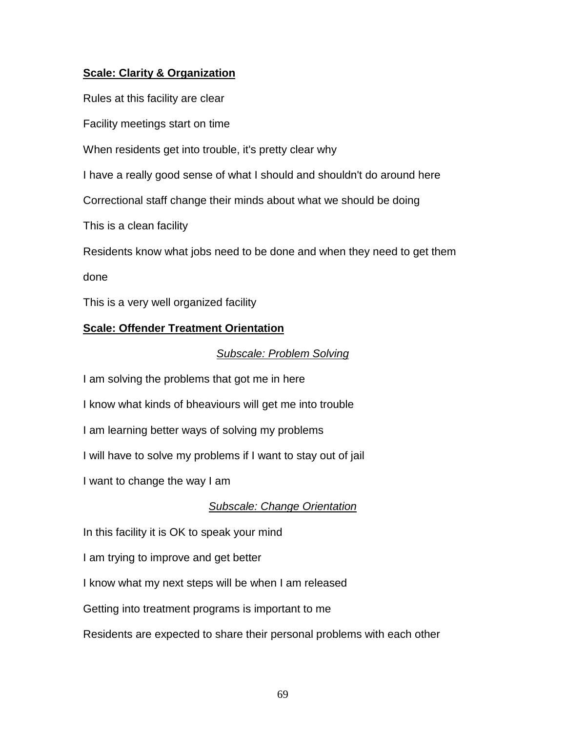**<u>Scale: Clarity & Organization</u>**

Rules at this facility are clear

Facility meetings start on time

When residents get into trouble, it's pretty clear why

I have a really good sense of what I should and shouldn't do around here

Correctional staff change their minds about what we should be doing

This is a clean facility

Residents know what jobs need to be done and when they need to get them done

This is a very well organized facility

**<u>Scale: Offender Treatment Orientation</u>**

*<u>Subscale: Problem Solving</u>*

I am solving the problems that got me in here

I know what kinds of bheaviours will get me into trouble

I am learning better ways of solving my problems

I will have to solve my problems if I want to stay out of jail

I want to change the way I am

*<u>Subscale: Change Orientation</u>*

In this facility it is OK to speak your mind

I am trying to improve and get better

I know what my next steps will be when I am released

Getting into treatment programs is important to me

Residents are expected to share their personal problems with each other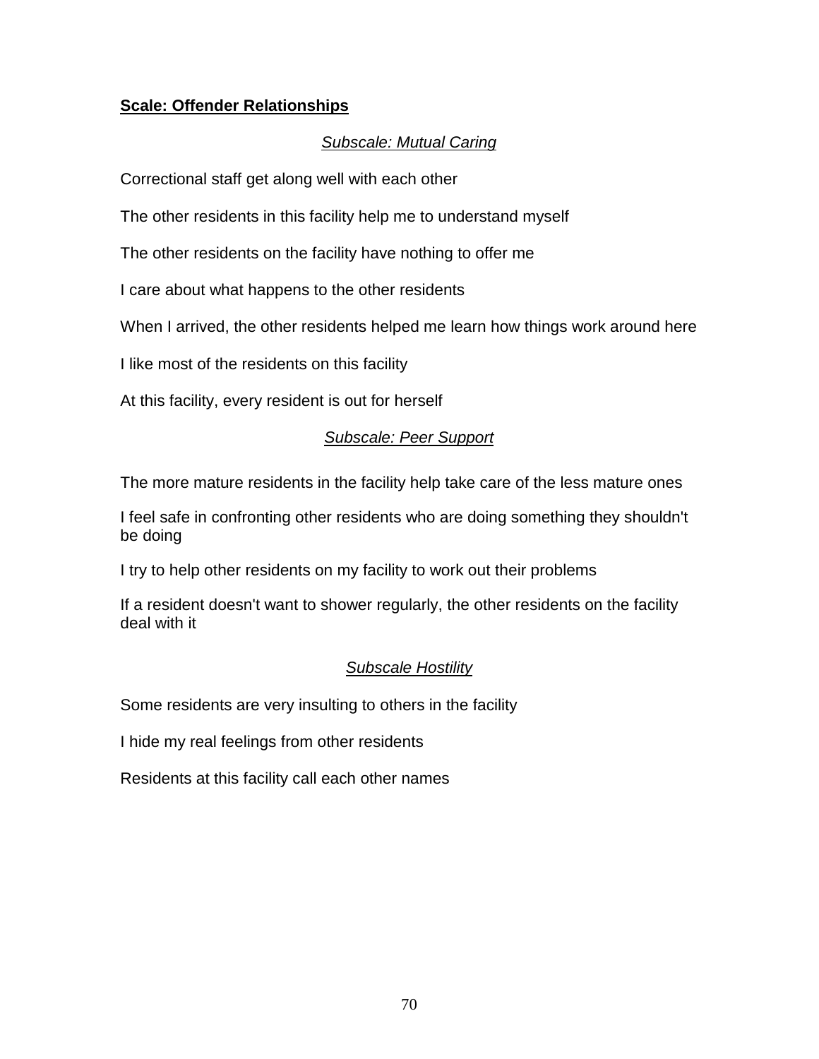**Scale: Offender Relationships**

*Subscale: Mutual Caring*

Correctional staff get along well with each other

The other residents in this facility help me to understand myself

The other residents on the facility have nothing to offer me

I care about what happens to the other residents

When I arrived, the other residents helped me learn how things work around here

I like most of the residents on this facility

At this facility, every resident is out for herself

*Subscale: Peer Support*

The more mature residents in the facility help take care of the less mature ones

I feel safe in confronting other residents who are doing something they shouldn't be doing

I try to help other residents on my facility to work out their problems

If a resident doesn't want to shower regularly, the other residents on the facility deal with it

*Subscale Hostility*

Some residents are very insulting to others in the facility

I hide my real feelings from other residents

Residents at this facility call each other names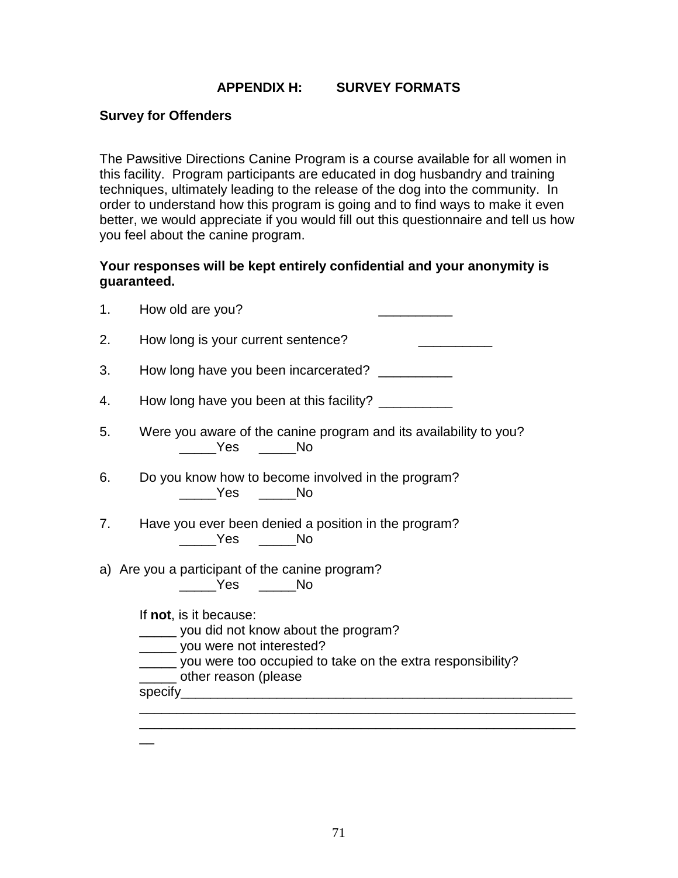## APPENDIX H: SURVEY FORMATS

**Survey for Offenders**

The Pawsitive Directions Canine Program is a course available for all women in this facility. Program participants are educated in dog husbandry and training techniques, ultimately leading to the release of the dog into the community. In order to understand how this program is going and to find ways to make it even better, we would appreciate if you would fill out this questionnaire and tell us how you feel about the canine program.

**Your responses will be kept entirely confidential and your anonymity is guaranteed.**

1. How old are you? __________

2. How long is your current sentence? __________

3. How long have you been incarcerated? __________

4. How long have you been at this facility? __________

5. Were you aware of the canine program and its availability to you?
   _____Yes _____No

6. Do you know how to become involved in the program?
   _____Yes _____No

7. Have you ever been denied a position in the program?
   _____Yes _____No

a) Are you a participant of the canine program?
   _____Yes _____No

   If **not**, is it because:
   _____ you did not know about the program?
   _____ you were not interested?
   _____ you were too occupied to take on the extra responsibility?
   _____ other reason (please specify_______________________________________________________
   _____________________________________________________________
   _____________________________________________________________
   __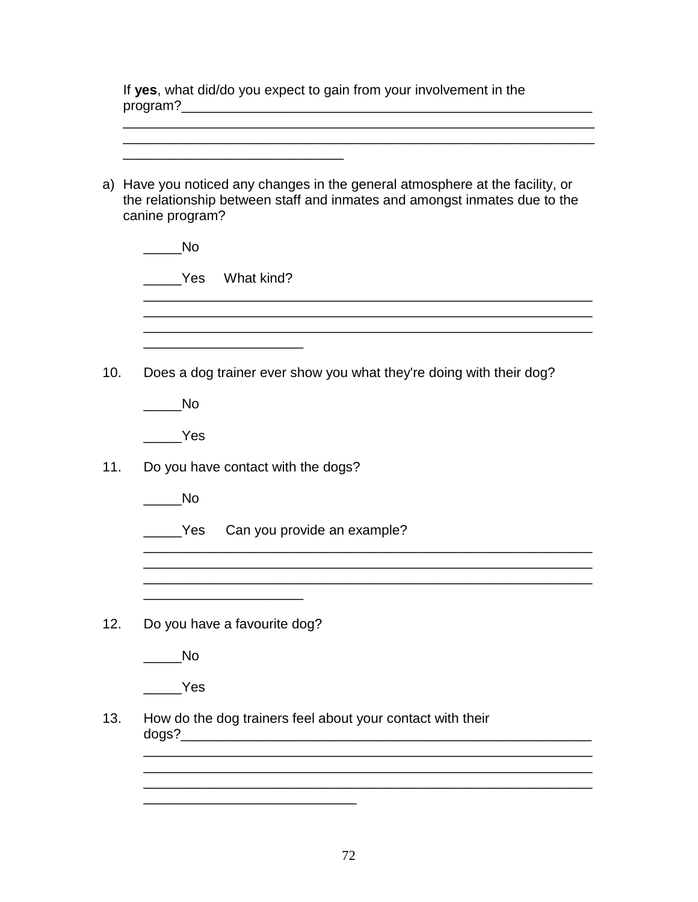If **yes**, what did/do you expect to gain from your involvement in the program?______________________________________________________
_______________________________________________________________
_______________________________________________________________
_____________________________

a) Have you noticed any changes in the general atmosphere at the facility, or the relationship between staff and inmates and amongst inmates due to the canine program?

_____No

_____Yes   What kind?
____________________________________________________________
____________________________________________________________
____________________________________________________________
_____________________

10. Does a dog trainer ever show you what they're doing with their dog?

_____No

_____Yes

11. Do you have contact with the dogs?

_____No

_____Yes   Can you provide an example?
____________________________________________________________
____________________________________________________________
____________________________________________________________
_____________________

12. Do you have a favourite dog?

_____No

_____Yes

13. How do the dog trainers feel about your contact with their dogs?______________________________________________________
____________________________________________________________
____________________________________________________________
____________________________________________________________
____________________________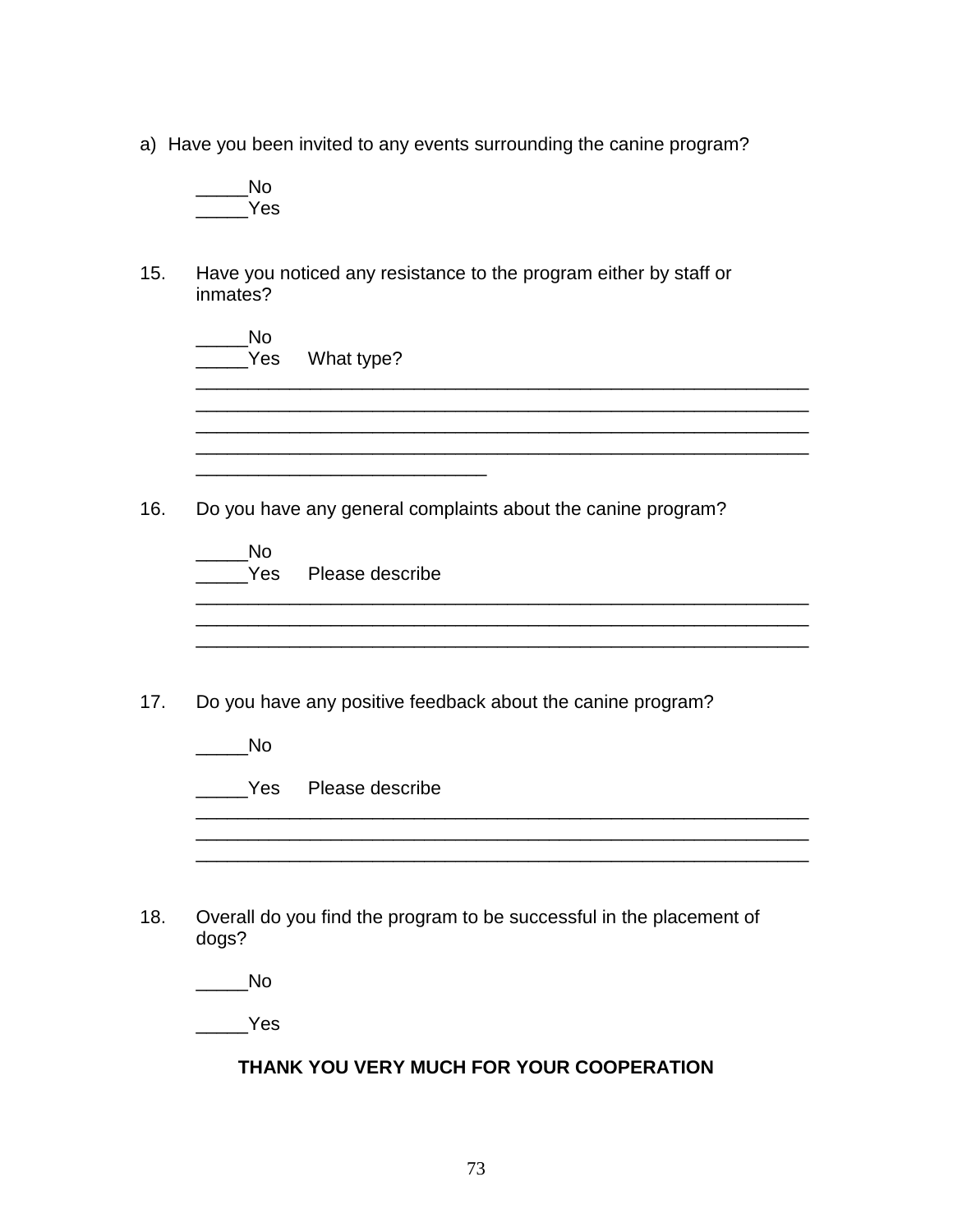a) Have you been invited to any events surrounding the canine program?

_____No
_____Yes

15. Have you noticed any resistance to the program either by staff or inmates?

_____No
_____Yes What type?

____________________________________________________________
____________________________________________________________
____________________________________________________________
____________________________________________________________
_____________________________

16. Do you have any general complaints about the canine program?

_____No
_____Yes Please describe

____________________________________________________________
____________________________________________________________
____________________________________________________________

17. Do you have any positive feedback about the canine program?

_____No

_____Yes Please describe

____________________________________________________________
____________________________________________________________
____________________________________________________________

18. Overall do you find the program to be successful in the placement of dogs?

_____No

_____Yes

**THANK YOU VERY MUCH FOR YOUR COOPERATION**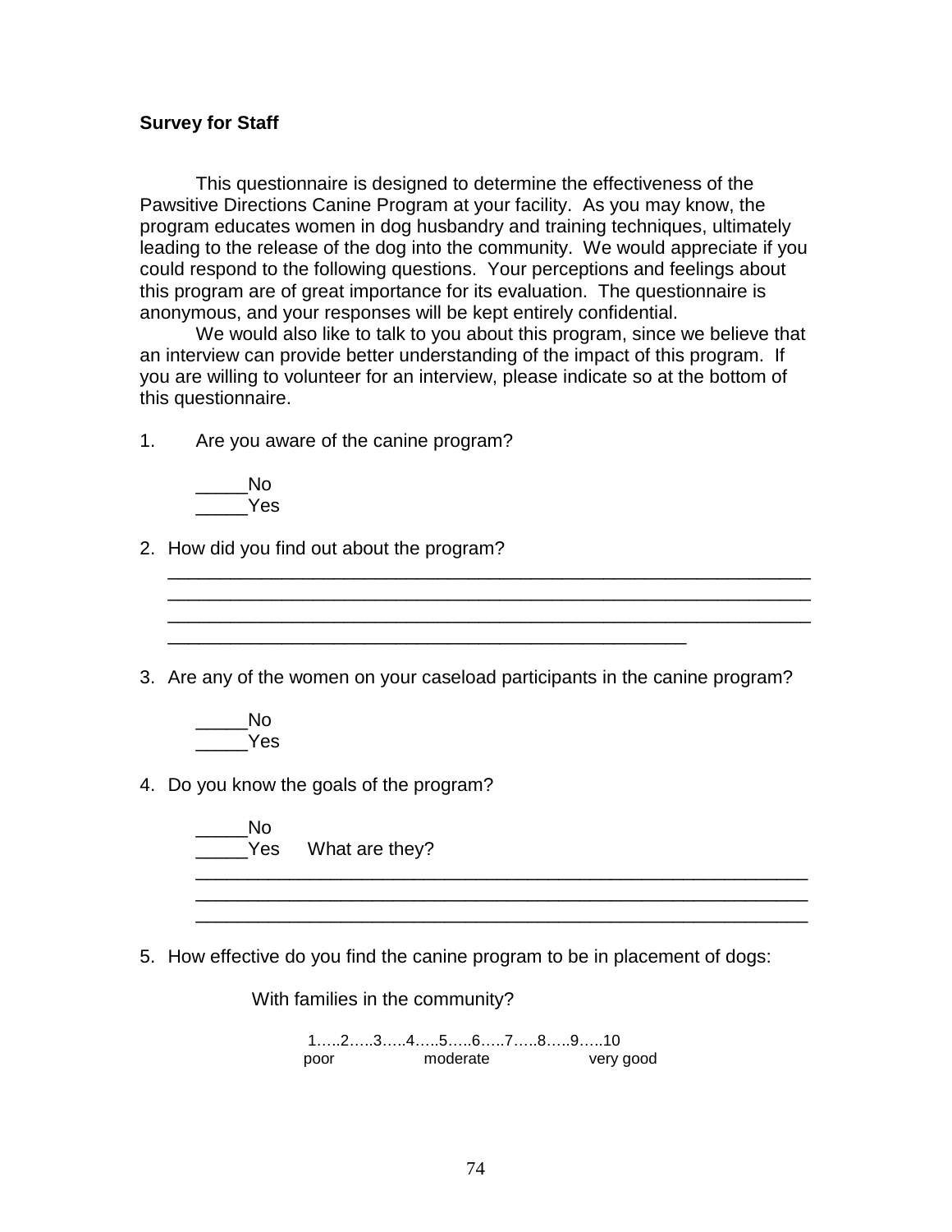**Survey for Staff**

This questionnaire is designed to determine the effectiveness of the Pawsitive Directions Canine Program at your facility. As you may know, the program educates women in dog husbandry and training techniques, ultimately leading to the release of the dog into the community. We would appreciate if you could respond to the following questions. Your perceptions and feelings about this program are of great importance for its evaluation. The questionnaire is anonymous, and your responses will be kept entirely confidential.

We would also like to talk to you about this program, since we believe that an interview can provide better understanding of the impact of this program. If you are willing to volunteer for an interview, please indicate so at the bottom of this questionnaire.

1. Are you aware of the canine program?

   _____No
   _____Yes

2. How did you find out about the program?
   ______________________________________________________________
   ______________________________________________________________
   ______________________________________________________________
   __________________________________________________

3. Are any of the women on your caseload participants in the canine program?

   _____No
   _____Yes

4. Do you know the goals of the program?

   _____No
   _____Yes  What are they?
   ____________________________________________________________
   ____________________________________________________________
   ____________________________________________________________

5. How effective do you find the canine program to be in placement of dogs:

   With families in the community?

   1…..2…..3…..4…..5…..6…..7…..8…..9…..10
   poor moderate very good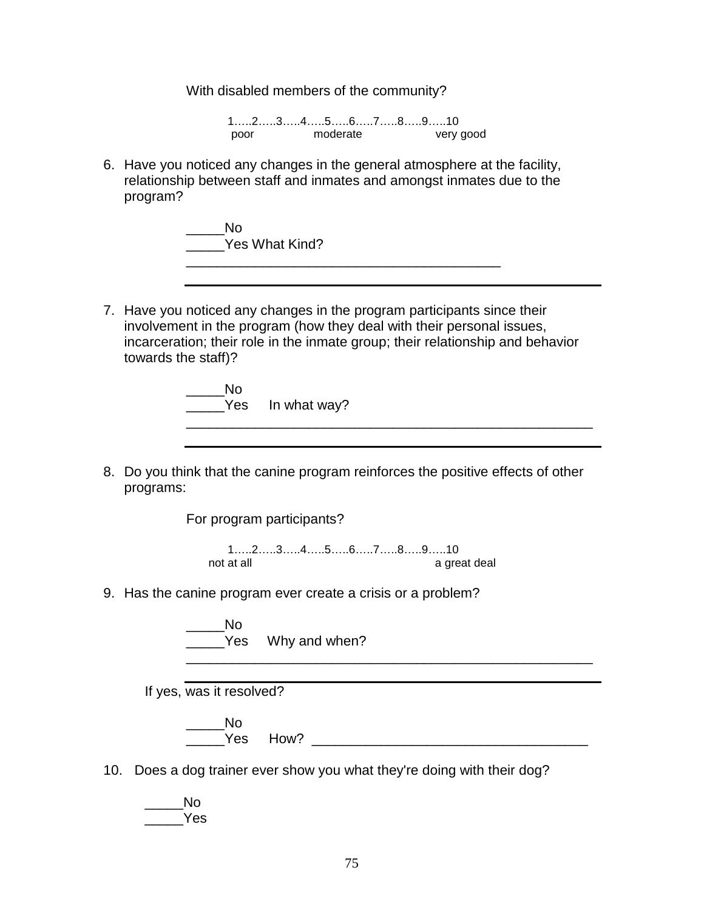With disabled members of the community?

1…..2…..3…..4…..5…..6…..7…..8…..9…..10
poor moderate very good

6. Have you noticed any changes in the general atmosphere at the facility, relationship between staff and inmates and amongst inmates due to the program?

_____No
_____Yes What Kind? ________________________________________

________________________________________

7. Have you noticed any changes in the program participants since their involvement in the program (how they deal with their personal issues, incarceration; their role in the inmate group; their relationship and behavior towards the staff)?

_____No
_____Yes In what way?
____________________________________________________

____________________________________________________

8. Do you think that the canine program reinforces the positive effects of other programs:

For program participants?

1…..2…..3…..4…..5…..6…..7…..8…..9…..10
not at all a great deal

9. Has the canine program ever create a crisis or a problem?

_____No
_____Yes Why and when?
____________________________________________________

____________________________________________________

If yes, was it resolved?

_____No
_____Yes How? ___________________________________

10. Does a dog trainer ever show you what they're doing with their dog?

_____No
_____Yes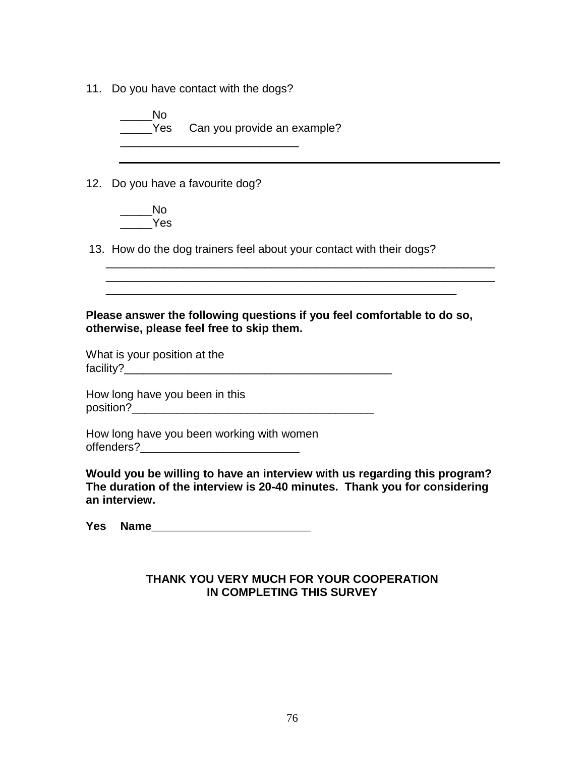11. Do you have contact with the dogs?

    _____No
    _____Yes     Can you provide an example?
    ____________________________

    ____________________________________________________________

12. Do you have a favourite dog?

    _____No
    _____Yes

13. How do the dog trainers feel about your contact with their dogs?
    ____________________________________________________________
    ____________________________________________________________
    _______________________________________________________

**Please answer the following questions if you feel comfortable to do so, otherwise, please feel free to skip them.**

What is your position at the facility?__________________________________________

How long have you been in this position?______________________________________

How long have you been working with women offenders?_________________________

**Would you be willing to have an interview with us regarding this program? The duration of the interview is 20-40 minutes. Thank you for considering an interview.**

**Yes Name________________________**

**THANK YOU VERY MUCH FOR YOUR COOPERATION IN COMPLETING THIS SURVEY**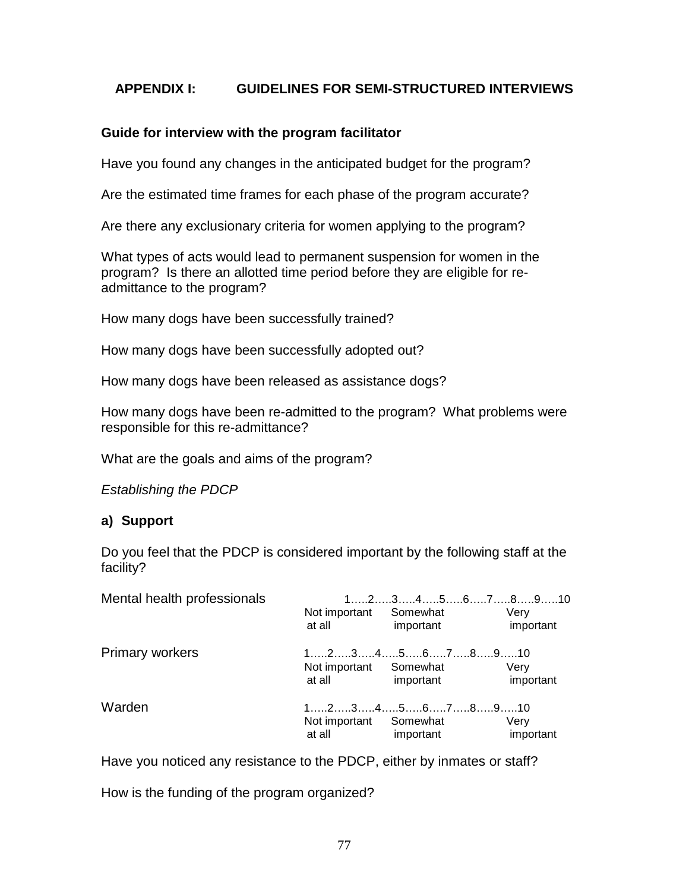## APPENDIX I: GUIDELINES FOR SEMI-STRUCTURED INTERVIEWS

**Guide for interview with the program facilitator**

Have you found any changes in the anticipated budget for the program?

Are the estimated time frames for each phase of the program accurate?

Are there any exclusionary criteria for women applying to the program?

What types of acts would lead to permanent suspension for women in the program? Is there an allotted time period before they are eligible for re-admittance to the program?

How many dogs have been successfully trained?

How many dogs have been successfully adopted out?

How many dogs have been released as assistance dogs?

How many dogs have been re-admitted to the program? What problems were responsible for this re-admittance?

What are the goals and aims of the program?

*Establishing the PDCP*

**a) Support**

Do you feel that the PDCP is considered important by the following staff at the facility?

| | |
|---|---|
| Mental health professionals | 1…..2…..3…..4…..5…..6…..7…..8…..9…..10<br>Not important at all — Somewhat important — Very important |
| Primary workers | 1…..2…..3…..4…..5…..6…..7…..8…..9…..10<br>Not important at all — Somewhat important — Very important |
| Warden | 1…..2…..3…..4…..5…..6…..7…..8…..9…..10<br>Not important at all — Somewhat important — Very important |

Have you noticed any resistance to the PDCP, either by inmates or staff?

How is the funding of the program organized?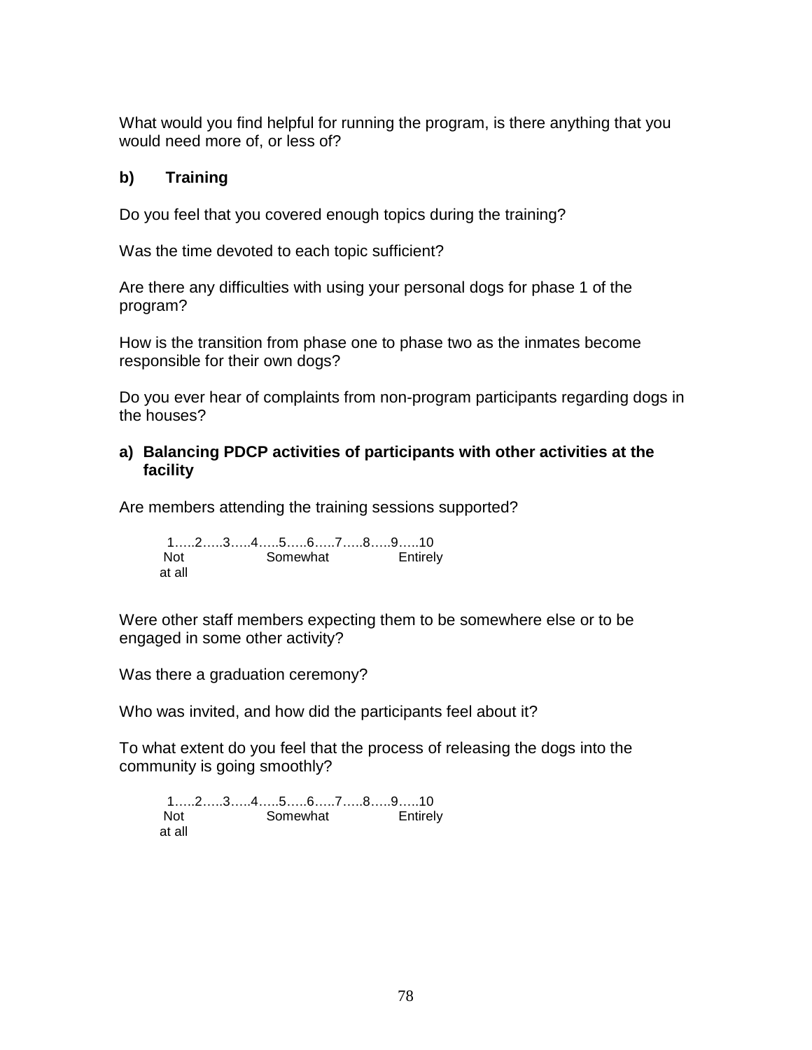What would you find helpful for running the program, is there anything that you would need more of, or less of?

**b) Training**

Do you feel that you covered enough topics during the training?

Was the time devoted to each topic sufficient?

Are there any difficulties with using your personal dogs for phase 1 of the program?

How is the transition from phase one to phase two as the inmates become responsible for their own dogs?

Do you ever hear of complaints from non-program participants regarding dogs in the houses?

**a) Balancing PDCP activities of participants with other activities at the facility**

Are members attending the training sessions supported?

```
1…..2…..3…..4…..5…..6…..7…..8…..9…..10
Not           Somewhat           Entirely
at all
```

Were other staff members expecting them to be somewhere else or to be engaged in some other activity?

Was there a graduation ceremony?

Who was invited, and how did the participants feel about it?

To what extent do you feel that the process of releasing the dogs into the community is going smoothly?

```
1…..2…..3…..4…..5…..6…..7…..8…..9…..10
Not           Somewhat           Entirely
at all
```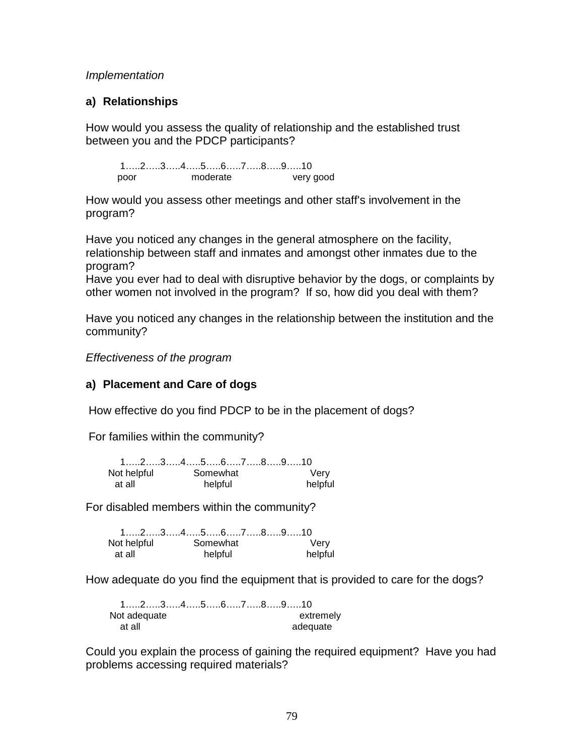*Implementation*

**a) Relationships**

How would you assess the quality of relationship and the established trust between you and the PDCP participants?

```
1…..2…..3…..4…..5…..6…..7…..8…..9…..10
poor              moderate              very good
```

How would you assess other meetings and other staff's involvement in the program?

Have you noticed any changes in the general atmosphere on the facility, relationship between staff and inmates and amongst other inmates due to the program?
Have you ever had to deal with disruptive behavior by the dogs, or complaints by other women not involved in the program? If so, how did you deal with them?

Have you noticed any changes in the relationship between the institution and the community?

*Effectiveness of the program*

**a) Placement and Care of dogs**

How effective do you find PDCP to be in the placement of dogs?

For families within the community?

```
1…..2…..3…..4…..5…..6…..7…..8…..9…..10
Not helpful        Somewhat              Very
  at all             helpful             helpful
```

For disabled members within the community?

```
1…..2…..3…..4…..5…..6…..7…..8…..9…..10
Not helpful        Somewhat              Very
  at all             helpful             helpful
```

How adequate do you find the equipment that is provided to care for the dogs?

```
1…..2…..3…..4…..5…..6…..7…..8…..9…..10
Not adequate                          extremely
  at all                              adequate
```

Could you explain the process of gaining the required equipment? Have you had problems accessing required materials?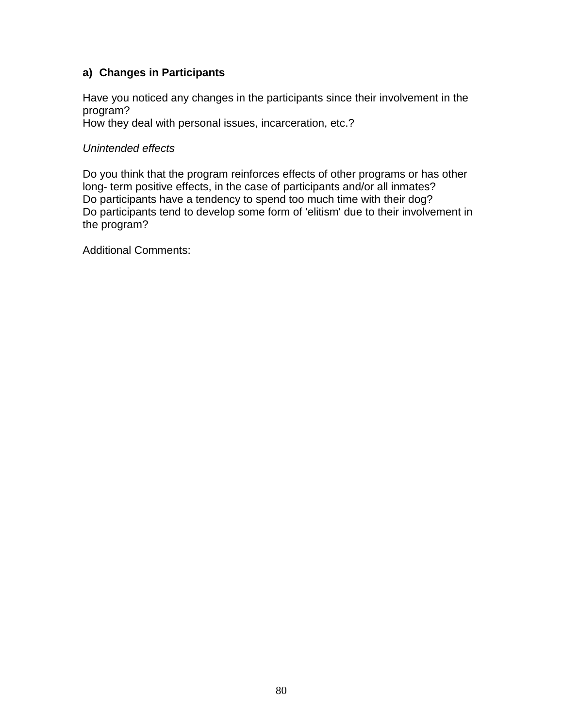### a) Changes in Participants

Have you noticed any changes in the participants since their involvement in the program?
How they deal with personal issues, incarceration, etc.?

*Unintended effects*

Do you think that the program reinforces effects of other programs or has other long- term positive effects, in the case of participants and/or all inmates?
Do participants have a tendency to spend too much time with their dog?
Do participants tend to develop some form of 'elitism' due to their involvement in the program?

Additional Comments: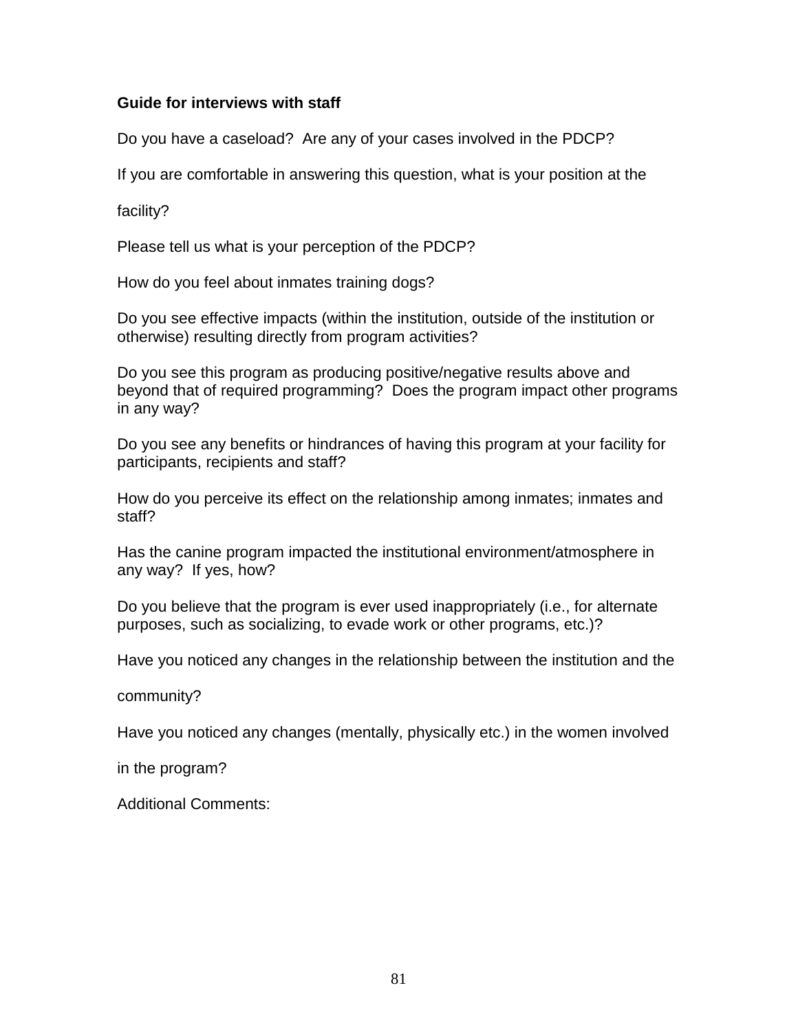**Guide for interviews with staff**

Do you have a caseload? Are any of your cases involved in the PDCP?

If you are comfortable in answering this question, what is your position at the facility?

Please tell us what is your perception of the PDCP?

How do you feel about inmates training dogs?

Do you see effective impacts (within the institution, outside of the institution or otherwise) resulting directly from program activities?

Do you see this program as producing positive/negative results above and beyond that of required programming? Does the program impact other programs in any way?

Do you see any benefits or hindrances of having this program at your facility for participants, recipients and staff?

How do you perceive its effect on the relationship among inmates; inmates and staff?

Has the canine program impacted the institutional environment/atmosphere in any way? If yes, how?

Do you believe that the program is ever used inappropriately (i.e., for alternate purposes, such as socializing, to evade work or other programs, etc.)?

Have you noticed any changes in the relationship between the institution and the community?

Have you noticed any changes (mentally, physically etc.) in the women involved in the program?

Additional Comments: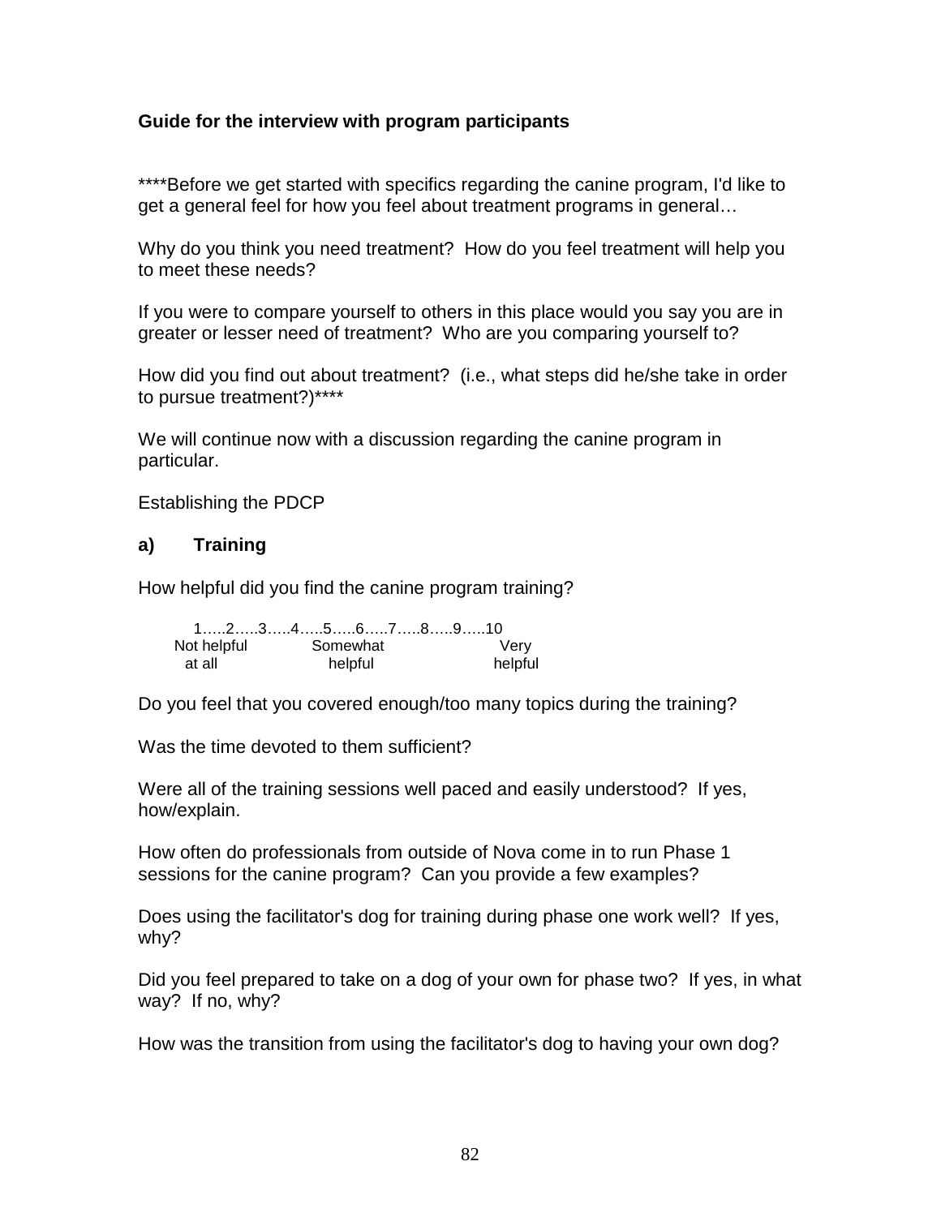**Guide for the interview with program participants**

****Before we get started with specifics regarding the canine program, I'd like to get a general feel for how you feel about treatment programs in general…

Why do you think you need treatment? How do you feel treatment will help you to meet these needs?

If you were to compare yourself to others in this place would you say you are in greater or lesser need of treatment? Who are you comparing yourself to?

How did you find out about treatment? (i.e., what steps did he/she take in order to pursue treatment?)****

We will continue now with a discussion regarding the canine program in particular.

Establishing the PDCP

**a) Training**

How helpful did you find the canine program training?

```
  1…..2…..3…..4…..5…..6…..7…..8…..9…..10
Not helpful        Somewhat            Very
  at all            helpful           helpful
```

Do you feel that you covered enough/too many topics during the training?

Was the time devoted to them sufficient?

Were all of the training sessions well paced and easily understood? If yes, how/explain.

How often do professionals from outside of Nova come in to run Phase 1 sessions for the canine program? Can you provide a few examples?

Does using the facilitator's dog for training during phase one work well? If yes, why?

Did you feel prepared to take on a dog of your own for phase two? If yes, in what way? If no, why?

How was the transition from using the facilitator's dog to having your own dog?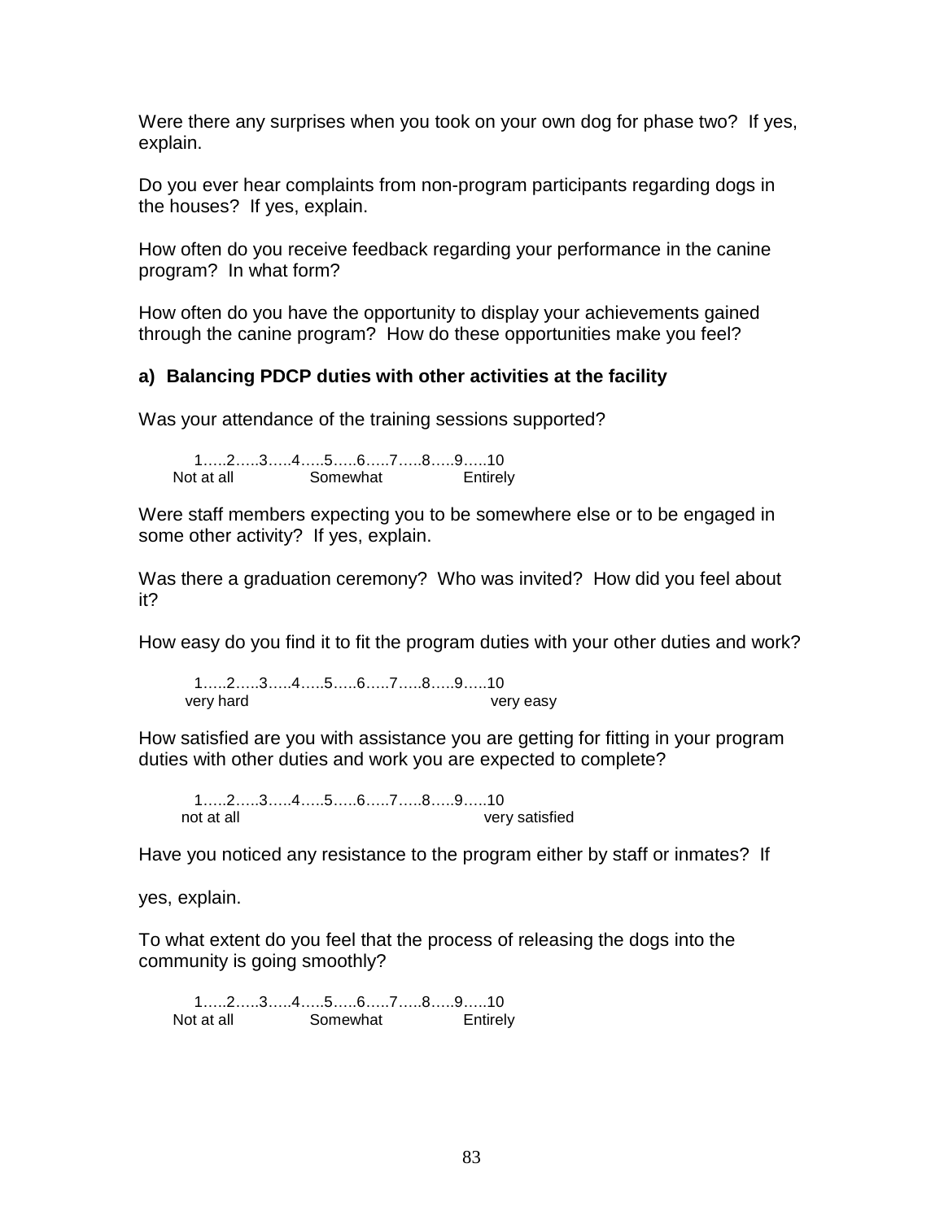Were there any surprises when you took on your own dog for phase two? If yes, explain.

Do you ever hear complaints from non-program participants regarding dogs in the houses? If yes, explain.

How often do you receive feedback regarding your performance in the canine program? In what form?

How often do you have the opportunity to display your achievements gained through the canine program? How do these opportunities make you feel?

**a) Balancing PDCP duties with other activities at the facility**

Was your attendance of the training sessions supported?

1…..2…..3…..4…..5…..6…..7…..8…..9…..10
Not at all Somewhat Entirely

Were staff members expecting you to be somewhere else or to be engaged in some other activity? If yes, explain.

Was there a graduation ceremony? Who was invited? How did you feel about it?

How easy do you find it to fit the program duties with your other duties and work?

1…..2…..3…..4…..5…..6…..7…..8…..9…..10
very hard very easy

How satisfied are you with assistance you are getting for fitting in your program duties with other duties and work you are expected to complete?

1…..2…..3…..4…..5…..6…..7…..8…..9…..10
not at all very satisfied

Have you noticed any resistance to the program either by staff or inmates? If yes, explain.

To what extent do you feel that the process of releasing the dogs into the community is going smoothly?

1…..2…..3…..4…..5…..6…..7…..8…..9…..10
Not at all Somewhat Entirely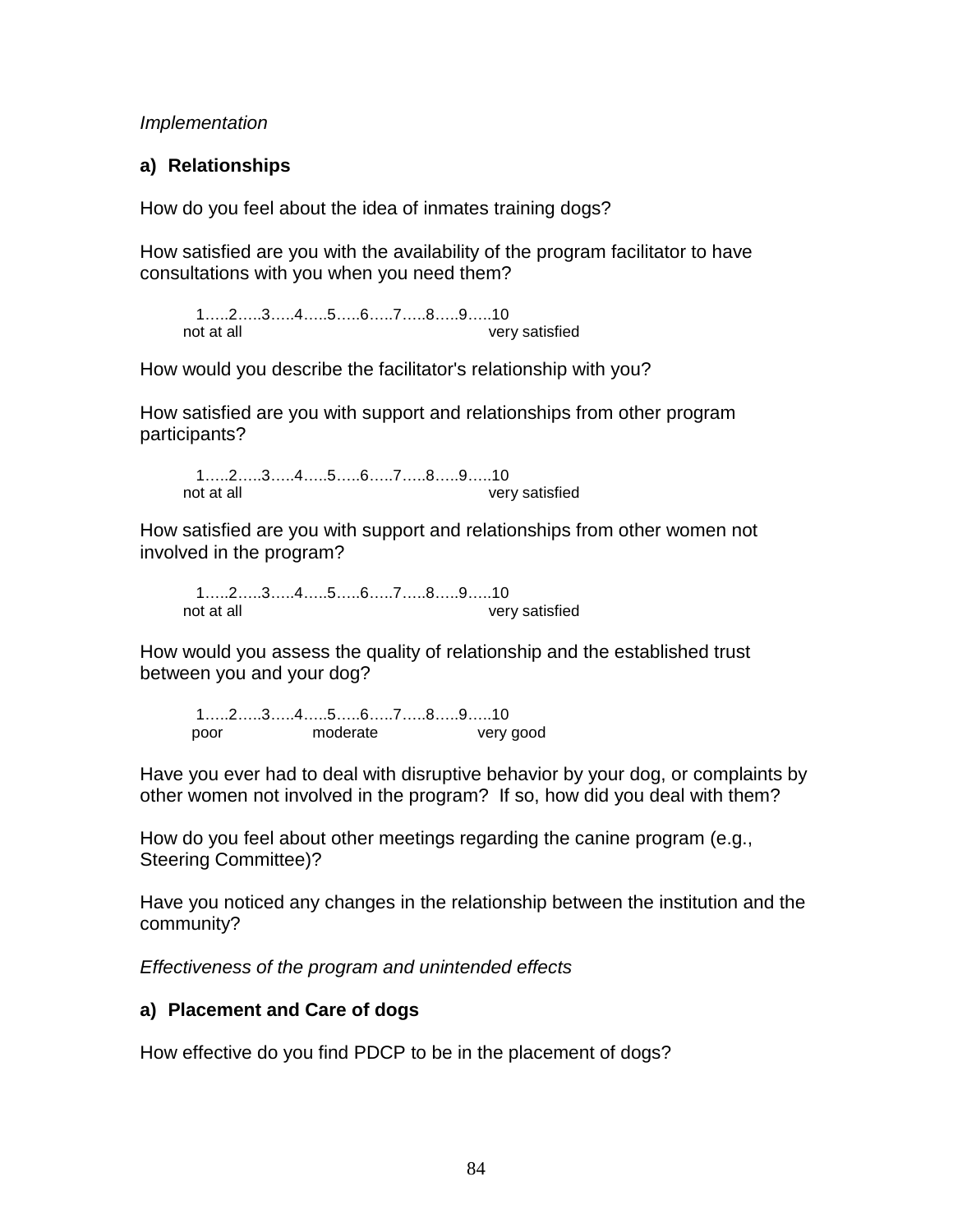*Implementation*

**a) Relationships**

How do you feel about the idea of inmates training dogs?

How satisfied are you with the availability of the program facilitator to have consultations with you when you need them?

1…..2…..3…..4…..5…..6…..7…..8…..9…..10
not at all very satisfied

How would you describe the facilitator's relationship with you?

How satisfied are you with support and relationships from other program participants?

1…..2…..3…..4…..5…..6…..7…..8…..9…..10
not at all very satisfied

How satisfied are you with support and relationships from other women not involved in the program?

1…..2…..3…..4…..5…..6…..7…..8…..9…..10
not at all very satisfied

How would you assess the quality of relationship and the established trust between you and your dog?

1…..2…..3…..4…..5…..6…..7…..8…..9…..10
poor moderate very good

Have you ever had to deal with disruptive behavior by your dog, or complaints by other women not involved in the program? If so, how did you deal with them?

How do you feel about other meetings regarding the canine program (e.g., Steering Committee)?

Have you noticed any changes in the relationship between the institution and the community?

*Effectiveness of the program and unintended effects*

**a) Placement and Care of dogs**

How effective do you find PDCP to be in the placement of dogs?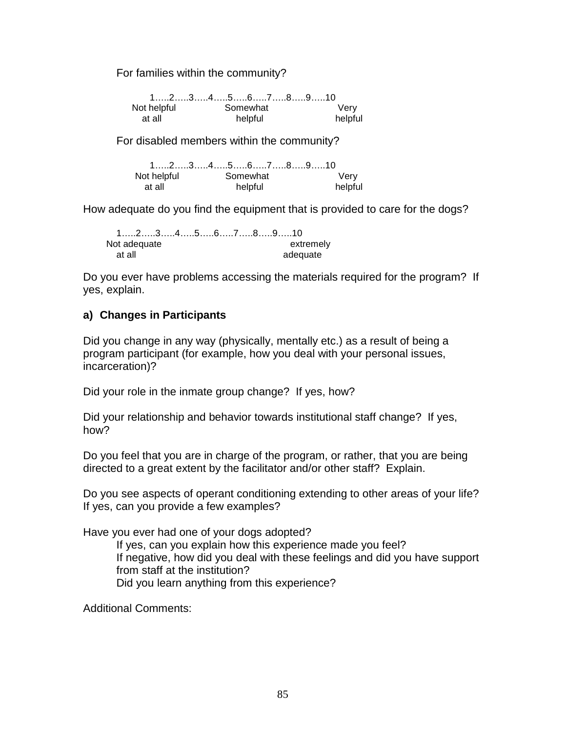For families within the community?

1…..2…..3…..4…..5…..6…..7…..8…..9…..10
Not helpful at all — Somewhat helpful — Very helpful

For disabled members within the community?

1…..2…..3…..4…..5…..6…..7…..8…..9…..10
Not helpful at all — Somewhat helpful — Very helpful

How adequate do you find the equipment that is provided to care for the dogs?

1…..2…..3…..4…..5…..6…..7…..8…..9…..10
Not adequate at all — extremely adequate

Do you ever have problems accessing the materials required for the program? If yes, explain.

**a) Changes in Participants**

Did you change in any way (physically, mentally etc.) as a result of being a program participant (for example, how you deal with your personal issues, incarceration)?

Did your role in the inmate group change? If yes, how?

Did your relationship and behavior towards institutional staff change? If yes, how?

Do you feel that you are in charge of the program, or rather, that you are being directed to a great extent by the facilitator and/or other staff? Explain.

Do you see aspects of operant conditioning extending to other areas of your life? If yes, can you provide a few examples?

Have you ever had one of your dogs adopted?

- If yes, can you explain how this experience made you feel?
- If negative, how did you deal with these feelings and did you have support from staff at the institution?
- Did you learn anything from this experience?

Additional Comments: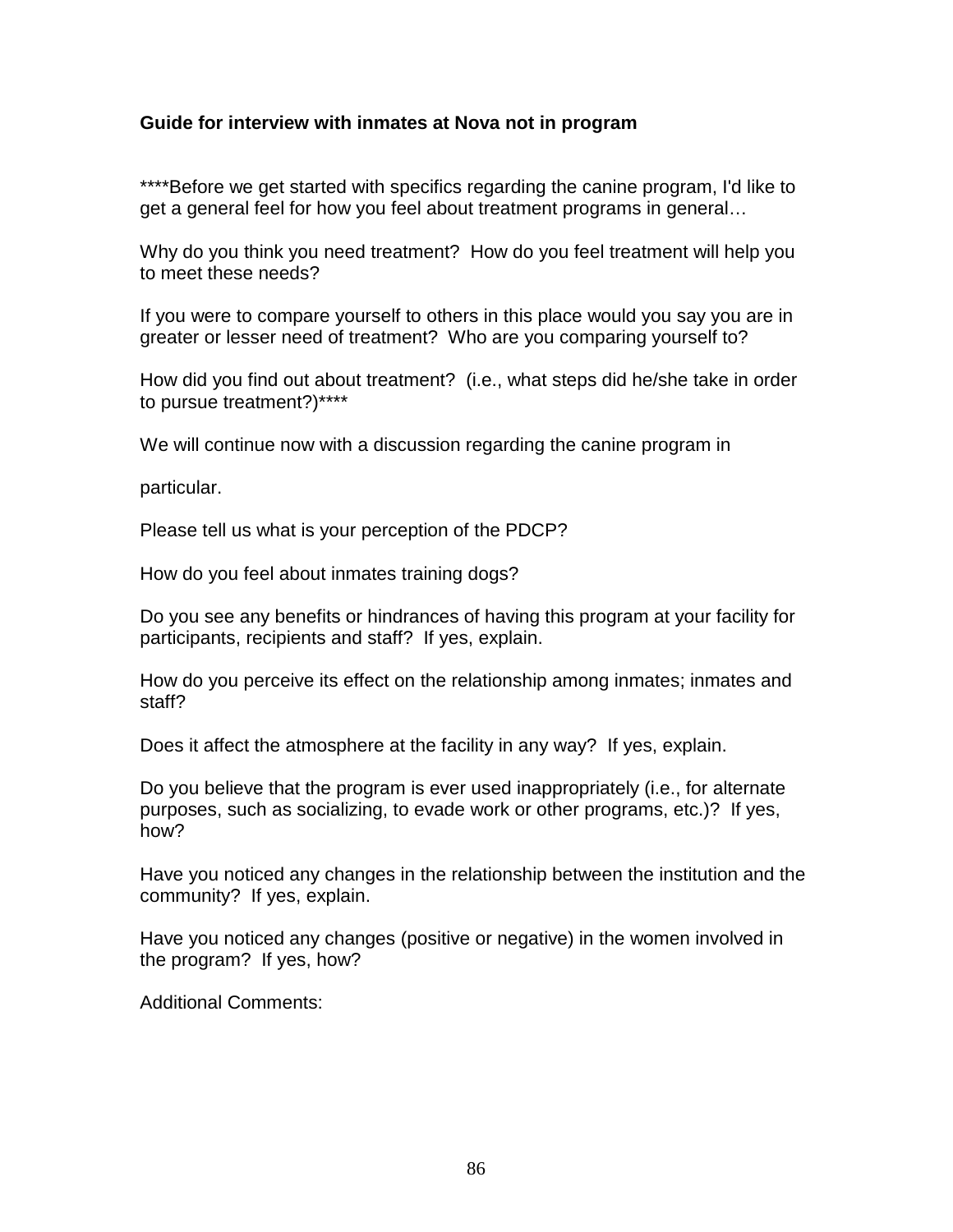**Guide for interview with inmates at Nova not in program**

****Before we get started with specifics regarding the canine program, I'd like to get a general feel for how you feel about treatment programs in general…

Why do you think you need treatment? How do you feel treatment will help you to meet these needs?

If you were to compare yourself to others in this place would you say you are in greater or lesser need of treatment? Who are you comparing yourself to?

How did you find out about treatment? (i.e., what steps did he/she take in order to pursue treatment?)****

We will continue now with a discussion regarding the canine program in

particular.

Please tell us what is your perception of the PDCP?

How do you feel about inmates training dogs?

Do you see any benefits or hindrances of having this program at your facility for participants, recipients and staff? If yes, explain.

How do you perceive its effect on the relationship among inmates; inmates and staff?

Does it affect the atmosphere at the facility in any way? If yes, explain.

Do you believe that the program is ever used inappropriately (i.e., for alternate purposes, such as socializing, to evade work or other programs, etc.)? If yes, how?

Have you noticed any changes in the relationship between the institution and the community? If yes, explain.

Have you noticed any changes (positive or negative) in the women involved in the program? If yes, how?

Additional Comments: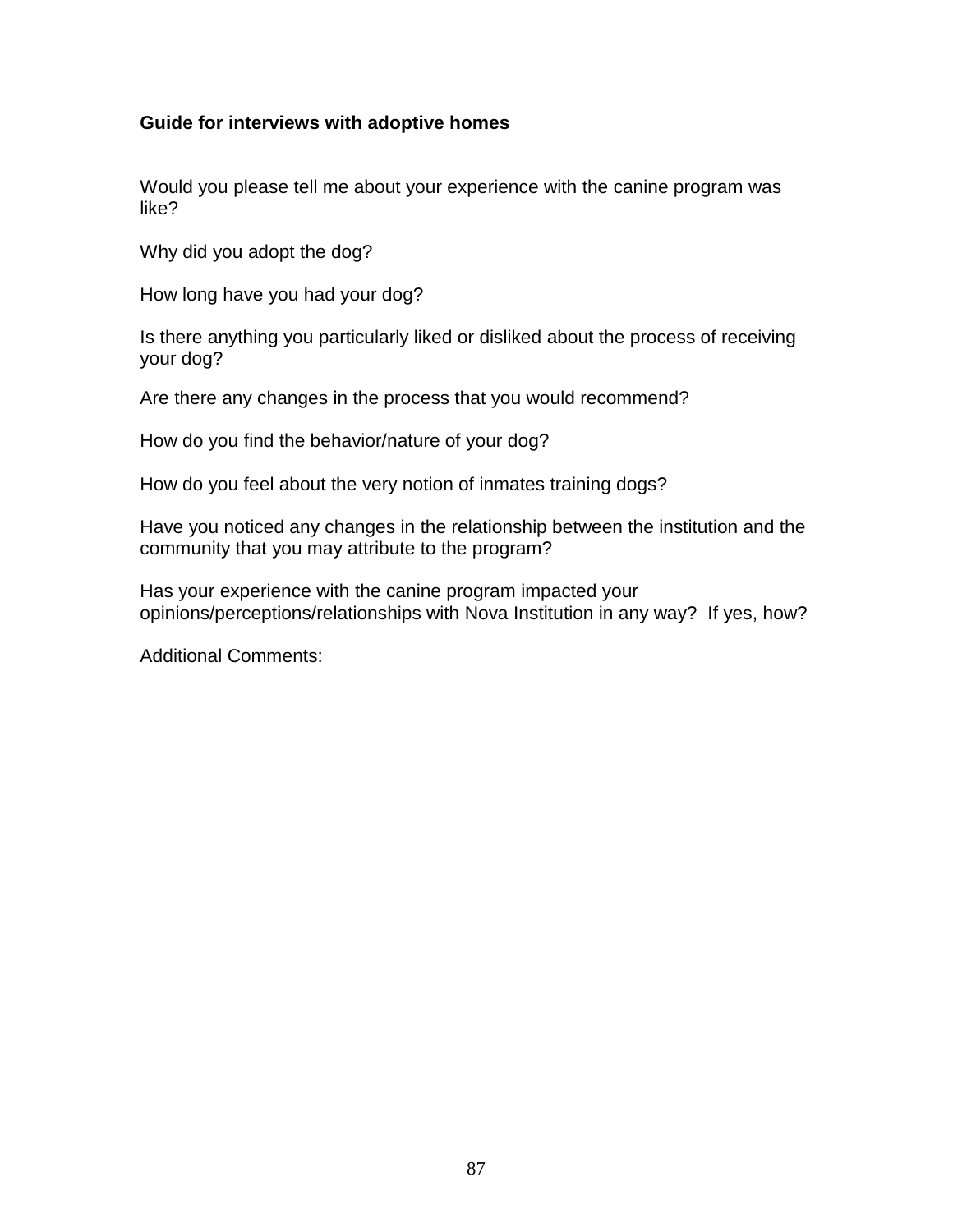**Guide for interviews with adoptive homes**

Would you please tell me about your experience with the canine program was like?

Why did you adopt the dog?

How long have you had your dog?

Is there anything you particularly liked or disliked about the process of receiving your dog?

Are there any changes in the process that you would recommend?

How do you find the behavior/nature of your dog?

How do you feel about the very notion of inmates training dogs?

Have you noticed any changes in the relationship between the institution and the community that you may attribute to the program?

Has your experience with the canine program impacted your opinions/perceptions/relationships with Nova Institution in any way? If yes, how?

Additional Comments: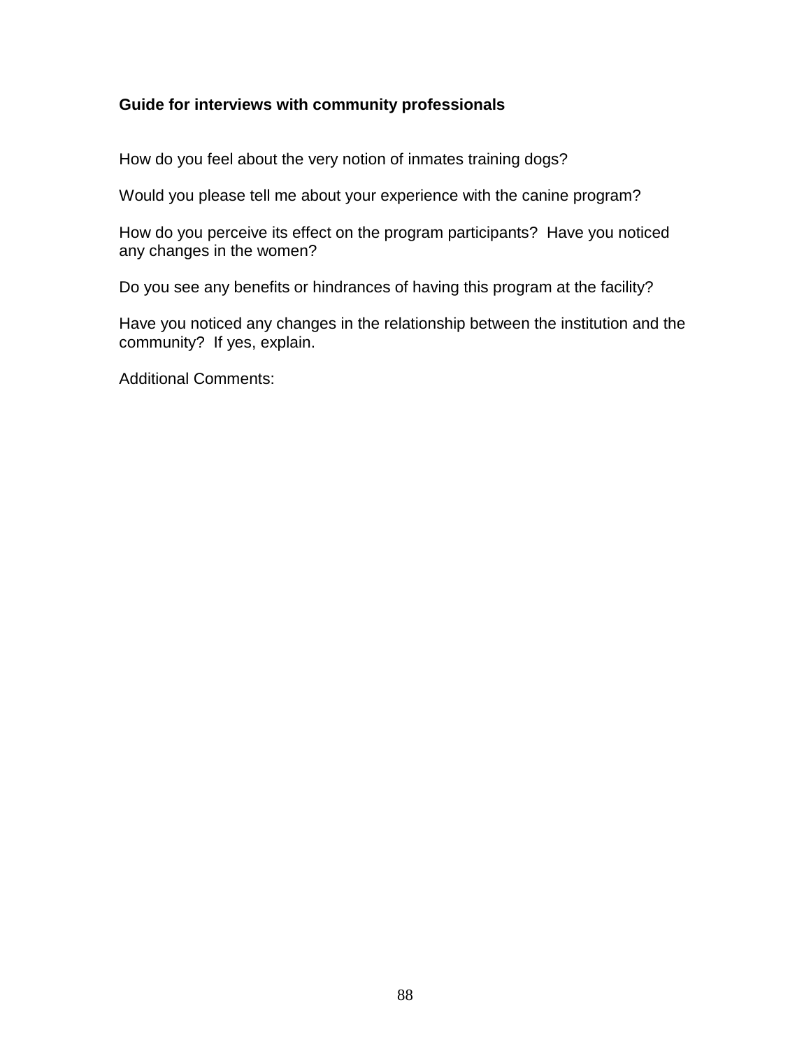**Guide for interviews with community professionals**

How do you feel about the very notion of inmates training dogs?

Would you please tell me about your experience with the canine program?

How do you perceive its effect on the program participants? Have you noticed any changes in the women?

Do you see any benefits or hindrances of having this program at the facility?

Have you noticed any changes in the relationship between the institution and the community? If yes, explain.

Additional Comments: